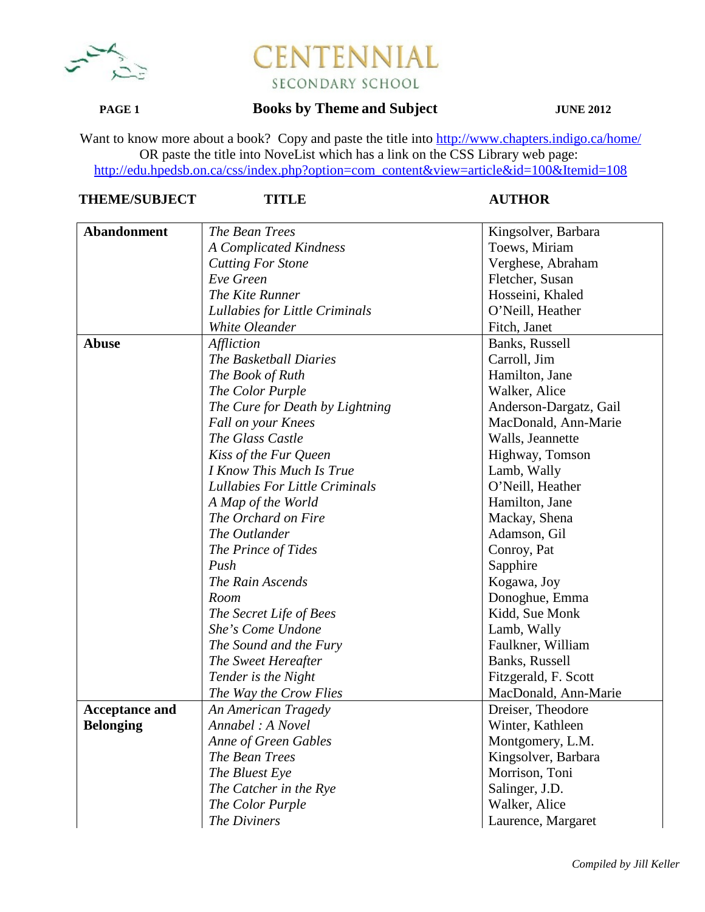# CENTENNIAL

SECONDARY SCHOOL

**PAGE 1** **Books by Theme and Subject** **JUNE 2012**

Want to know more about a book? Copy and paste the title into http://www.chapters.indigo.ca/home/
OR paste the title into NoveList which has a link on the CSS Library web page:
http://edu.hpedsb.on.ca/css/index.php?option=com_content&view=article&id=100&Itemid=108

| THEME/SUBJECT | TITLE | AUTHOR |
|---|---|---|
| **Abandonment** | *The Bean Trees* | Kingsolver, Barbara |
| | *A Complicated Kindness* | Toews, Miriam |
| | *Cutting For Stone* | Verghese, Abraham |
| | *Eve Green* | Fletcher, Susan |
| | *The Kite Runner* | Hosseini, Khaled |
| | *Lullabies for Little Criminals* | O'Neill, Heather |
| | *White Oleander* | Fitch, Janet |
| **Abuse** | *Affliction* | Banks, Russell |
| | *The Basketball Diaries* | Carroll, Jim |
| | *The Book of Ruth* | Hamilton, Jane |
| | *The Color Purple* | Walker, Alice |
| | *The Cure for Death by Lightning* | Anderson-Dargatz, Gail |
| | *Fall on your Knees* | MacDonald, Ann-Marie |
| | *The Glass Castle* | Walls, Jeannette |
| | *Kiss of the Fur Queen* | Highway, Tomson |
| | *I Know This Much Is True* | Lamb, Wally |
| | *Lullabies For Little Criminals* | O'Neill, Heather |
| | *A Map of the World* | Hamilton, Jane |
| | *The Orchard on Fire* | Mackay, Shena |
| | *The Outlander* | Adamson, Gil |
| | *The Prince of Tides* | Conroy, Pat |
| | *Push* | Sapphire |
| | *The Rain Ascends* | Kogawa, Joy |
| | *Room* | Donoghue, Emma |
| | *The Secret Life of Bees* | Kidd, Sue Monk |
| | *She's Come Undone* | Lamb, Wally |
| | *The Sound and the Fury* | Faulkner, William |
| | *The Sweet Hereafter* | Banks, Russell |
| | *Tender is the Night* | Fitzgerald, F. Scott |
| | *The Way the Crow Flies* | MacDonald, Ann-Marie |
| **Acceptance and Belonging** | *An American Tragedy* | Dreiser, Theodore |
| | *Annabel : A Novel* | Winter, Kathleen |
| | *Anne of Green Gables* | Montgomery, L.M. |
| | *The Bean Trees* | Kingsolver, Barbara |
| | *The Bluest Eye* | Morrison, Toni |
| | *The Catcher in the Rye* | Salinger, J.D. |
| | *The Color Purple* | Walker, Alice |
| | *The Diviners* | Laurence, Margaret |

*Compiled by Jill Keller*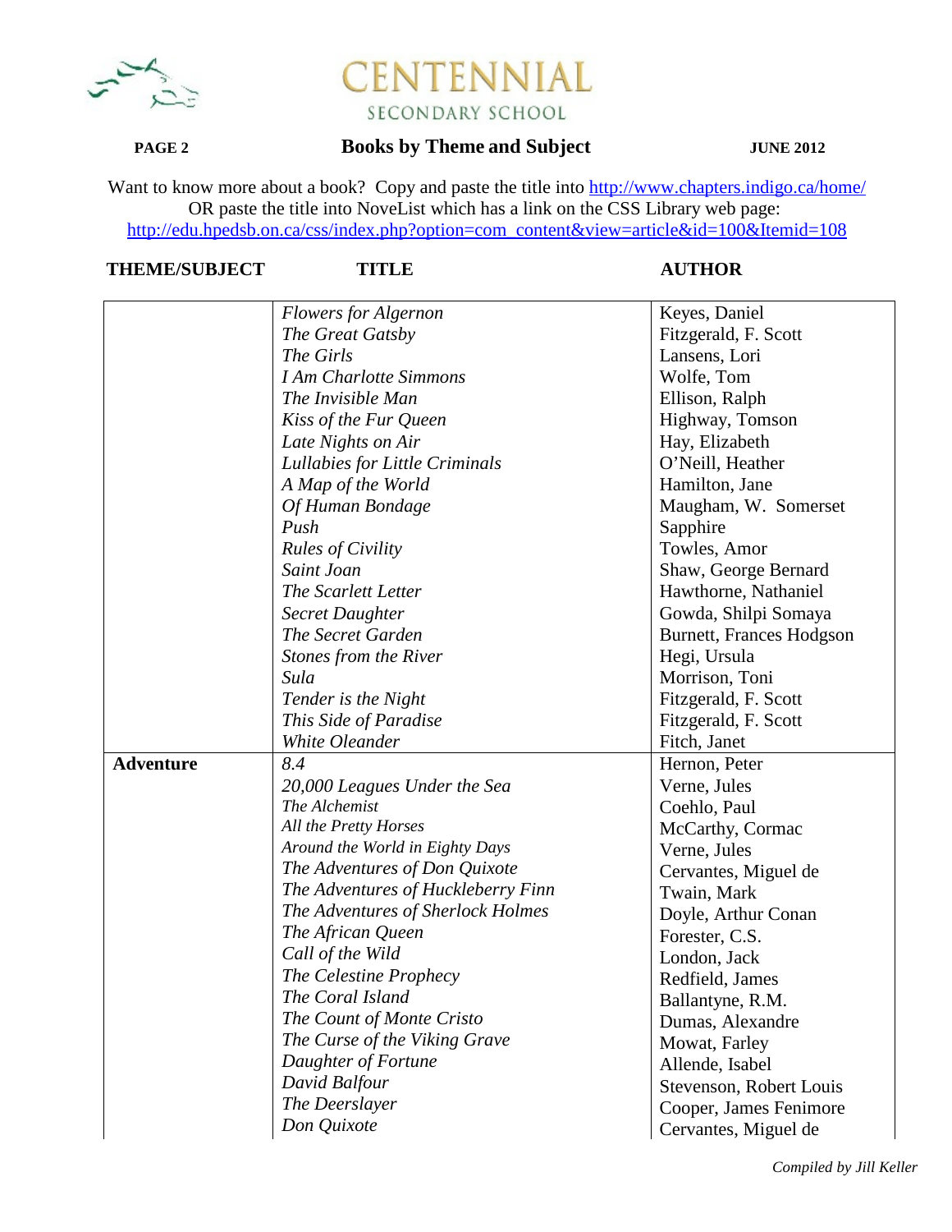# CENTENNIAL SECONDARY SCHOOL

**Books by Theme and Subject** — **JUNE 2012**

Want to know more about a book? Copy and paste the title into http://www.chapters.indigo.ca/home/
OR paste the title into NoveList which has a link on the CSS Library web page:
http://edu.hpedsb.on.ca/css/index.php?option=com_content&view=article&id=100&Itemid=108

| THEME/SUBJECT | TITLE | AUTHOR |
|---|---|---|
| | *Flowers for Algernon* | Keyes, Daniel |
| | *The Great Gatsby* | Fitzgerald, F. Scott |
| | *The Girls* | Lansens, Lori |
| | *I Am Charlotte Simmons* | Wolfe, Tom |
| | *The Invisible Man* | Ellison, Ralph |
| | *Kiss of the Fur Queen* | Highway, Tomson |
| | *Late Nights on Air* | Hay, Elizabeth |
| | *Lullabies for Little Criminals* | O'Neill, Heather |
| | *A Map of the World* | Hamilton, Jane |
| | *Of Human Bondage* | Maugham, W. Somerset |
| | *Push* | Sapphire |
| | *Rules of Civility* | Towles, Amor |
| | *Saint Joan* | Shaw, George Bernard |
| | *The Scarlett Letter* | Hawthorne, Nathaniel |
| | *Secret Daughter* | Gowda, Shilpi Somaya |
| | *The Secret Garden* | Burnett, Frances Hodgson |
| | *Stones from the River* | Hegi, Ursula |
| | *Sula* | Morrison, Toni |
| | *Tender is the Night* | Fitzgerald, F. Scott |
| | *This Side of Paradise* | Fitzgerald, F. Scott |
| | *White Oleander* | Fitch, Janet |
| **Adventure** | *8.4* | Hernon, Peter |
| | *20,000 Leagues Under the Sea* | Verne, Jules |
| | *The Alchemist* | Coehlo, Paul |
| | *All the Pretty Horses* | McCarthy, Cormac |
| | *Around the World in Eighty Days* | Verne, Jules |
| | *The Adventures of Don Quixote* | Cervantes, Miguel de |
| | *The Adventures of Huckleberry Finn* | Twain, Mark |
| | *The Adventures of Sherlock Holmes* | Doyle, Arthur Conan |
| | *The African Queen* | Forester, C.S. |
| | *Call of the Wild* | London, Jack |
| | *The Celestine Prophecy* | Redfield, James |
| | *The Coral Island* | Ballantyne, R.M. |
| | *The Count of Monte Cristo* | Dumas, Alexandre |
| | *The Curse of the Viking Grave* | Mowat, Farley |
| | *Daughter of Fortune* | Allende, Isabel |
| | *David Balfour* | Stevenson, Robert Louis |
| | *The Deerslayer* | Cooper, James Fenimore |
| | *Don Quixote* | Cervantes, Miguel de |

*Compiled by Jill Keller*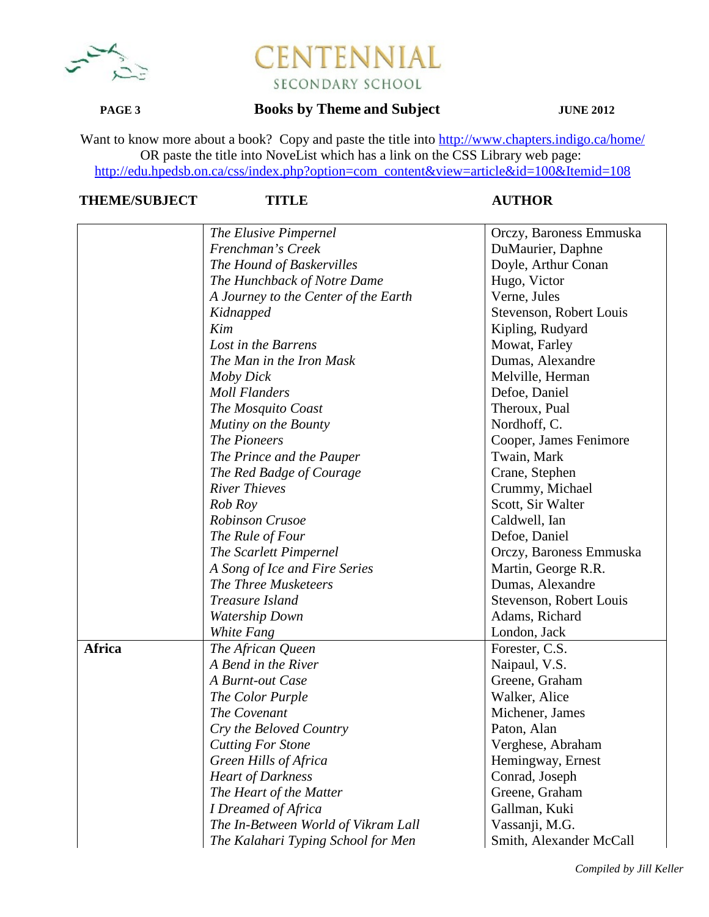# CENTENNIAL

SECONDARY SCHOOL

## Books by Theme and Subject

**JUNE 2012**

Want to know more about a book? Copy and paste the title into http://www.chapters.indigo.ca/home/
OR paste the title into NoveList which has a link on the CSS Library web page:
http://edu.hpedsb.on.ca/css/index.php?option=com_content&view=article&id=100&Itemid=108

| THEME/SUBJECT | TITLE | AUTHOR |
|---|---|---|
| | *The Elusive Pimpernel* | Orczy, Baroness Emmuska |
| | *Frenchman's Creek* | DuMaurier, Daphne |
| | *The Hound of Baskervilles* | Doyle, Arthur Conan |
| | *The Hunchback of Notre Dame* | Hugo, Victor |
| | *A Journey to the Center of the Earth* | Verne, Jules |
| | *Kidnapped* | Stevenson, Robert Louis |
| | *Kim* | Kipling, Rudyard |
| | *Lost in the Barrens* | Mowat, Farley |
| | *The Man in the Iron Mask* | Dumas, Alexandre |
| | *Moby Dick* | Melville, Herman |
| | *Moll Flanders* | Defoe, Daniel |
| | *The Mosquito Coast* | Theroux, Pual |
| | *Mutiny on the Bounty* | Nordhoff, C. |
| | *The Pioneers* | Cooper, James Fenimore |
| | *The Prince and the Pauper* | Twain, Mark |
| | *The Red Badge of Courage* | Crane, Stephen |
| | *River Thieves* | Crummy, Michael |
| | *Rob Roy* | Scott, Sir Walter |
| | *Robinson Crusoe* | Caldwell, Ian |
| | *The Rule of Four* | Defoe, Daniel |
| | *The Scarlett Pimpernel* | Orczy, Baroness Emmuska |
| | *A Song of Ice and Fire Series* | Martin, George R.R. |
| | *The Three Musketeers* | Dumas, Alexandre |
| | *Treasure Island* | Stevenson, Robert Louis |
| | *Watership Down* | Adams, Richard |
| | *White Fang* | London, Jack |
| **Africa** | *The African Queen* | Forester, C.S. |
| | *A Bend in the River* | Naipaul, V.S. |
| | *A Burnt-out Case* | Greene, Graham |
| | *The Color Purple* | Walker, Alice |
| | *The Covenant* | Michener, James |
| | *Cry the Beloved Country* | Paton, Alan |
| | *Cutting For Stone* | Verghese, Abraham |
| | *Green Hills of Africa* | Hemingway, Ernest |
| | *Heart of Darkness* | Conrad, Joseph |
| | *The Heart of the Matter* | Greene, Graham |
| | *I Dreamed of Africa* | Gallman, Kuki |
| | *The In-Between World of Vikram Lall* | Vassanji, M.G. |
| | *The Kalahari Typing School for Men* | Smith, Alexander McCall |

*Compiled by Jill Keller*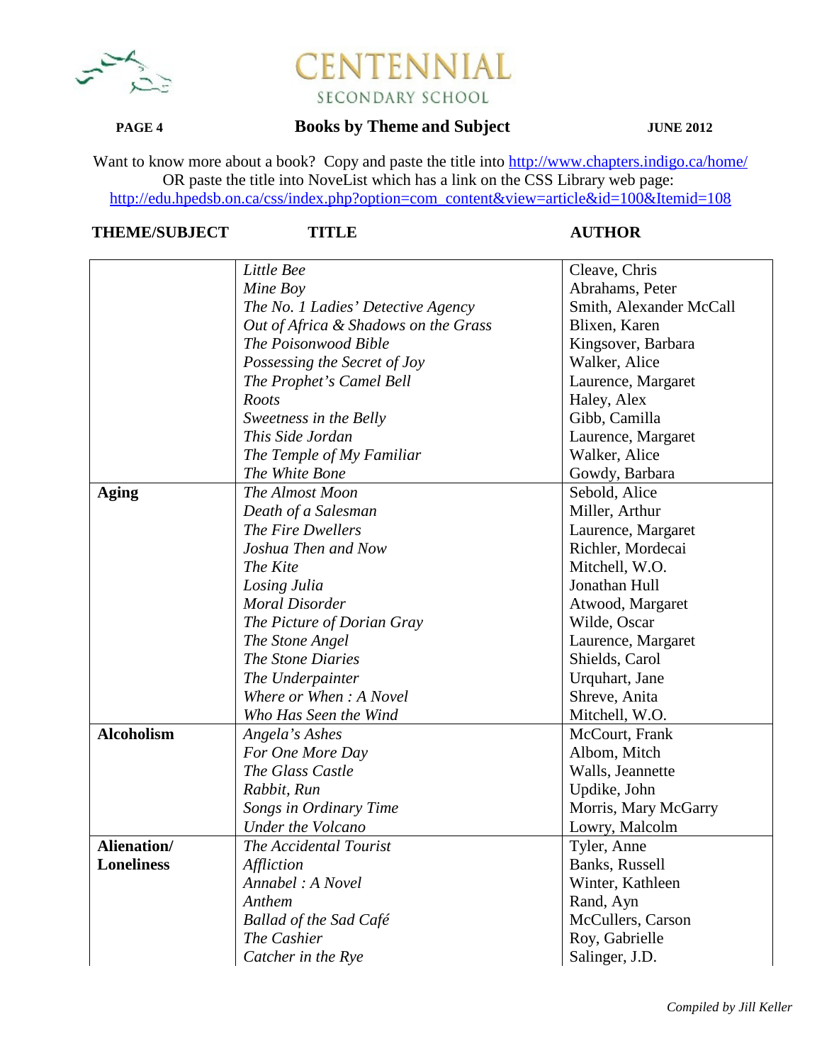# CENTENNIAL SECONDARY SCHOOL

**PAGE 4** **Books by Theme and Subject** **JUNE 2012**

Want to know more about a book? Copy and paste the title into http://www.chapters.indigo.ca/home/
OR paste the title into NoveList which has a link on the CSS Library web page:
http://edu.hpedsb.on.ca/css/index.php?option=com_content&view=article&id=100&Itemid=108

| THEME/SUBJECT | TITLE | AUTHOR |
|---|---|---|
| | *Little Bee* | Cleave, Chris |
| | *Mine Boy* | Abrahams, Peter |
| | *The No. 1 Ladies' Detective Agency* | Smith, Alexander McCall |
| | *Out of Africa & Shadows on the Grass* | Blixen, Karen |
| | *The Poisonwood Bible* | Kingsover, Barbara |
| | *Possessing the Secret of Joy* | Walker, Alice |
| | *The Prophet's Camel Bell* | Laurence, Margaret |
| | *Roots* | Haley, Alex |
| | *Sweetness in the Belly* | Gibb, Camilla |
| | *This Side Jordan* | Laurence, Margaret |
| | *The Temple of My Familiar* | Walker, Alice |
| | *The White Bone* | Gowdy, Barbara |
| **Aging** | *The Almost Moon* | Sebold, Alice |
| | *Death of a Salesman* | Miller, Arthur |
| | *The Fire Dwellers* | Laurence, Margaret |
| | *Joshua Then and Now* | Richler, Mordecai |
| | *The Kite* | Mitchell, W.O. |
| | *Losing Julia* | Jonathan Hull |
| | *Moral Disorder* | Atwood, Margaret |
| | *The Picture of Dorian Gray* | Wilde, Oscar |
| | *The Stone Angel* | Laurence, Margaret |
| | *The Stone Diaries* | Shields, Carol |
| | *The Underpainter* | Urquhart, Jane |
| | *Where or When : A Novel* | Shreve, Anita |
| | *Who Has Seen the Wind* | Mitchell, W.O. |
| **Alcoholism** | *Angela's Ashes* | McCourt, Frank |
| | *For One More Day* | Albom, Mitch |
| | *The Glass Castle* | Walls, Jeannette |
| | *Rabbit, Run* | Updike, John |
| | *Songs in Ordinary Time* | Morris, Mary McGarry |
| | *Under the Volcano* | Lowry, Malcolm |
| **Alienation/ Loneliness** | *The Accidental Tourist* | Tyler, Anne |
| | *Affliction* | Banks, Russell |
| | *Annabel : A Novel* | Winter, Kathleen |
| | *Anthem* | Rand, Ayn |
| | *Ballad of the Sad Café* | McCullers, Carson |
| | *The Cashier* | Roy, Gabrielle |
| | *Catcher in the Rye* | Salinger, J.D. |

*Compiled by Jill Keller*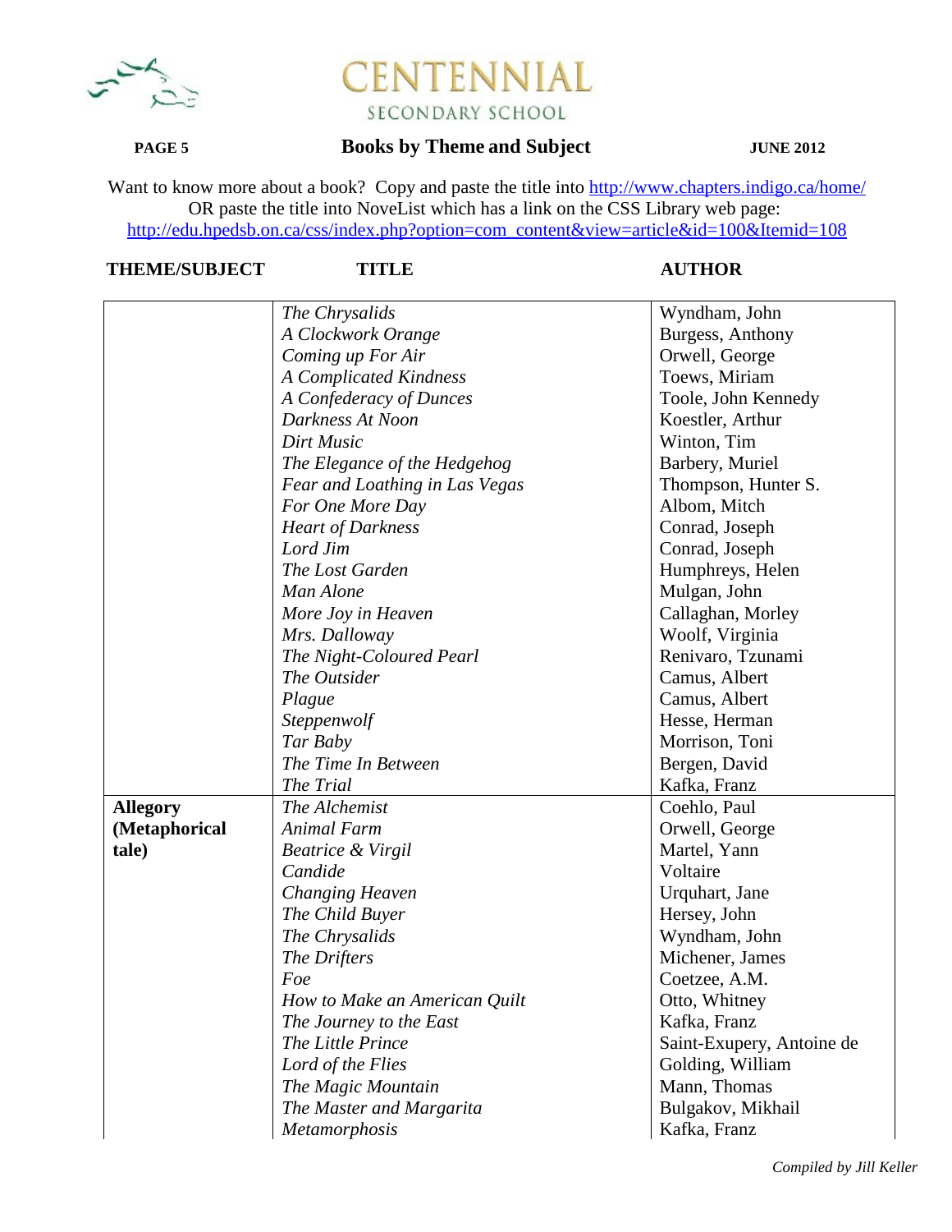Want to know more about a book? Copy and paste the title into http://www.chapters.indigo.ca/home/
OR paste the title into NoveList which has a link on the CSS Library web page:
http://edu.hpedsb.on.ca/css/index.php?option=com_content&view=article&id=100&Itemid=108

| THEME/SUBJECT | TITLE | AUTHOR |
|---|---|---|
| | *The Chrysalids* | Wyndham, John |
| | *A Clockwork Orange* | Burgess, Anthony |
| | *Coming up For Air* | Orwell, George |
| | *A Complicated Kindness* | Toews, Miriam |
| | *A Confederacy of Dunces* | Toole, John Kennedy |
| | *Darkness At Noon* | Koestler, Arthur |
| | *Dirt Music* | Winton, Tim |
| | *The Elegance of the Hedgehog* | Barbery, Muriel |
| | *Fear and Loathing in Las Vegas* | Thompson, Hunter S. |
| | *For One More Day* | Albom, Mitch |
| | *Heart of Darkness* | Conrad, Joseph |
| | *Lord Jim* | Conrad, Joseph |
| | *The Lost Garden* | Humphreys, Helen |
| | *Man Alone* | Mulgan, John |
| | *More Joy in Heaven* | Callaghan, Morley |
| | *Mrs. Dalloway* | Woolf, Virginia |
| | *The Night-Coloured Pearl* | Renivaro, Tzunami |
| | *The Outsider* | Camus, Albert |
| | *Plague* | Camus, Albert |
| | *Steppenwolf* | Hesse, Herman |
| | *Tar Baby* | Morrison, Toni |
| | *The Time In Between* | Bergen, David |
| | *The Trial* | Kafka, Franz |
| **Allegory (Metaphorical tale)** | *The Alchemist* | Coehlo, Paul |
| | *Animal Farm* | Orwell, George |
| | *Beatrice & Virgil* | Martel, Yann |
| | *Candide* | Voltaire |
| | *Changing Heaven* | Urquhart, Jane |
| | *The Child Buyer* | Hersey, John |
| | *The Chrysalids* | Wyndham, John |
| | *The Drifters* | Michener, James |
| | *Foe* | Coetzee, A.M. |
| | *How to Make an American Quilt* | Otto, Whitney |
| | *The Journey to the East* | Kafka, Franz |
| | *The Little Prince* | Saint-Exupery, Antoine de |
| | *Lord of the Flies* | Golding, William |
| | *The Magic Mountain* | Mann, Thomas |
| | *The Master and Margarita* | Bulgakov, Mikhail |
| | *Metamorphosis* | Kafka, Franz |

*Compiled by Jill Keller*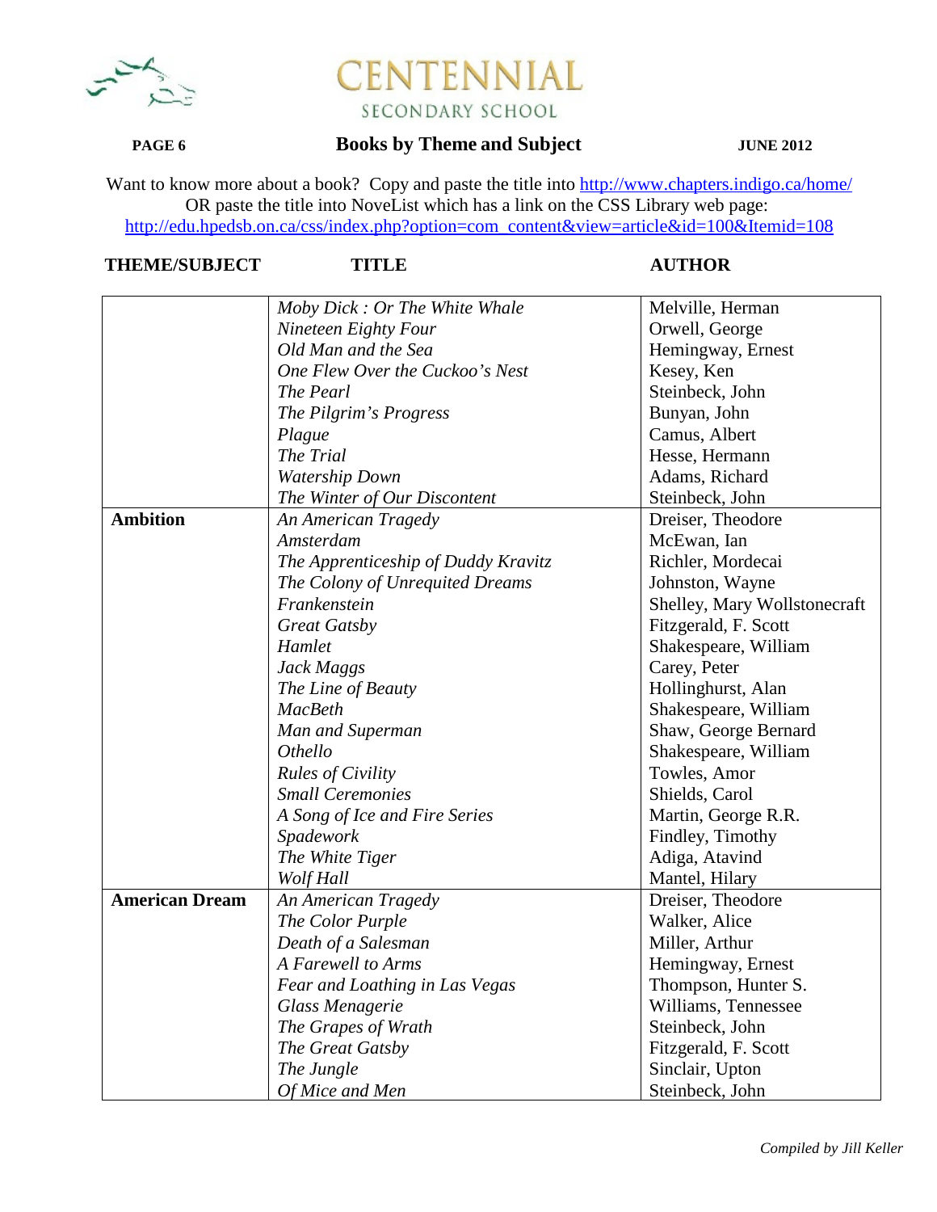# CENTENNIAL
SECONDARY SCHOOL

## Books by Theme and Subject

JUNE 2012

Want to know more about a book? Copy and paste the title into http://www.chapters.indigo.ca/home/
OR paste the title into NoveList which has a link on the CSS Library web page:
http://edu.hpedsb.on.ca/css/index.php?option=com_content&view=article&id=100&Itemid=108

| THEME/SUBJECT | TITLE | AUTHOR |
|---|---|---|
| | *Moby Dick : Or The White Whale* | Melville, Herman |
| | *Nineteen Eighty Four* | Orwell, George |
| | *Old Man and the Sea* | Hemingway, Ernest |
| | *One Flew Over the Cuckoo's Nest* | Kesey, Ken |
| | *The Pearl* | Steinbeck, John |
| | *The Pilgrim's Progress* | Bunyan, John |
| | *Plague* | Camus, Albert |
| | *The Trial* | Hesse, Hermann |
| | *Watership Down* | Adams, Richard |
| | *The Winter of Our Discontent* | Steinbeck, John |
| **Ambition** | *An American Tragedy* | Dreiser, Theodore |
| | *Amsterdam* | McEwan, Ian |
| | *The Apprenticeship of Duddy Kravitz* | Richler, Mordecai |
| | *The Colony of Unrequited Dreams* | Johnston, Wayne |
| | *Frankenstein* | Shelley, Mary Wollstonecraft |
| | *Great Gatsby* | Fitzgerald, F. Scott |
| | *Hamlet* | Shakespeare, William |
| | *Jack Maggs* | Carey, Peter |
| | *The Line of Beauty* | Hollinghurst, Alan |
| | *MacBeth* | Shakespeare, William |
| | *Man and Superman* | Shaw, George Bernard |
| | *Othello* | Shakespeare, William |
| | *Rules of Civility* | Towles, Amor |
| | *Small Ceremonies* | Shields, Carol |
| | *A Song of Ice and Fire Series* | Martin, George R.R. |
| | *Spadework* | Findley, Timothy |
| | *The White Tiger* | Adiga, Atavind |
| | *Wolf Hall* | Mantel, Hilary |
| **American Dream** | *An American Tragedy* | Dreiser, Theodore |
| | *The Color Purple* | Walker, Alice |
| | *Death of a Salesman* | Miller, Arthur |
| | *A Farewell to Arms* | Hemingway, Ernest |
| | *Fear and Loathing in Las Vegas* | Thompson, Hunter S. |
| | *Glass Menagerie* | Williams, Tennessee |
| | *The Grapes of Wrath* | Steinbeck, John |
| | *The Great Gatsby* | Fitzgerald, F. Scott |
| | *The Jungle* | Sinclair, Upton |
| | *Of Mice and Men* | Steinbeck, John |

*Compiled by Jill Keller*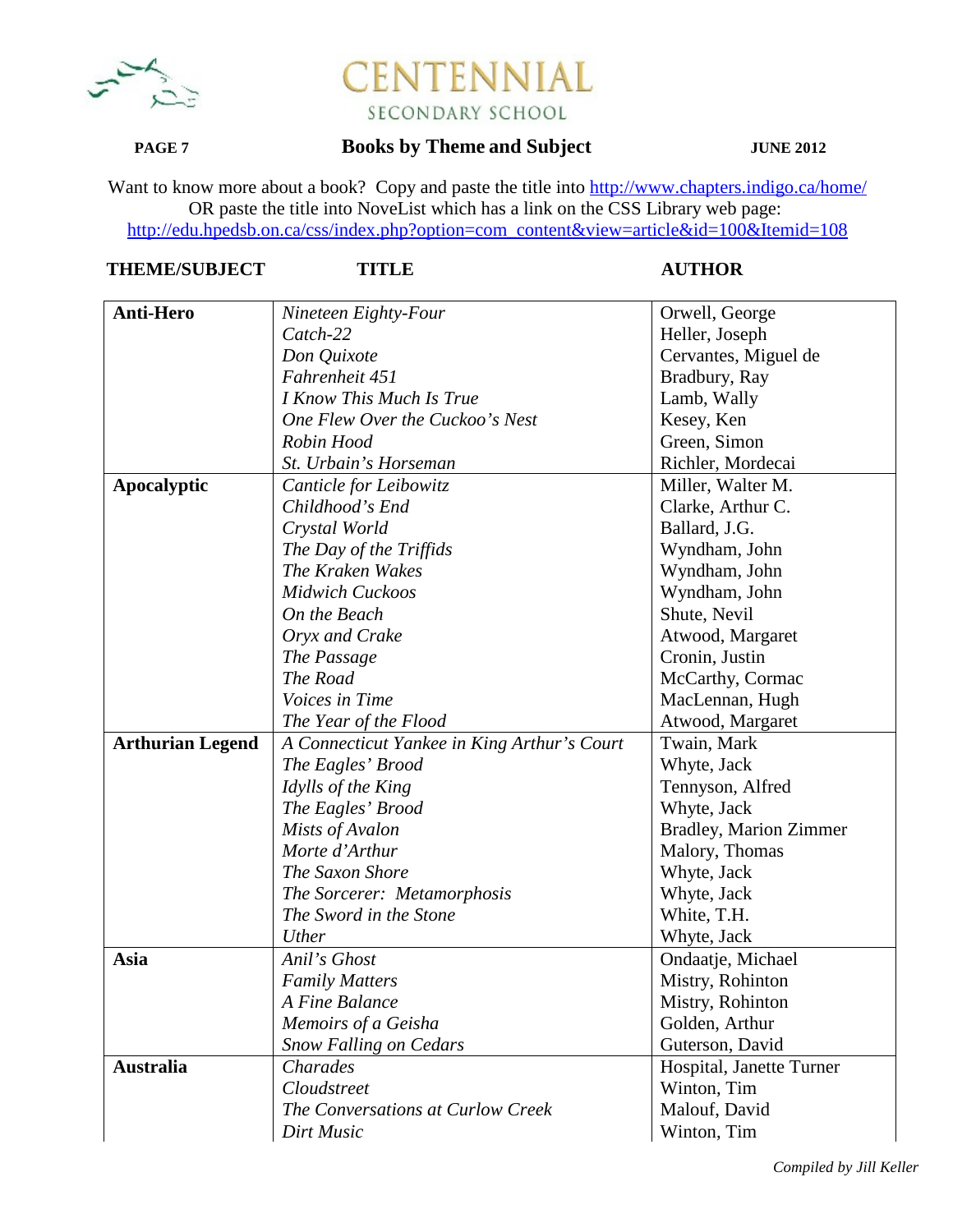# CENTENNIAL SECONDARY SCHOOL

## Books by Theme and Subject

JUNE 2012

Want to know more about a book? Copy and paste the title into http://www.chapters.indigo.ca/home/
OR paste the title into NoveList which has a link on the CSS Library web page:
http://edu.hpedsb.on.ca/css/index.php?option=com_content&view=article&id=100&Itemid=108

| THEME/SUBJECT | TITLE | AUTHOR |
|---|---|---|
| **Anti-Hero** | *Nineteen Eighty-Four* | Orwell, George |
| | *Catch-22* | Heller, Joseph |
| | *Don Quixote* | Cervantes, Miguel de |
| | *Fahrenheit 451* | Bradbury, Ray |
| | *I Know This Much Is True* | Lamb, Wally |
| | *One Flew Over the Cuckoo's Nest* | Kesey, Ken |
| | *Robin Hood* | Green, Simon |
| | *St. Urbain's Horseman* | Richler, Mordecai |
| **Apocalyptic** | *Canticle for Leibowitz* | Miller, Walter M. |
| | *Childhood's End* | Clarke, Arthur C. |
| | *Crystal World* | Ballard, J.G. |
| | *The Day of the Triffids* | Wyndham, John |
| | *The Kraken Wakes* | Wyndham, John |
| | *Midwich Cuckoos* | Wyndham, John |
| | *On the Beach* | Shute, Nevil |
| | *Oryx and Crake* | Atwood, Margaret |
| | *The Passage* | Cronin, Justin |
| | *The Road* | McCarthy, Cormac |
| | *Voices in Time* | MacLennan, Hugh |
| | *The Year of the Flood* | Atwood, Margaret |
| **Arthurian Legend** | *A Connecticut Yankee in King Arthur's Court* | Twain, Mark |
| | *The Eagles' Brood* | Whyte, Jack |
| | *Idylls of the King* | Tennyson, Alfred |
| | *The Eagles' Brood* | Whyte, Jack |
| | *Mists of Avalon* | Bradley, Marion Zimmer |
| | *Morte d'Arthur* | Malory, Thomas |
| | *The Saxon Shore* | Whyte, Jack |
| | *The Sorcerer: Metamorphosis* | Whyte, Jack |
| | *The Sword in the Stone* | White, T.H. |
| | *Uther* | Whyte, Jack |
| **Asia** | *Anil's Ghost* | Ondaatje, Michael |
| | *Family Matters* | Mistry, Rohinton |
| | *A Fine Balance* | Mistry, Rohinton |
| | *Memoirs of a Geisha* | Golden, Arthur |
| | *Snow Falling on Cedars* | Guterson, David |
| **Australia** | *Charades* | Hospital, Janette Turner |
| | *Cloudstreet* | Winton, Tim |
| | *The Conversations at Curlow Creek* | Malouf, David |
| | *Dirt Music* | Winton, Tim |

*Compiled by Jill Keller*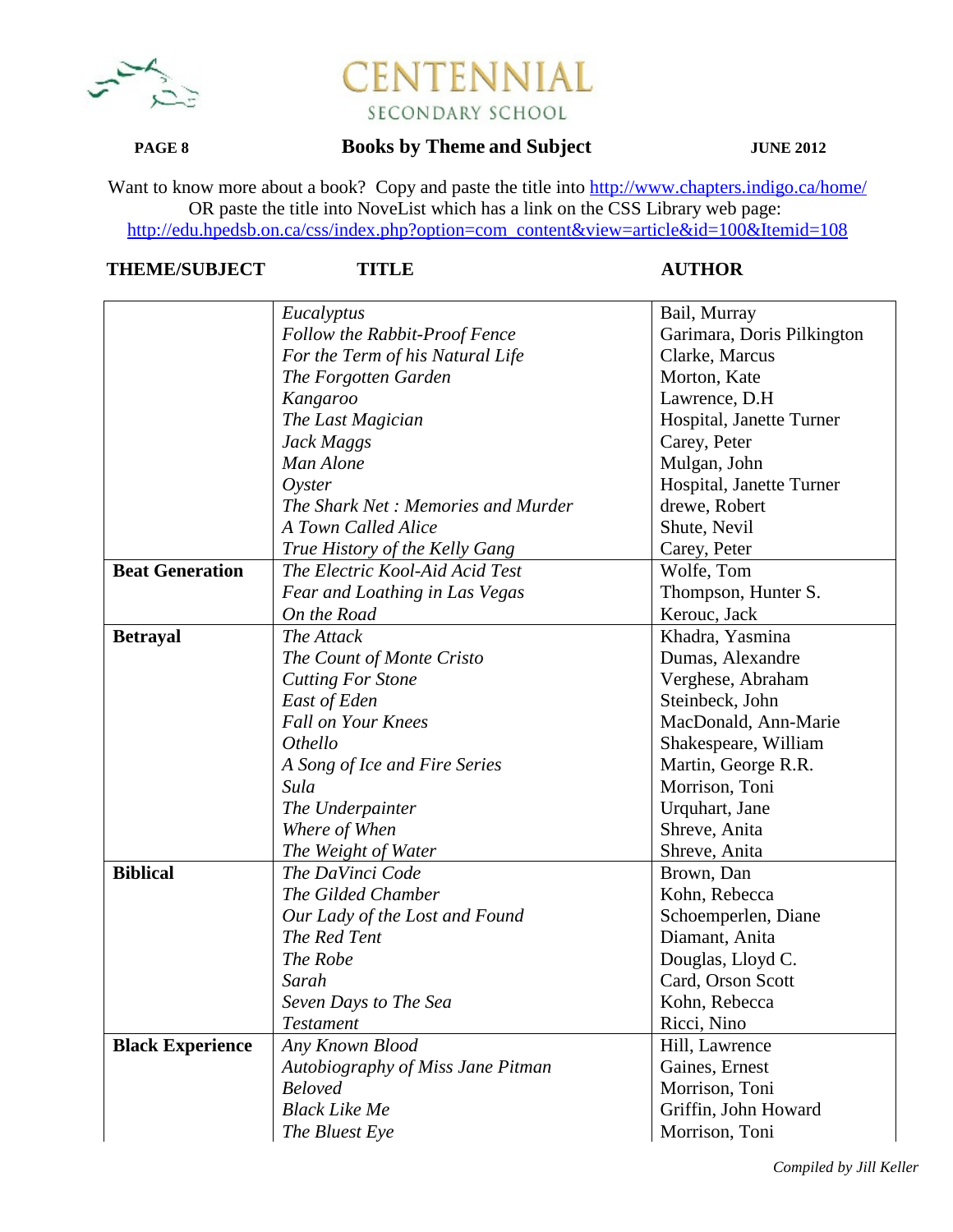# CENTENNIAL SECONDARY SCHOOL

**PAGE 8** **Books by Theme and Subject** **JUNE 2012**

Want to know more about a book? Copy and paste the title into http://www.chapters.indigo.ca/home/
OR paste the title into NoveList which has a link on the CSS Library web page:
http://edu.hpedsb.on.ca/css/index.php?option=com_content&view=article&id=100&Itemid=108

| THEME/SUBJECT | TITLE | AUTHOR |
|---|---|---|
| | *Eucalyptus* | Bail, Murray |
| | *Follow the Rabbit-Proof Fence* | Garimara, Doris Pilkington |
| | *For the Term of his Natural Life* | Clarke, Marcus |
| | *The Forgotten Garden* | Morton, Kate |
| | *Kangaroo* | Lawrence, D.H |
| | *The Last Magician* | Hospital, Janette Turner |
| | *Jack Maggs* | Carey, Peter |
| | *Man Alone* | Mulgan, John |
| | *Oyster* | Hospital, Janette Turner |
| | *The Shark Net : Memories and Murder* | drewe, Robert |
| | *A Town Called Alice* | Shute, Nevil |
| | *True History of the Kelly Gang* | Carey, Peter |
| **Beat Generation** | *The Electric Kool-Aid Acid Test* | Wolfe, Tom |
| | *Fear and Loathing in Las Vegas* | Thompson, Hunter S. |
| | *On the Road* | Kerouc, Jack |
| **Betrayal** | *The Attack* | Khadra, Yasmina |
| | *The Count of Monte Cristo* | Dumas, Alexandre |
| | *Cutting For Stone* | Verghese, Abraham |
| | *East of Eden* | Steinbeck, John |
| | *Fall on Your Knees* | MacDonald, Ann-Marie |
| | *Othello* | Shakespeare, William |
| | *A Song of Ice and Fire Series* | Martin, George R.R. |
| | *Sula* | Morrison, Toni |
| | *The Underpainter* | Urquhart, Jane |
| | *Where of When* | Shreve, Anita |
| | *The Weight of Water* | Shreve, Anita |
| **Biblical** | *The DaVinci Code* | Brown, Dan |
| | *The Gilded Chamber* | Kohn, Rebecca |
| | *Our Lady of the Lost and Found* | Schoemperlen, Diane |
| | *The Red Tent* | Diamant, Anita |
| | *The Robe* | Douglas, Lloyd C. |
| | *Sarah* | Card, Orson Scott |
| | *Seven Days to The Sea* | Kohn, Rebecca |
| | *Testament* | Ricci, Nino |
| **Black Experience** | *Any Known Blood* | Hill, Lawrence |
| | *Autobiography of Miss Jane Pitman* | Gaines, Ernest |
| | *Beloved* | Morrison, Toni |
| | *Black Like Me* | Griffin, John Howard |
| | *The Bluest Eye* | Morrison, Toni |

*Compiled by Jill Keller*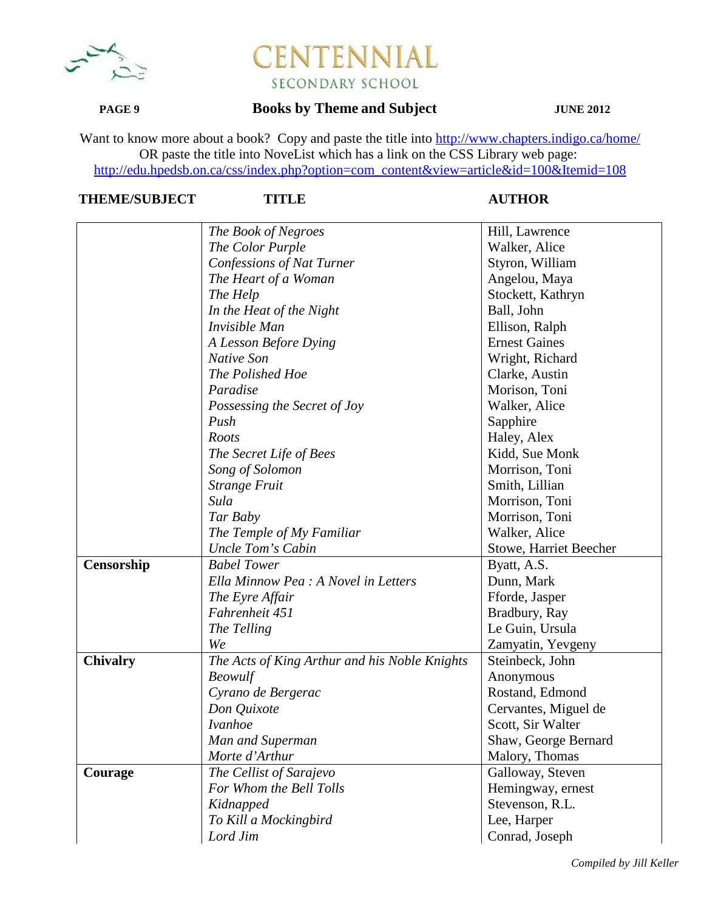# CENTENNIAL SECONDARY SCHOOL

## Books by Theme and Subject

Want to know more about a book? Copy and paste the title into http://www.chapters.indigo.ca/home/
OR paste the title into NoveList which has a link on the CSS Library web page:
http://edu.hpedsb.on.ca/css/index.php?option=com_content&view=article&id=100&Itemid=108

| THEME/SUBJECT | TITLE | AUTHOR |
|---|---|---|
| | *The Book of Negroes* | Hill, Lawrence |
| | *The Color Purple* | Walker, Alice |
| | *Confessions of Nat Turner* | Styron, William |
| | *The Heart of a Woman* | Angelou, Maya |
| | *The Help* | Stockett, Kathryn |
| | *In the Heat of the Night* | Ball, John |
| | *Invisible Man* | Ellison, Ralph |
| | *A Lesson Before Dying* | Ernest Gaines |
| | *Native Son* | Wright, Richard |
| | *The Polished Hoe* | Clarke, Austin |
| | *Paradise* | Morison, Toni |
| | *Possessing the Secret of Joy* | Walker, Alice |
| | *Push* | Sapphire |
| | *Roots* | Haley, Alex |
| | *The Secret Life of Bees* | Kidd, Sue Monk |
| | *Song of Solomon* | Morrison, Toni |
| | *Strange Fruit* | Smith, Lillian |
| | *Sula* | Morrison, Toni |
| | *Tar Baby* | Morrison, Toni |
| | *The Temple of My Familiar* | Walker, Alice |
| | *Uncle Tom's Cabin* | Stowe, Harriet Beecher |
| **Censorship** | *Babel Tower* | Byatt, A.S. |
| | *Ella Minnow Pea : A Novel in Letters* | Dunn, Mark |
| | *The Eyre Affair* | Fforde, Jasper |
| | *Fahrenheit 451* | Bradbury, Ray |
| | *The Telling* | Le Guin, Ursula |
| | *We* | Zamyatin, Yevgeny |
| **Chivalry** | *The Acts of King Arthur and his Noble Knights* | Steinbeck, John |
| | *Beowulf* | Anonymous |
| | *Cyrano de Bergerac* | Rostand, Edmond |
| | *Don Quixote* | Cervantes, Miguel de |
| | *Ivanhoe* | Scott, Sir Walter |
| | *Man and Superman* | Shaw, George Bernard |
| | *Morte d'Arthur* | Malory, Thomas |
| **Courage** | *The Cellist of Sarajevo* | Galloway, Steven |
| | *For Whom the Bell Tolls* | Hemingway, ernest |
| | *Kidnapped* | Stevenson, R.L. |
| | *To Kill a Mockingbird* | Lee, Harper |
| | *Lord Jim* | Conrad, Joseph |

*Compiled by Jill Keller*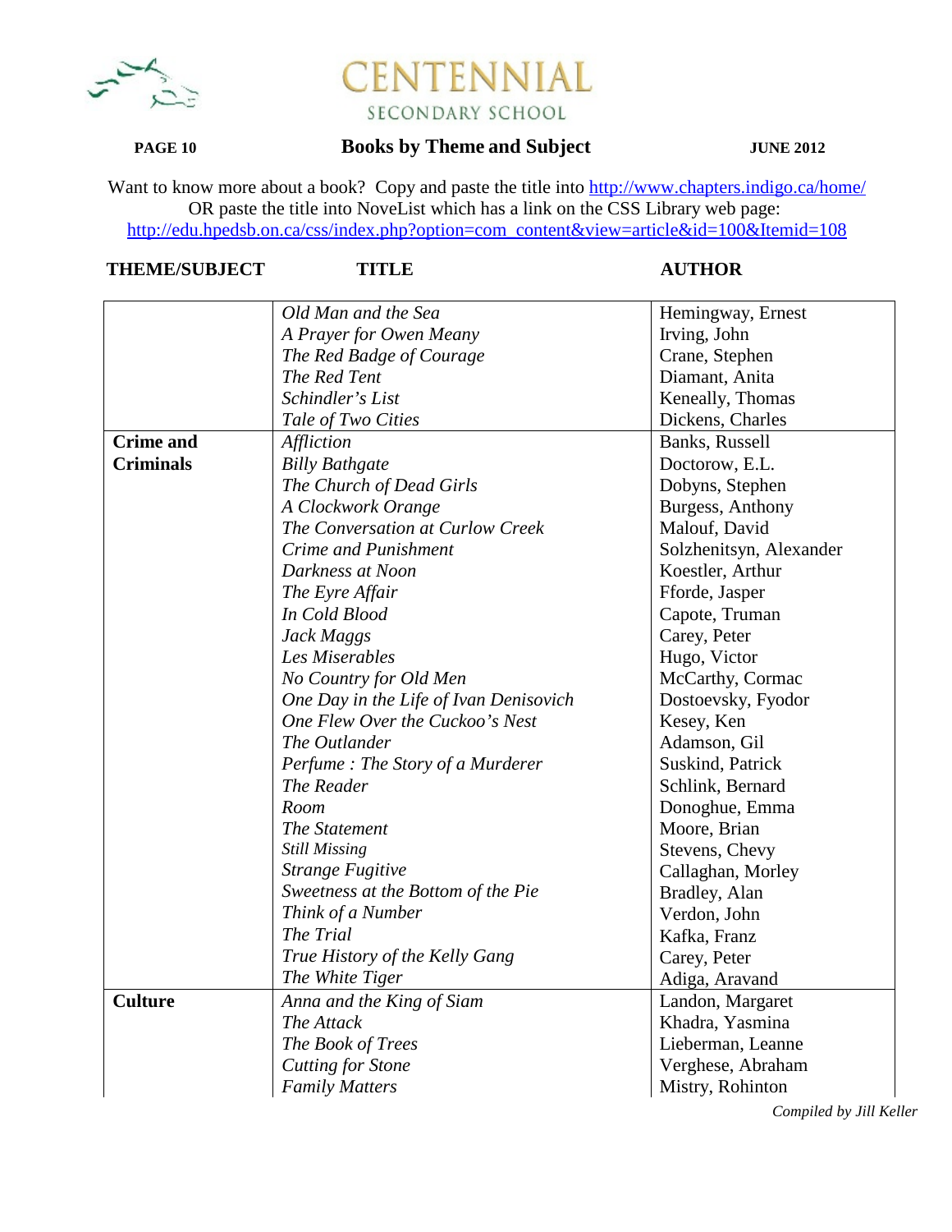## Books by Theme and Subject

JUNE 2012

Want to know more about a book? Copy and paste the title into http://www.chapters.indigo.ca/home/
OR paste the title into NoveList which has a link on the CSS Library web page:
http://edu.hpedsb.on.ca/css/index.php?option=com_content&view=article&id=100&Itemid=108

| THEME/SUBJECT | TITLE | AUTHOR |
|---|---|---|
| | *Old Man and the Sea* | Hemingway, Ernest |
| | *A Prayer for Owen Meany* | Irving, John |
| | *The Red Badge of Courage* | Crane, Stephen |
| | *The Red Tent* | Diamant, Anita |
| | *Schindler's List* | Keneally, Thomas |
| | *Tale of Two Cities* | Dickens, Charles |
| **Crime and Criminals** | *Affliction* | Banks, Russell |
| | *Billy Bathgate* | Doctorow, E.L. |
| | *The Church of Dead Girls* | Dobyns, Stephen |
| | *A Clockwork Orange* | Burgess, Anthony |
| | *The Conversation at Curlow Creek* | Malouf, David |
| | *Crime and Punishment* | Solzhenitsyn, Alexander |
| | *Darkness at Noon* | Koestler, Arthur |
| | *The Eyre Affair* | Fforde, Jasper |
| | *In Cold Blood* | Capote, Truman |
| | *Jack Maggs* | Carey, Peter |
| | *Les Miserables* | Hugo, Victor |
| | *No Country for Old Men* | McCarthy, Cormac |
| | *One Day in the Life of Ivan Denisovich* | Dostoevsky, Fyodor |
| | *One Flew Over the Cuckoo's Nest* | Kesey, Ken |
| | *The Outlander* | Adamson, Gil |
| | *Perfume : The Story of a Murderer* | Suskind, Patrick |
| | *The Reader* | Schlink, Bernard |
| | *Room* | Donoghue, Emma |
| | *The Statement* | Moore, Brian |
| | *Still Missing* | Stevens, Chevy |
| | *Strange Fugitive* | Callaghan, Morley |
| | *Sweetness at the Bottom of the Pie* | Bradley, Alan |
| | *Think of a Number* | Verdon, John |
| | *The Trial* | Kafka, Franz |
| | *True History of the Kelly Gang* | Carey, Peter |
| | *The White Tiger* | Adiga, Aravand |
| **Culture** | *Anna and the King of Siam* | Landon, Margaret |
| | *The Attack* | Khadra, Yasmina |
| | *The Book of Trees* | Lieberman, Leanne |
| | *Cutting for Stone* | Verghese, Abraham |
| | *Family Matters* | Mistry, Rohinton |

*Compiled by Jill Keller*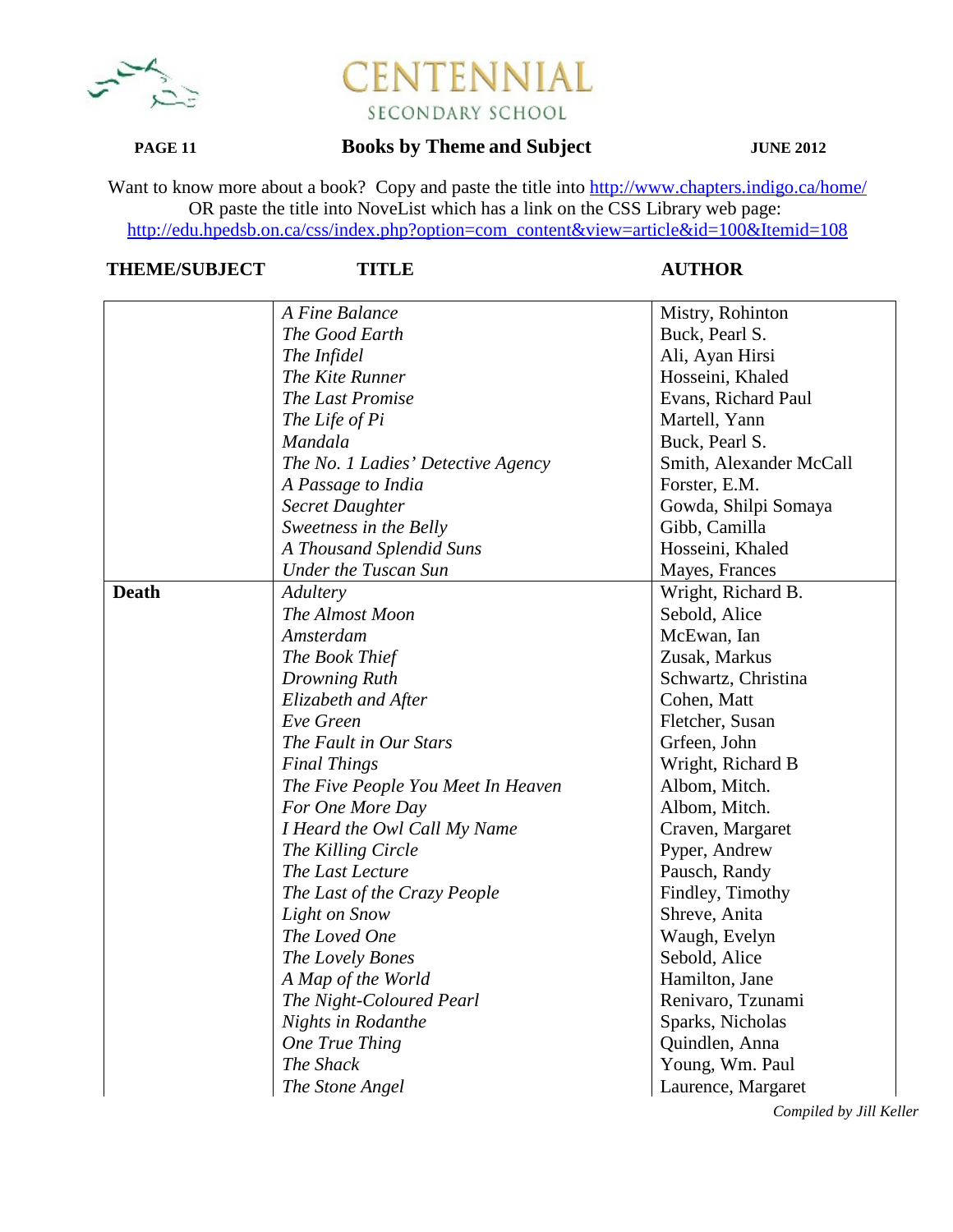# CENTENNIAL SECONDARY SCHOOL

**PAGE 11** **Books by Theme and Subject** **JUNE 2012**

Want to know more about a book? Copy and paste the title into http://www.chapters.indigo.ca/home/
OR paste the title into NoveList which has a link on the CSS Library web page:
http://edu.hpedsb.on.ca/css/index.php?option=com_content&view=article&id=100&Itemid=108

| THEME/SUBJECT | TITLE | AUTHOR |
|---|---|---|
| | *A Fine Balance* | Mistry, Rohinton |
| | *The Good Earth* | Buck, Pearl S. |
| | *The Infidel* | Ali, Ayan Hirsi |
| | *The Kite Runner* | Hosseini, Khaled |
| | *The Last Promise* | Evans, Richard Paul |
| | *The Life of Pi* | Martell, Yann |
| | *Mandala* | Buck, Pearl S. |
| | *The No. 1 Ladies' Detective Agency* | Smith, Alexander McCall |
| | *A Passage to India* | Forster, E.M. |
| | *Secret Daughter* | Gowda, Shilpi Somaya |
| | *Sweetness in the Belly* | Gibb, Camilla |
| | *A Thousand Splendid Suns* | Hosseini, Khaled |
| | *Under the Tuscan Sun* | Mayes, Frances |
| **Death** | *Adultery* | Wright, Richard B. |
| | *The Almost Moon* | Sebold, Alice |
| | *Amsterdam* | McEwan, Ian |
| | *The Book Thief* | Zusak, Markus |
| | *Drowning Ruth* | Schwartz, Christina |
| | *Elizabeth and After* | Cohen, Matt |
| | *Eve Green* | Fletcher, Susan |
| | *The Fault in Our Stars* | Grfeen, John |
| | *Final Things* | Wright, Richard B |
| | *The Five People You Meet In Heaven* | Albom, Mitch. |
| | *For One More Day* | Albom, Mitch. |
| | *I Heard the Owl Call My Name* | Craven, Margaret |
| | *The Killing Circle* | Pyper, Andrew |
| | *The Last Lecture* | Pausch, Randy |
| | *The Last of the Crazy People* | Findley, Timothy |
| | *Light on Snow* | Shreve, Anita |
| | *The Loved One* | Waugh, Evelyn |
| | *The Lovely Bones* | Sebold, Alice |
| | *A Map of the World* | Hamilton, Jane |
| | *The Night-Coloured Pearl* | Renivaro, Tzunami |
| | *Nights in Rodanthe* | Sparks, Nicholas |
| | *One True Thing* | Quindlen, Anna |
| | *The Shack* | Young, Wm. Paul |
| | *The Stone Angel* | Laurence, Margaret |

*Compiled by Jill Keller*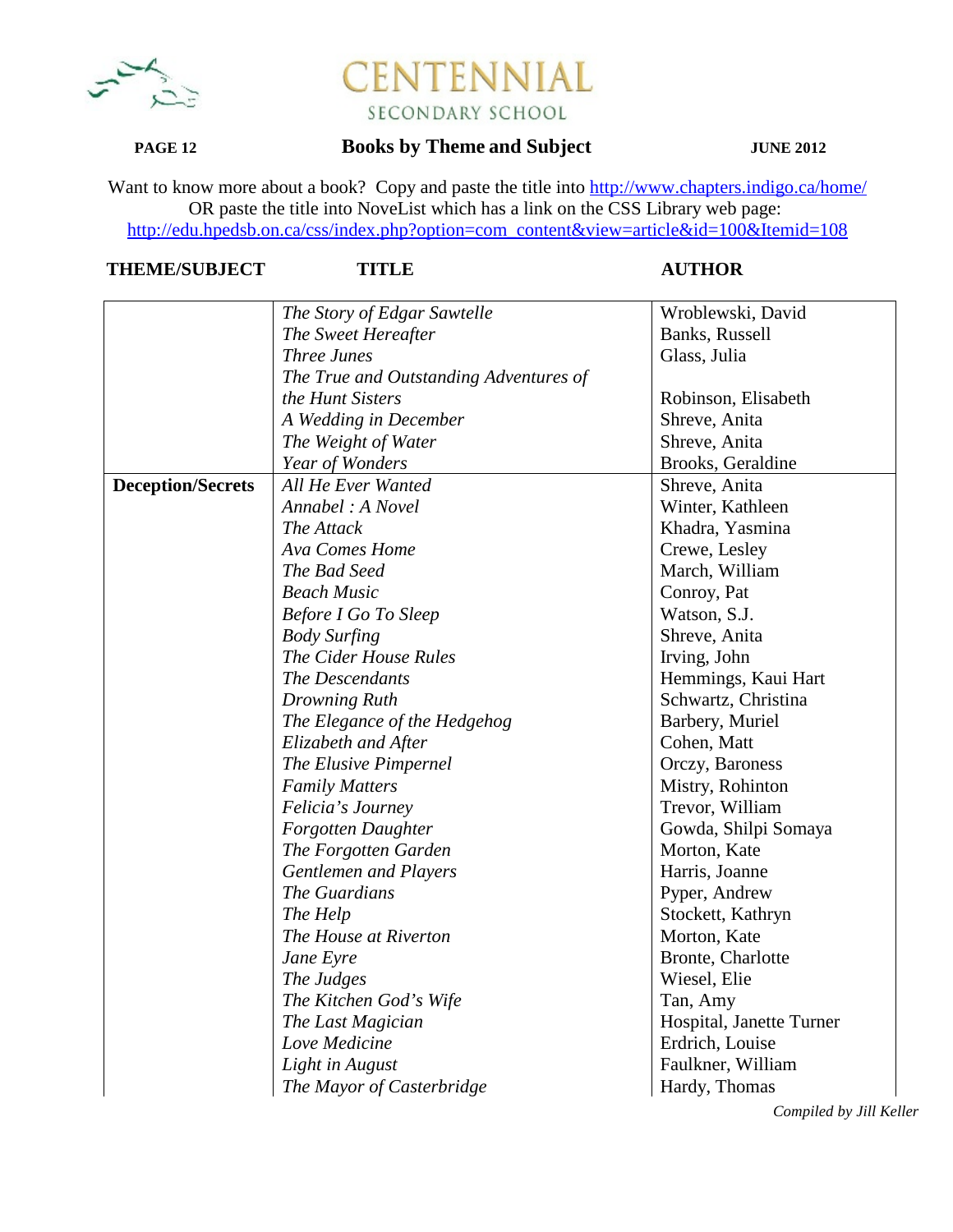# CENTENNIAL SECONDARY SCHOOL

**PAGE 12** **Books by Theme and Subject** **JUNE 2012**

Want to know more about a book? Copy and paste the title into http://www.chapters.indigo.ca/home/
OR paste the title into NoveList which has a link on the CSS Library web page:
http://edu.hpedsb.on.ca/css/index.php?option=com_content&view=article&id=100&Itemid=108

| THEME/SUBJECT | TITLE | AUTHOR |
|---|---|---|
| | *The Story of Edgar Sawtelle* | Wroblewski, David |
| | *The Sweet Hereafter* | Banks, Russell |
| | *Three Junes* | Glass, Julia |
| | *The True and Outstanding Adventures of the Hunt Sisters* | Robinson, Elisabeth |
| | *A Wedding in December* | Shreve, Anita |
| | *The Weight of Water* | Shreve, Anita |
| | *Year of Wonders* | Brooks, Geraldine |
| **Deception/Secrets** | *All He Ever Wanted* | Shreve, Anita |
| | *Annabel : A Novel* | Winter, Kathleen |
| | *The Attack* | Khadra, Yasmina |
| | *Ava Comes Home* | Crewe, Lesley |
| | *The Bad Seed* | March, William |
| | *Beach Music* | Conroy, Pat |
| | *Before I Go To Sleep* | Watson, S.J. |
| | *Body Surfing* | Shreve, Anita |
| | *The Cider House Rules* | Irving, John |
| | *The Descendants* | Hemmings, Kaui Hart |
| | *Drowning Ruth* | Schwartz, Christina |
| | *The Elegance of the Hedgehog* | Barbery, Muriel |
| | *Elizabeth and After* | Cohen, Matt |
| | *The Elusive Pimpernel* | Orczy, Baroness |
| | *Family Matters* | Mistry, Rohinton |
| | *Felicia's Journey* | Trevor, William |
| | *Forgotten Daughter* | Gowda, Shilpi Somaya |
| | *The Forgotten Garden* | Morton, Kate |
| | *Gentlemen and Players* | Harris, Joanne |
| | *The Guardians* | Pyper, Andrew |
| | *The Help* | Stockett, Kathryn |
| | *The House at Riverton* | Morton, Kate |
| | *Jane Eyre* | Bronte, Charlotte |
| | *The Judges* | Wiesel, Elie |
| | *The Kitchen God's Wife* | Tan, Amy |
| | *The Last Magician* | Hospital, Janette Turner |
| | *Love Medicine* | Erdrich, Louise |
| | *Light in August* | Faulkner, William |
| | *The Mayor of Casterbridge* | Hardy, Thomas |

*Compiled by Jill Keller*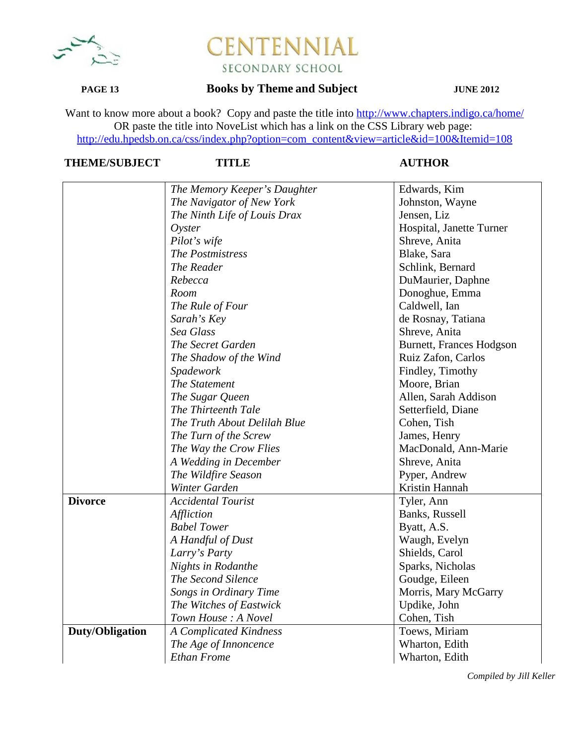# CENTENNIAL SECONDARY SCHOOL

**Books by Theme and Subject**

Want to know more about a book? Copy and paste the title into http://www.chapters.indigo.ca/home/
OR paste the title into NoveList which has a link on the CSS Library web page:
http://edu.hpedsb.on.ca/css/index.php?option=com_content&view=article&id=100&Itemid=108

| THEME/SUBJECT | TITLE | AUTHOR |
| --- | --- | --- |
| | *The Memory Keeper's Daughter* | Edwards, Kim |
| | *The Navigator of New York* | Johnston, Wayne |
| | *The Ninth Life of Louis Drax* | Jensen, Liz |
| | *Oyster* | Hospital, Janette Turner |
| | *Pilot's wife* | Shreve, Anita |
| | *The Postmistress* | Blake, Sara |
| | *The Reader* | Schlink, Bernard |
| | *Rebecca* | DuMaurier, Daphne |
| | *Room* | Donoghue, Emma |
| | *The Rule of Four* | Caldwell, Ian |
| | *Sarah's Key* | de Rosnay, Tatiana |
| | *Sea Glass* | Shreve, Anita |
| | *The Secret Garden* | Burnett, Frances Hodgson |
| | *The Shadow of the Wind* | Ruiz Zafon, Carlos |
| | *Spadework* | Findley, Timothy |
| | *The Statement* | Moore, Brian |
| | *The Sugar Queen* | Allen, Sarah Addison |
| | *The Thirteenth Tale* | Setterfield, Diane |
| | *The Truth About Delilah Blue* | Cohen, Tish |
| | *The Turn of the Screw* | James, Henry |
| | *The Way the Crow Flies* | MacDonald, Ann-Marie |
| | *A Wedding in December* | Shreve, Anita |
| | *The Wildfire Season* | Pyper, Andrew |
| | *Winter Garden* | Kristin Hannah |
| **Divorce** | *Accidental Tourist* | Tyler, Ann |
| | *Affliction* | Banks, Russell |
| | *Babel Tower* | Byatt, A.S. |
| | *A Handful of Dust* | Waugh, Evelyn |
| | *Larry's Party* | Shields, Carol |
| | *Nights in Rodanthe* | Sparks, Nicholas |
| | *The Second Silence* | Goudge, Eileen |
| | *Songs in Ordinary Time* | Morris, Mary McGarry |
| | *The Witches of Eastwick* | Updike, John |
| | *Town House : A Novel* | Cohen, Tish |
| **Duty/Obligation** | *A Complicated Kindness* | Toews, Miriam |
| | *The Age of Innoncence* | Wharton, Edith |
| | *Ethan Frome* | Wharton, Edith |

*Compiled by Jill Keller*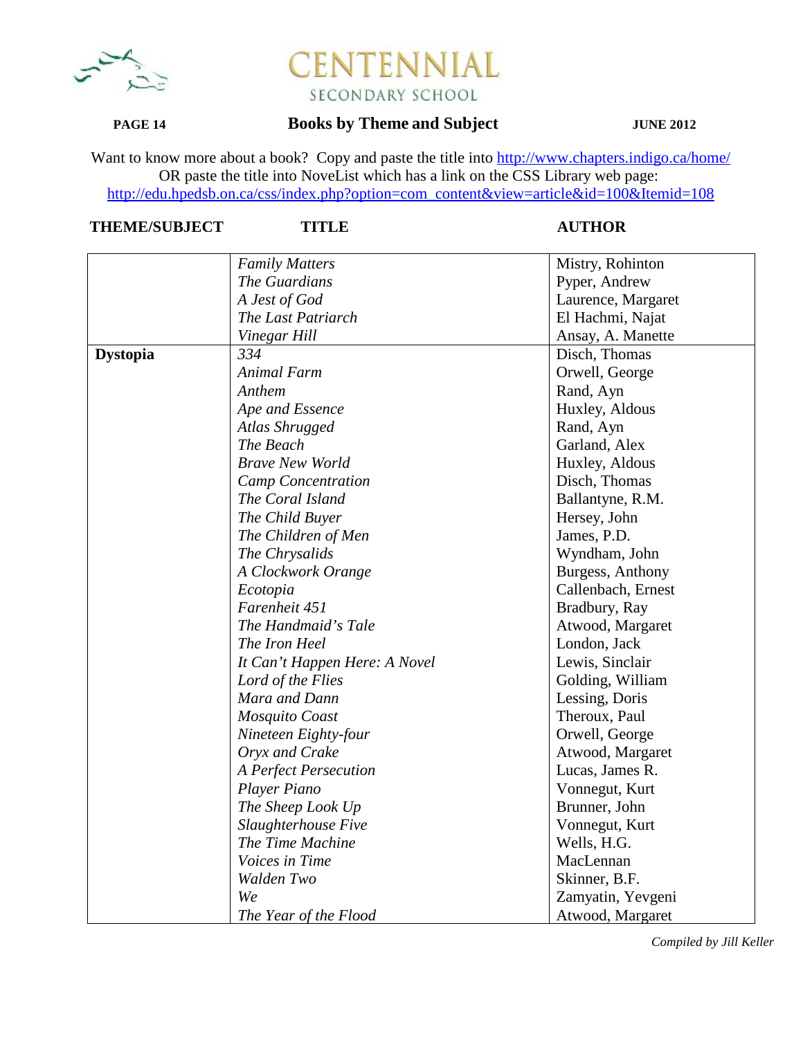# CENTENNIAL
SECONDARY SCHOOL

PAGE 14 **Books by Theme and Subject** JUNE 2012

Want to know more about a book? Copy and paste the title into http://www.chapters.indigo.ca/home/
OR paste the title into NoveList which has a link on the CSS Library web page:
http://edu.hpedsb.on.ca/css/index.php?option=com_content&view=article&id=100&Itemid=108

| THEME/SUBJECT | TITLE | AUTHOR |
|---|---|---|
| | *Family Matters* | Mistry, Rohinton |
| | *The Guardians* | Pyper, Andrew |
| | *A Jest of God* | Laurence, Margaret |
| | *The Last Patriarch* | El Hachmi, Najat |
| | *Vinegar Hill* | Ansay, A. Manette |
| **Dystopia** | *334* | Disch, Thomas |
| | *Animal Farm* | Orwell, George |
| | *Anthem* | Rand, Ayn |
| | *Ape and Essence* | Huxley, Aldous |
| | *Atlas Shrugged* | Rand, Ayn |
| | *The Beach* | Garland, Alex |
| | *Brave New World* | Huxley, Aldous |
| | *Camp Concentration* | Disch, Thomas |
| | *The Coral Island* | Ballantyne, R.M. |
| | *The Child Buyer* | Hersey, John |
| | *The Children of Men* | James, P.D. |
| | *The Chrysalids* | Wyndham, John |
| | *A Clockwork Orange* | Burgess, Anthony |
| | *Ecotopia* | Callenbach, Ernest |
| | *Farenheit 451* | Bradbury, Ray |
| | *The Handmaid's Tale* | Atwood, Margaret |
| | *The Iron Heel* | London, Jack |
| | *It Can't Happen Here: A Novel* | Lewis, Sinclair |
| | *Lord of the Flies* | Golding, William |
| | *Mara and Dann* | Lessing, Doris |
| | *Mosquito Coast* | Theroux, Paul |
| | *Nineteen Eighty-four* | Orwell, George |
| | *Oryx and Crake* | Atwood, Margaret |
| | *A Perfect Persecution* | Lucas, James R. |
| | *Player Piano* | Vonnegut, Kurt |
| | *The Sheep Look Up* | Brunner, John |
| | *Slaughterhouse Five* | Vonnegut, Kurt |
| | *The Time Machine* | Wells, H.G. |
| | *Voices in Time* | MacLennan |
| | *Walden Two* | Skinner, B.F. |
| | *We* | Zamyatin, Yevgeni |
| | *The Year of the Flood* | Atwood, Margaret |

*Compiled by Jill Keller*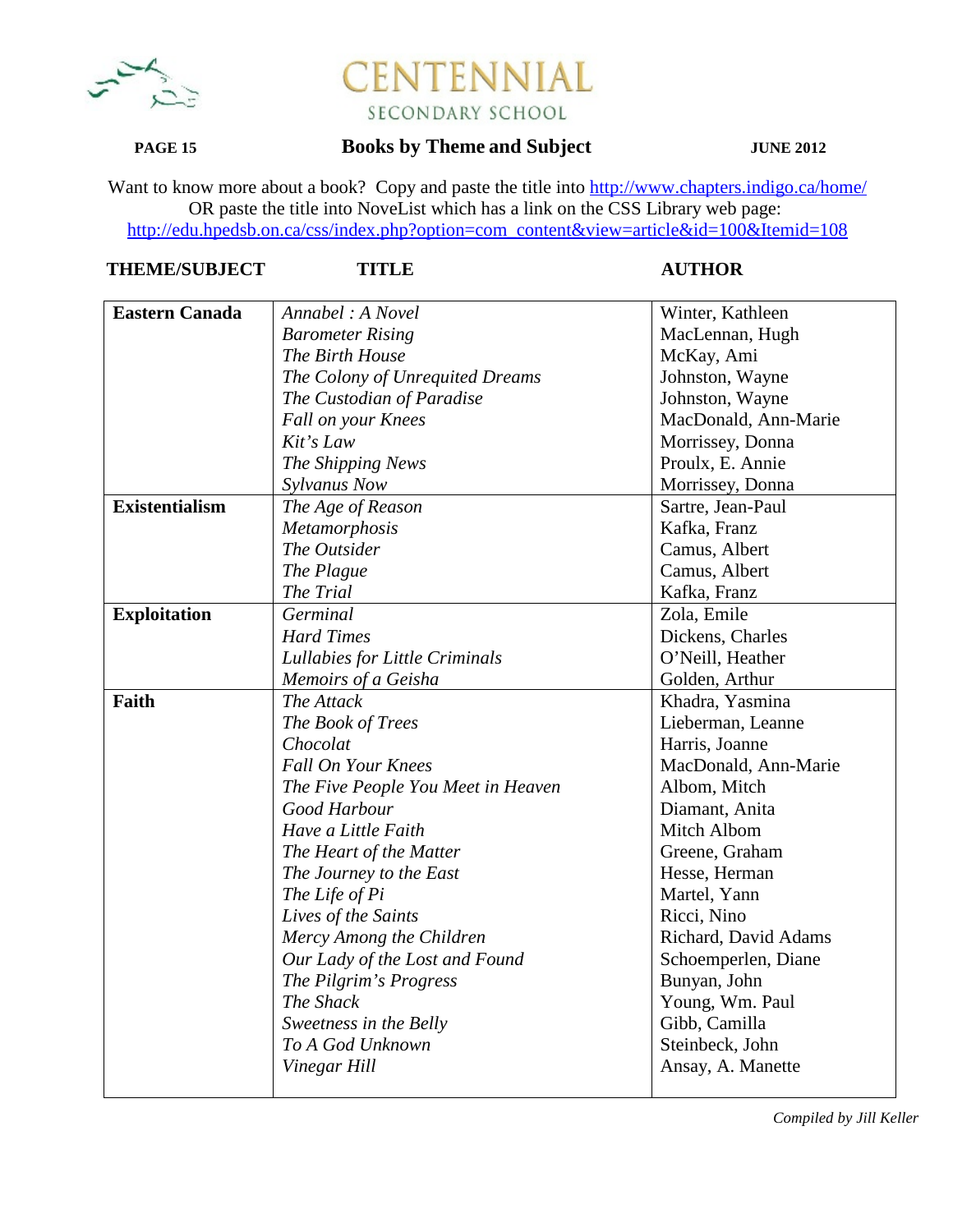# CENTENNIAL

SECONDARY SCHOOL

**PAGE 15** **Books by Theme and Subject** **JUNE 2012**

Want to know more about a book? Copy and paste the title into http://www.chapters.indigo.ca/home/
OR paste the title into NoveList which has a link on the CSS Library web page:
http://edu.hpedsb.on.ca/css/index.php?option=com_content&view=article&id=100&Itemid=108

| THEME/SUBJECT | TITLE | AUTHOR |
|---|---|---|
| **Eastern Canada** | *Annabel : A Novel* | Winter, Kathleen |
| | *Barometer Rising* | MacLennan, Hugh |
| | *The Birth House* | McKay, Ami |
| | *The Colony of Unrequited Dreams* | Johnston, Wayne |
| | *The Custodian of Paradise* | Johnston, Wayne |
| | *Fall on your Knees* | MacDonald, Ann-Marie |
| | *Kit's Law* | Morrissey, Donna |
| | *The Shipping News* | Proulx, E. Annie |
| | *Sylvanus Now* | Morrissey, Donna |
| **Existentialism** | *The Age of Reason* | Sartre, Jean-Paul |
| | *Metamorphosis* | Kafka, Franz |
| | *The Outsider* | Camus, Albert |
| | *The Plague* | Camus, Albert |
| | *The Trial* | Kafka, Franz |
| **Exploitation** | *Germinal* | Zola, Emile |
| | *Hard Times* | Dickens, Charles |
| | *Lullabies for Little Criminals* | O'Neill, Heather |
| | *Memoirs of a Geisha* | Golden, Arthur |
| **Faith** | *The Attack* | Khadra, Yasmina |
| | *The Book of Trees* | Lieberman, Leanne |
| | *Chocolat* | Harris, Joanne |
| | *Fall On Your Knees* | MacDonald, Ann-Marie |
| | *The Five People You Meet in Heaven* | Albom, Mitch |
| | *Good Harbour* | Diamant, Anita |
| | *Have a Little Faith* | Mitch Albom |
| | *The Heart of the Matter* | Greene, Graham |
| | *The Journey to the East* | Hesse, Herman |
| | *The Life of Pi* | Martel, Yann |
| | *Lives of the Saints* | Ricci, Nino |
| | *Mercy Among the Children* | Richard, David Adams |
| | *Our Lady of the Lost and Found* | Schoemperlen, Diane |
| | *The Pilgrim's Progress* | Bunyan, John |
| | *The Shack* | Young, Wm. Paul |
| | *Sweetness in the Belly* | Gibb, Camilla |
| | *To A God Unknown* | Steinbeck, John |
| | *Vinegar Hill* | Ansay, A. Manette |

*Compiled by Jill Keller*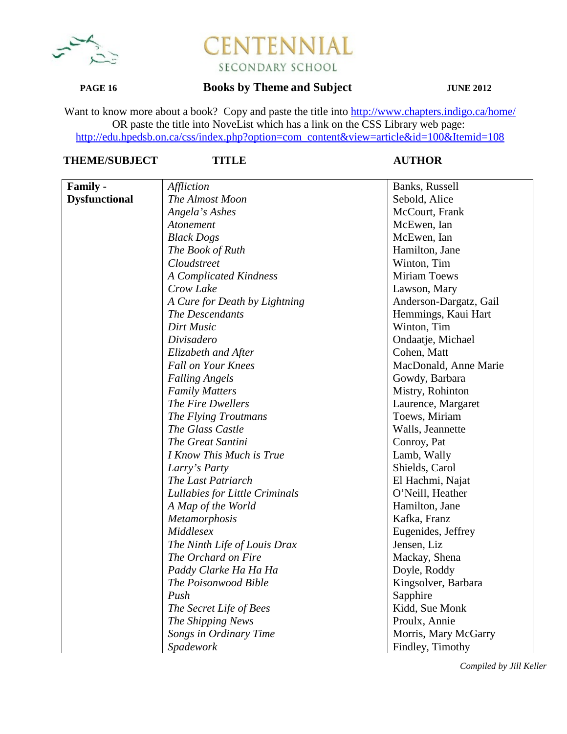# CENTENNIAL SECONDARY SCHOOL

**PAGE 16** | **Books by Theme and Subject** | **JUNE 2012**

Want to know more about a book? Copy and paste the title into http://www.chapters.indigo.ca/home/
OR paste the title into NoveList which has a link on the CSS Library web page:
http://edu.hpedsb.on.ca/css/index.php?option=com_content&view=article&id=100&Itemid=108

| THEME/SUBJECT | TITLE | AUTHOR |
|---|---|---|
| **Family - Dysfunctional** | *Affliction* | Banks, Russell |
| | *The Almost Moon* | Sebold, Alice |
| | *Angela's Ashes* | McCourt, Frank |
| | *Atonement* | McEwen, Ian |
| | *Black Dogs* | McEwen, Ian |
| | *The Book of Ruth* | Hamilton, Jane |
| | *Cloudstreet* | Winton, Tim |
| | *A Complicated Kindness* | Miriam Toews |
| | *Crow Lake* | Lawson, Mary |
| | *A Cure for Death by Lightning* | Anderson-Dargatz, Gail |
| | *The Descendants* | Hemmings, Kaui Hart |
| | *Dirt Music* | Winton, Tim |
| | *Divisadero* | Ondaatje, Michael |
| | *Elizabeth and After* | Cohen, Matt |
| | *Fall on Your Knees* | MacDonald, Anne Marie |
| | *Falling Angels* | Gowdy, Barbara |
| | *Family Matters* | Mistry, Rohinton |
| | *The Fire Dwellers* | Laurence, Margaret |
| | *The Flying Troutmans* | Toews, Miriam |
| | *The Glass Castle* | Walls, Jeannette |
| | *The Great Santini* | Conroy, Pat |
| | *I Know This Much is True* | Lamb, Wally |
| | *Larry's Party* | Shields, Carol |
| | *The Last Patriarch* | El Hachmi, Najat |
| | *Lullabies for Little Criminals* | O'Neill, Heather |
| | *A Map of the World* | Hamilton, Jane |
| | *Metamorphosis* | Kafka, Franz |
| | *Middlesex* | Eugenides, Jeffrey |
| | *The Ninth Life of Louis Drax* | Jensen, Liz |
| | *The Orchard on Fire* | Mackay, Shena |
| | *Paddy Clarke Ha Ha Ha* | Doyle, Roddy |
| | *The Poisonwood Bible* | Kingsolver, Barbara |
| | *Push* | Sapphire |
| | *The Secret Life of Bees* | Kidd, Sue Monk |
| | *The Shipping News* | Proulx, Annie |
| | *Songs in Ordinary Time* | Morris, Mary McGarry |
| | *Spadework* | Findley, Timothy |

*Compiled by Jill Keller*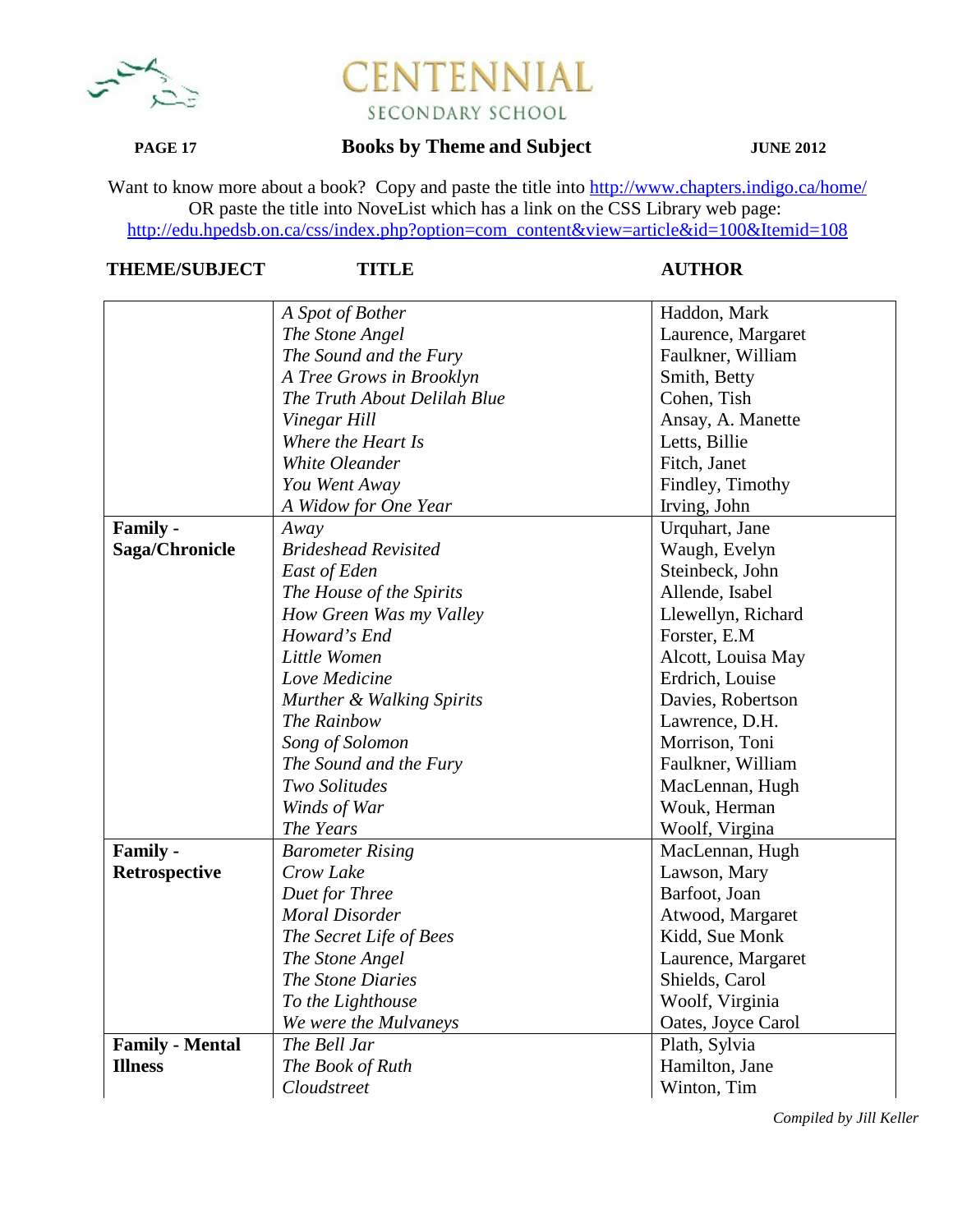# CENTENNIAL SECONDARY SCHOOL

**Books by Theme and Subject** — **JUNE 2012**

Want to know more about a book? Copy and paste the title into http://www.chapters.indigo.ca/home/
OR paste the title into NoveList which has a link on the CSS Library web page:
http://edu.hpedsb.on.ca/css/index.php?option=com_content&view=article&id=100&Itemid=108

| THEME/SUBJECT | TITLE | AUTHOR |
|---|---|---|
| | *A Spot of Bother* | Haddon, Mark |
| | *The Stone Angel* | Laurence, Margaret |
| | *The Sound and the Fury* | Faulkner, William |
| | *A Tree Grows in Brooklyn* | Smith, Betty |
| | *The Truth About Delilah Blue* | Cohen, Tish |
| | *Vinegar Hill* | Ansay, A. Manette |
| | *Where the Heart Is* | Letts, Billie |
| | *White Oleander* | Fitch, Janet |
| | *You Went Away* | Findley, Timothy |
| | *A Widow for One Year* | Irving, John |
| **Family - Saga/Chronicle** | *Away* | Urquhart, Jane |
| | *Brideshead Revisited* | Waugh, Evelyn |
| | *East of Eden* | Steinbeck, John |
| | *The House of the Spirits* | Allende, Isabel |
| | *How Green Was my Valley* | Llewellyn, Richard |
| | *Howard's End* | Forster, E.M |
| | *Little Women* | Alcott, Louisa May |
| | *Love Medicine* | Erdrich, Louise |
| | *Murther & Walking Spirits* | Davies, Robertson |
| | *The Rainbow* | Lawrence, D.H. |
| | *Song of Solomon* | Morrison, Toni |
| | *The Sound and the Fury* | Faulkner, William |
| | *Two Solitudes* | MacLennan, Hugh |
| | *Winds of War* | Wouk, Herman |
| | *The Years* | Woolf, Virgina |
| **Family - Retrospective** | *Barometer Rising* | MacLennan, Hugh |
| | *Crow Lake* | Lawson, Mary |
| | *Duet for Three* | Barfoot, Joan |
| | *Moral Disorder* | Atwood, Margaret |
| | *The Secret Life of Bees* | Kidd, Sue Monk |
| | *The Stone Angel* | Laurence, Margaret |
| | *The Stone Diaries* | Shields, Carol |
| | *To the Lighthouse* | Woolf, Virginia |
| | *We were the Mulvaneys* | Oates, Joyce Carol |
| **Family - Mental Illness** | *The Bell Jar* | Plath, Sylvia |
| | *The Book of Ruth* | Hamilton, Jane |
| | *Cloudstreet* | Winton, Tim |

*Compiled by Jill Keller*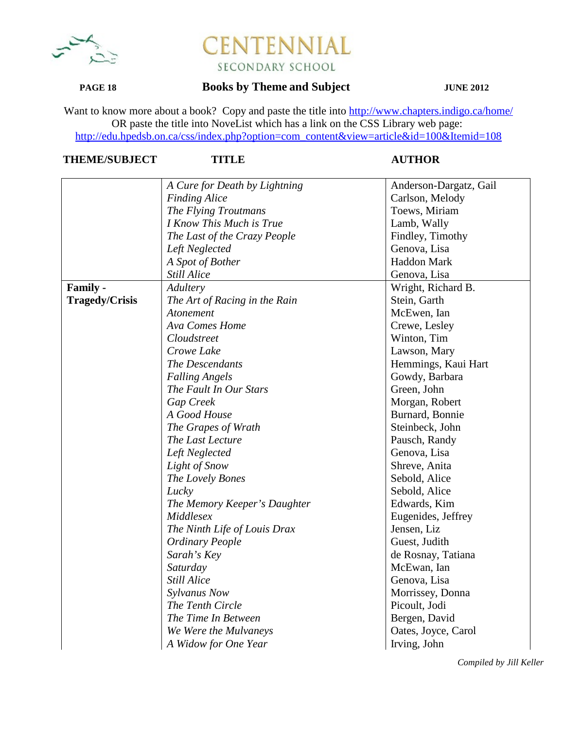# CENTENNIAL
SECONDARY SCHOOL

**PAGE 18** **Books by Theme and Subject** **JUNE 2012**

Want to know more about a book? Copy and paste the title into http://www.chapters.indigo.ca/home/
OR paste the title into NoveList which has a link on the CSS Library web page:
http://edu.hpedsb.on.ca/css/index.php?option=com_content&view=article&id=100&Itemid=108

| THEME/SUBJECT | TITLE | AUTHOR |
|---|---|---|
| | *A Cure for Death by Lightning* | Anderson-Dargatz, Gail |
| | *Finding Alice* | Carlson, Melody |
| | *The Flying Troutmans* | Toews, Miriam |
| | *I Know This Much is True* | Lamb, Wally |
| | *The Last of the Crazy People* | Findley, Timothy |
| | *Left Neglected* | Genova, Lisa |
| | *A Spot of Bother* | Haddon Mark |
| | *Still Alice* | Genova, Lisa |
| **Family - Tragedy/Crisis** | *Adultery* | Wright, Richard B. |
| | *The Art of Racing in the Rain* | Stein, Garth |
| | *Atonement* | McEwen, Ian |
| | *Ava Comes Home* | Crewe, Lesley |
| | *Cloudstreet* | Winton, Tim |
| | *Crowe Lake* | Lawson, Mary |
| | *The Descendants* | Hemmings, Kaui Hart |
| | *Falling Angels* | Gowdy, Barbara |
| | *The Fault In Our Stars* | Green, John |
| | *Gap Creek* | Morgan, Robert |
| | *A Good House* | Burnard, Bonnie |
| | *The Grapes of Wrath* | Steinbeck, John |
| | *The Last Lecture* | Pausch, Randy |
| | *Left Neglected* | Genova, Lisa |
| | *Light of Snow* | Shreve, Anita |
| | *The Lovely Bones* | Sebold, Alice |
| | *Lucky* | Sebold, Alice |
| | *The Memory Keeper's Daughter* | Edwards, Kim |
| | *Middlesex* | Eugenides, Jeffrey |
| | *The Ninth Life of Louis Drax* | Jensen, Liz |
| | *Ordinary People* | Guest, Judith |
| | *Sarah's Key* | de Rosnay, Tatiana |
| | *Saturday* | McEwan, Ian |
| | *Still Alice* | Genova, Lisa |
| | *Sylvanus Now* | Morrissey, Donna |
| | *The Tenth Circle* | Picoult, Jodi |
| | *The Time In Between* | Bergen, David |
| | *We Were the Mulvaneys* | Oates, Joyce, Carol |
| | *A Widow for One Year* | Irving, John |

*Compiled by Jill Keller*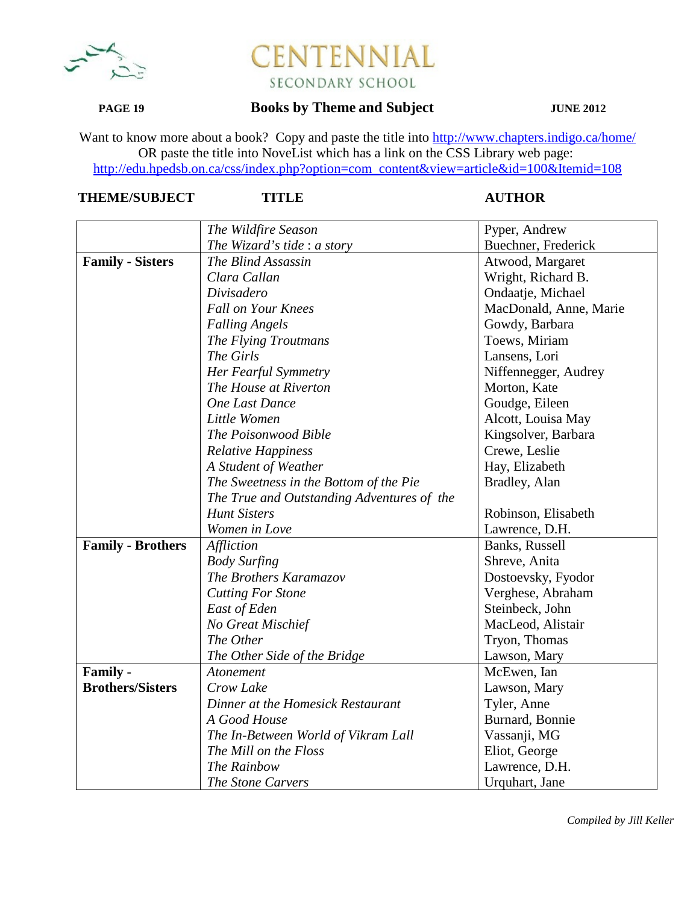# CENTENNIAL
SECONDARY SCHOOL

**PAGE 19** **Books by Theme and Subject** **JUNE 2012**

Want to know more about a book? Copy and paste the title into http://www.chapters.indigo.ca/home/
OR paste the title into NoveList which has a link on the CSS Library web page:
http://edu.hpedsb.on.ca/css/index.php?option=com_content&view=article&id=100&Itemid=108

| THEME/SUBJECT | TITLE | AUTHOR |
|---|---|---|
| | *The Wildfire Season* | Pyper, Andrew |
| | *The Wizard's tide* : *a story* | Buechner, Frederick |
| **Family - Sisters** | *The Blind Assassin* | Atwood, Margaret |
| | *Clara Callan* | Wright, Richard B. |
| | *Divisadero* | Ondaatje, Michael |
| | *Fall on Your Knees* | MacDonald, Anne, Marie |
| | *Falling Angels* | Gowdy, Barbara |
| | *The Flying Troutmans* | Toews, Miriam |
| | *The Girls* | Lansens, Lori |
| | *Her Fearful Symmetry* | Niffennegger, Audrey |
| | *The House at Riverton* | Morton, Kate |
| | *One Last Dance* | Goudge, Eileen |
| | *Little Women* | Alcott, Louisa May |
| | *The Poisonwood Bible* | Kingsolver, Barbara |
| | *Relative Happiness* | Crewe, Leslie |
| | *A Student of Weather* | Hay, Elizabeth |
| | *The Sweetness in the Bottom of the Pie* | Bradley, Alan |
| | *The True and Outstanding Adventures of the Hunt Sisters* | Robinson, Elisabeth |
| | *Women in Love* | Lawrence, D.H. |
| **Family - Brothers** | *Affliction* | Banks, Russell |
| | *Body Surfing* | Shreve, Anita |
| | *The Brothers Karamazov* | Dostoevsky, Fyodor |
| | *Cutting For Stone* | Verghese, Abraham |
| | *East of Eden* | Steinbeck, John |
| | *No Great Mischief* | MacLeod, Alistair |
| | *The Other* | Tryon, Thomas |
| | *The Other Side of the Bridge* | Lawson, Mary |
| **Family - Brothers/Sisters** | *Atonement* | McEwen, Ian |
| | *Crow Lake* | Lawson, Mary |
| | *Dinner at the Homesick Restaurant* | Tyler, Anne |
| | *A Good House* | Burnard, Bonnie |
| | *The In-Between World of Vikram Lall* | Vassanji, MG |
| | *The Mill on the Floss* | Eliot, George |
| | *The Rainbow* | Lawrence, D.H. |
| | *The Stone Carvers* | Urquhart, Jane |

*Compiled by Jill Keller*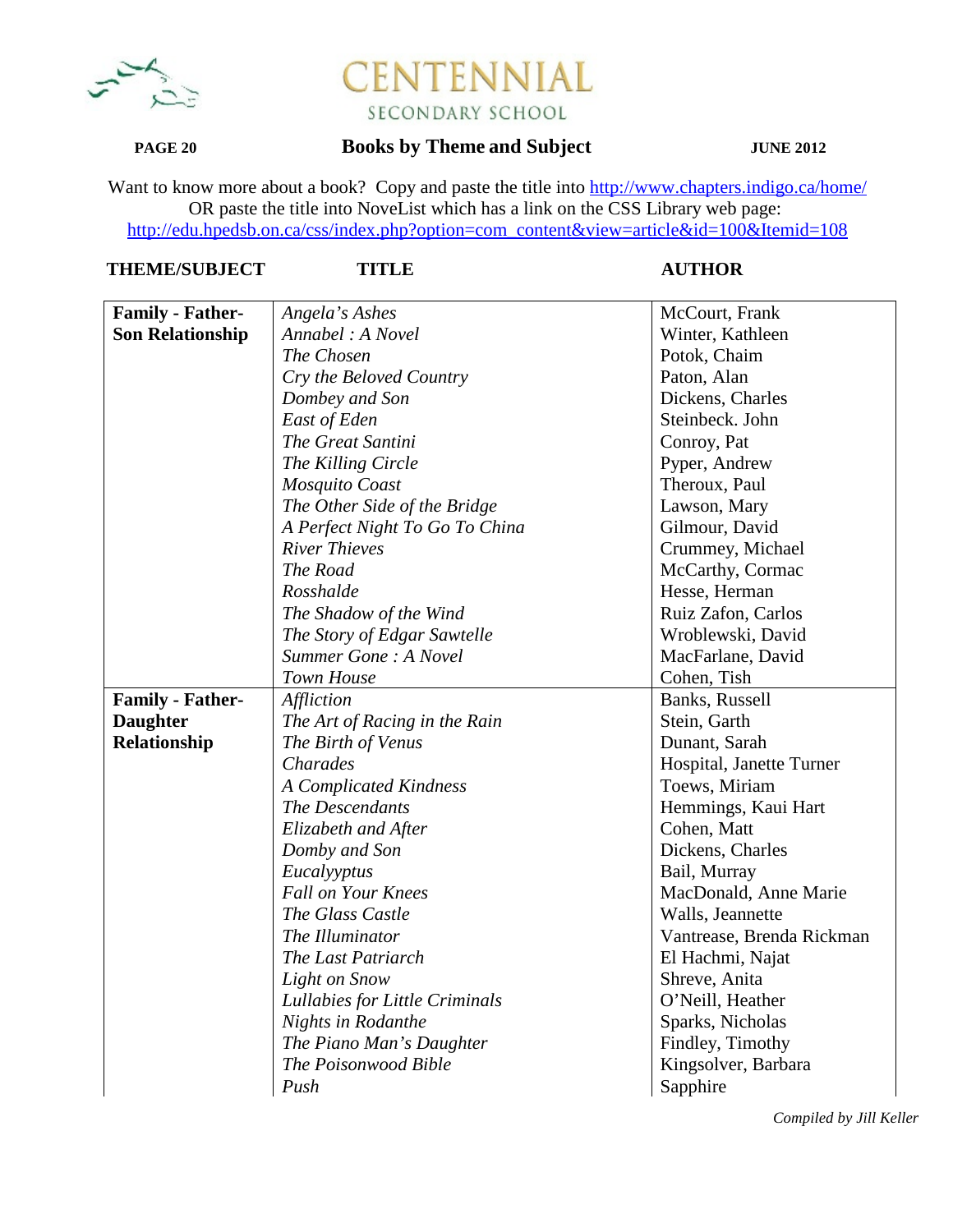# CENTENNIAL SECONDARY SCHOOL

**PAGE 20** | **Books by Theme and Subject** | **JUNE 2012**

Want to know more about a book? Copy and paste the title into http://www.chapters.indigo.ca/home/
OR paste the title into NoveList which has a link on the CSS Library web page:
http://edu.hpedsb.on.ca/css/index.php?option=com_content&view=article&id=100&Itemid=108

| THEME/SUBJECT | TITLE | AUTHOR |
|---|---|---|
| **Family - Father-Son Relationship** | *Angela's Ashes* | McCourt, Frank |
| | *Annabel : A Novel* | Winter, Kathleen |
| | *The Chosen* | Potok, Chaim |
| | *Cry the Beloved Country* | Paton, Alan |
| | *Dombey and Son* | Dickens, Charles |
| | *East of Eden* | Steinbeck. John |
| | *The Great Santini* | Conroy, Pat |
| | *The Killing Circle* | Pyper, Andrew |
| | *Mosquito Coast* | Theroux, Paul |
| | *The Other Side of the Bridge* | Lawson, Mary |
| | *A Perfect Night To Go To China* | Gilmour, David |
| | *River Thieves* | Crummey, Michael |
| | *The Road* | McCarthy, Cormac |
| | *Rosshalde* | Hesse, Herman |
| | *The Shadow of the Wind* | Ruiz Zafon, Carlos |
| | *The Story of Edgar Sawtelle* | Wroblewski, David |
| | *Summer Gone : A Novel* | MacFarlane, David |
| | *Town House* | Cohen, Tish |
| **Family - Father-Daughter Relationship** | *Affliction* | Banks, Russell |
| | *The Art of Racing in the Rain* | Stein, Garth |
| | *The Birth of Venus* | Dunant, Sarah |
| | *Charades* | Hospital, Janette Turner |
| | *A Complicated Kindness* | Toews, Miriam |
| | *The Descendants* | Hemmings, Kaui Hart |
| | *Elizabeth and After* | Cohen, Matt |
| | *Domby and Son* | Dickens, Charles |
| | *Eucalyyptus* | Bail, Murray |
| | *Fall on Your Knees* | MacDonald, Anne Marie |
| | *The Glass Castle* | Walls, Jeannette |
| | *The Illuminator* | Vantrease, Brenda Rickman |
| | *The Last Patriarch* | El Hachmi, Najat |
| | *Light on Snow* | Shreve, Anita |
| | *Lullabies for Little Criminals* | O'Neill, Heather |
| | *Nights in Rodanthe* | Sparks, Nicholas |
| | *The Piano Man's Daughter* | Findley, Timothy |
| | *The Poisonwood Bible* | Kingsolver, Barbara |
| | *Push* | Sapphire |

*Compiled by Jill Keller*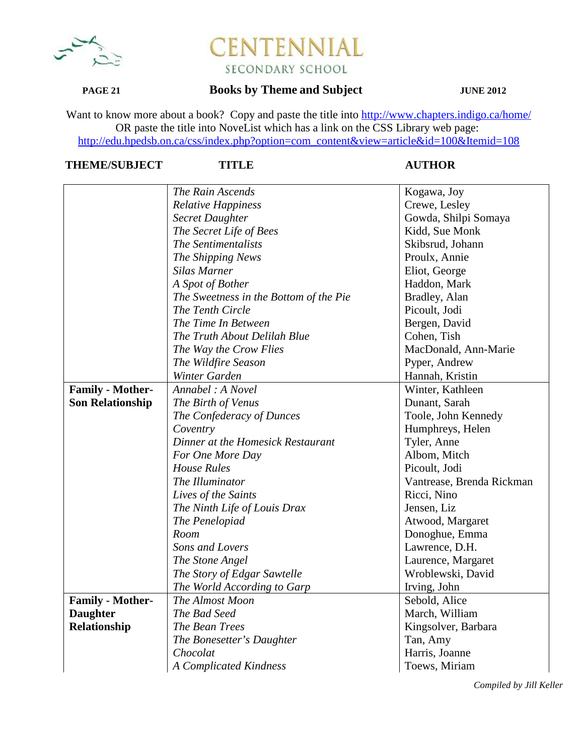# CENTENNIAL SECONDARY SCHOOL

## Books by Theme and Subject

Want to know more about a book? Copy and paste the title into http://www.chapters.indigo.ca/home/
OR paste the title into NoveList which has a link on the CSS Library web page:
http://edu.hpedsb.on.ca/css/index.php?option=com_content&view=article&id=100&Itemid=108

| THEME/SUBJECT | TITLE | AUTHOR |
|---|---|---|
| | *The Rain Ascends* | Kogawa, Joy |
| | *Relative Happiness* | Crewe, Lesley |
| | *Secret Daughter* | Gowda, Shilpi Somaya |
| | *The Secret Life of Bees* | Kidd, Sue Monk |
| | *The Sentimentalists* | Skibsrud, Johann |
| | *The Shipping News* | Proulx, Annie |
| | *Silas Marner* | Eliot, George |
| | *A Spot of Bother* | Haddon, Mark |
| | *The Sweetness in the Bottom of the Pie* | Bradley, Alan |
| | *The Tenth Circle* | Picoult, Jodi |
| | *The Time In Between* | Bergen, David |
| | *The Truth About Delilah Blue* | Cohen, Tish |
| | *The Way the Crow Flies* | MacDonald, Ann-Marie |
| | *The Wildfire Season* | Pyper, Andrew |
| | *Winter Garden* | Hannah, Kristin |
| **Family - Mother-Son Relationship** | *Annabel : A Novel* | Winter, Kathleen |
| | *The Birth of Venus* | Dunant, Sarah |
| | *The Confederacy of Dunces* | Toole, John Kennedy |
| | *Coventry* | Humphreys, Helen |
| | *Dinner at the Homesick Restaurant* | Tyler, Anne |
| | *For One More Day* | Albom, Mitch |
| | *House Rules* | Picoult, Jodi |
| | *The Illuminator* | Vantrease, Brenda Rickman |
| | *Lives of the Saints* | Ricci, Nino |
| | *The Ninth Life of Louis Drax* | Jensen, Liz |
| | *The Penelopiad* | Atwood, Margaret |
| | *Room* | Donoghue, Emma |
| | *Sons and Lovers* | Lawrence, D.H. |
| | *The Stone Angel* | Laurence, Margaret |
| | *The Story of Edgar Sawtelle* | Wroblewski, David |
| | *The World According to Garp* | Irving, John |
| **Family - Mother-Daughter Relationship** | *The Almost Moon* | Sebold, Alice |
| | *The Bad Seed* | March, William |
| | *The Bean Trees* | Kingsolver, Barbara |
| | *The Bonesetter's Daughter* | Tan, Amy |
| | *Chocolat* | Harris, Joanne |
| | *A Complicated Kindness* | Toews, Miriam |

*Compiled by Jill Keller*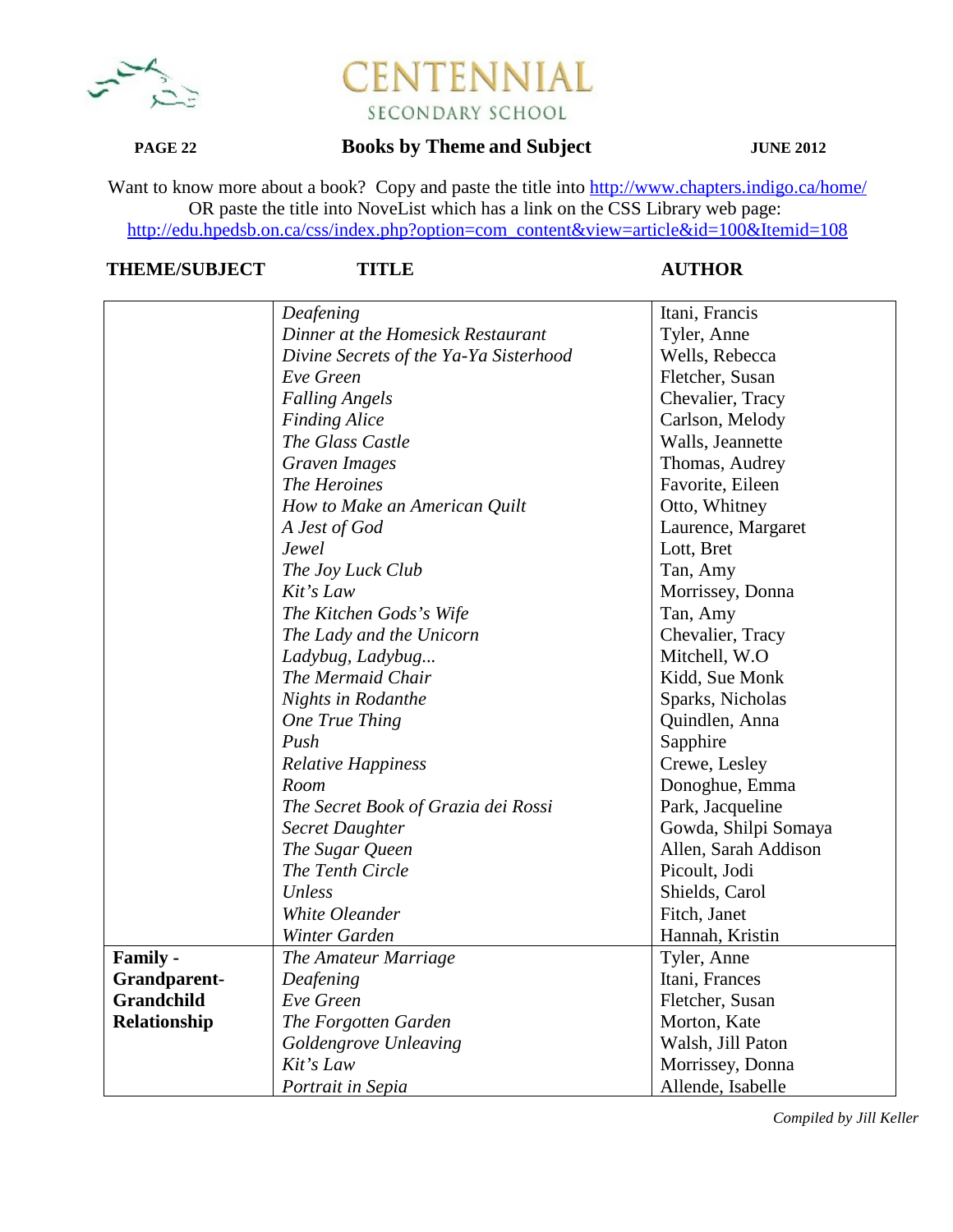# CENTENNIAL SECONDARY SCHOOL

**PAGE 22** **Books by Theme and Subject** **JUNE 2012**

Want to know more about a book? Copy and paste the title into http://www.chapters.indigo.ca/home/
OR paste the title into NoveList which has a link on the CSS Library web page:
http://edu.hpedsb.on.ca/css/index.php?option=com_content&view=article&id=100&Itemid=108

| THEME/SUBJECT | TITLE | AUTHOR |
|---|---|---|
| | *Deafening* | Itani, Francis |
| | *Dinner at the Homesick Restaurant* | Tyler, Anne |
| | *Divine Secrets of the Ya-Ya Sisterhood* | Wells, Rebecca |
| | *Eve Green* | Fletcher, Susan |
| | *Falling Angels* | Chevalier, Tracy |
| | *Finding Alice* | Carlson, Melody |
| | *The Glass Castle* | Walls, Jeannette |
| | *Graven Images* | Thomas, Audrey |
| | *The Heroines* | Favorite, Eileen |
| | *How to Make an American Quilt* | Otto, Whitney |
| | *A Jest of God* | Laurence, Margaret |
| | *Jewel* | Lott, Bret |
| | *The Joy Luck Club* | Tan, Amy |
| | *Kit's Law* | Morrissey, Donna |
| | *The Kitchen Gods's Wife* | Tan, Amy |
| | *The Lady and the Unicorn* | Chevalier, Tracy |
| | *Ladybug, Ladybug...* | Mitchell, W.O |
| | *The Mermaid Chair* | Kidd, Sue Monk |
| | *Nights in Rodanthe* | Sparks, Nicholas |
| | *One True Thing* | Quindlen, Anna |
| | *Push* | Sapphire |
| | *Relative Happiness* | Crewe, Lesley |
| | *Room* | Donoghue, Emma |
| | *The Secret Book of Grazia dei Rossi* | Park, Jacqueline |
| | *Secret Daughter* | Gowda, Shilpi Somaya |
| | *The Sugar Queen* | Allen, Sarah Addison |
| | *The Tenth Circle* | Picoult, Jodi |
| | *Unless* | Shields, Carol |
| | *White Oleander* | Fitch, Janet |
| | *Winter Garden* | Hannah, Kristin |
| **Family - Grandparent-Grandchild Relationship** | *The Amateur Marriage* | Tyler, Anne |
| | *Deafening* | Itani, Frances |
| | *Eve Green* | Fletcher, Susan |
| | *The Forgotten Garden* | Morton, Kate |
| | *Goldengrove Unleaving* | Walsh, Jill Paton |
| | *Kit's Law* | Morrissey, Donna |
| | *Portrait in Sepia* | Allende, Isabelle |

*Compiled by Jill Keller*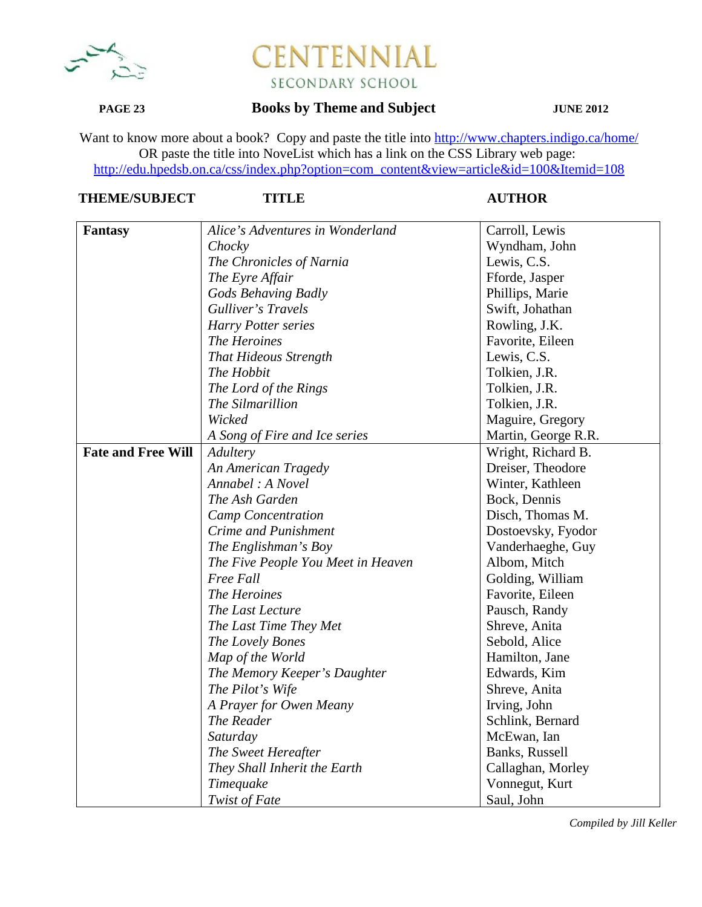# CENTENNIAL SECONDARY SCHOOL

## Books by Theme and Subject

JUNE 2012

Want to know more about a book? Copy and paste the title into http://www.chapters.indigo.ca/home/
OR paste the title into NoveList which has a link on the CSS Library web page:
http://edu.hpedsb.on.ca/css/index.php?option=com_content&view=article&id=100&Itemid=108

| THEME/SUBJECT | TITLE | AUTHOR |
|---|---|---|
| **Fantasy** | *Alice's Adventures in Wonderland* | Carroll, Lewis |
| | *Chocky* | Wyndham, John |
| | *The Chronicles of Narnia* | Lewis, C.S. |
| | *The Eyre Affair* | Fforde, Jasper |
| | *Gods Behaving Badly* | Phillips, Marie |
| | *Gulliver's Travels* | Swift, Johathan |
| | *Harry Potter series* | Rowling, J.K. |
| | *The Heroines* | Favorite, Eileen |
| | *That Hideous Strength* | Lewis, C.S. |
| | *The Hobbit* | Tolkien, J.R. |
| | *The Lord of the Rings* | Tolkien, J.R. |
| | *The Silmarillion* | Tolkien, J.R. |
| | *Wicked* | Maguire, Gregory |
| | *A Song of Fire and Ice series* | Martin, George R.R. |
| **Fate and Free Will** | *Adultery* | Wright, Richard B. |
| | *An American Tragedy* | Dreiser, Theodore |
| | *Annabel : A Novel* | Winter, Kathleen |
| | *The Ash Garden* | Bock, Dennis |
| | *Camp Concentration* | Disch, Thomas M. |
| | *Crime and Punishment* | Dostoevsky, Fyodor |
| | *The Englishman's Boy* | Vanderhaeghe, Guy |
| | *The Five People You Meet in Heaven* | Albom, Mitch |
| | *Free Fall* | Golding, William |
| | *The Heroines* | Favorite, Eileen |
| | *The Last Lecture* | Pausch, Randy |
| | *The Last Time They Met* | Shreve, Anita |
| | *The Lovely Bones* | Sebold, Alice |
| | *Map of the World* | Hamilton, Jane |
| | *The Memory Keeper's Daughter* | Edwards, Kim |
| | *The Pilot's Wife* | Shreve, Anita |
| | *A Prayer for Owen Meany* | Irving, John |
| | *The Reader* | Schlink, Bernard |
| | *Saturday* | McEwan, Ian |
| | *The Sweet Hereafter* | Banks, Russell |
| | *They Shall Inherit the Earth* | Callaghan, Morley |
| | *Timequake* | Vonnegut, Kurt |
| | *Twist of Fate* | Saul, John |

*Compiled by Jill Keller*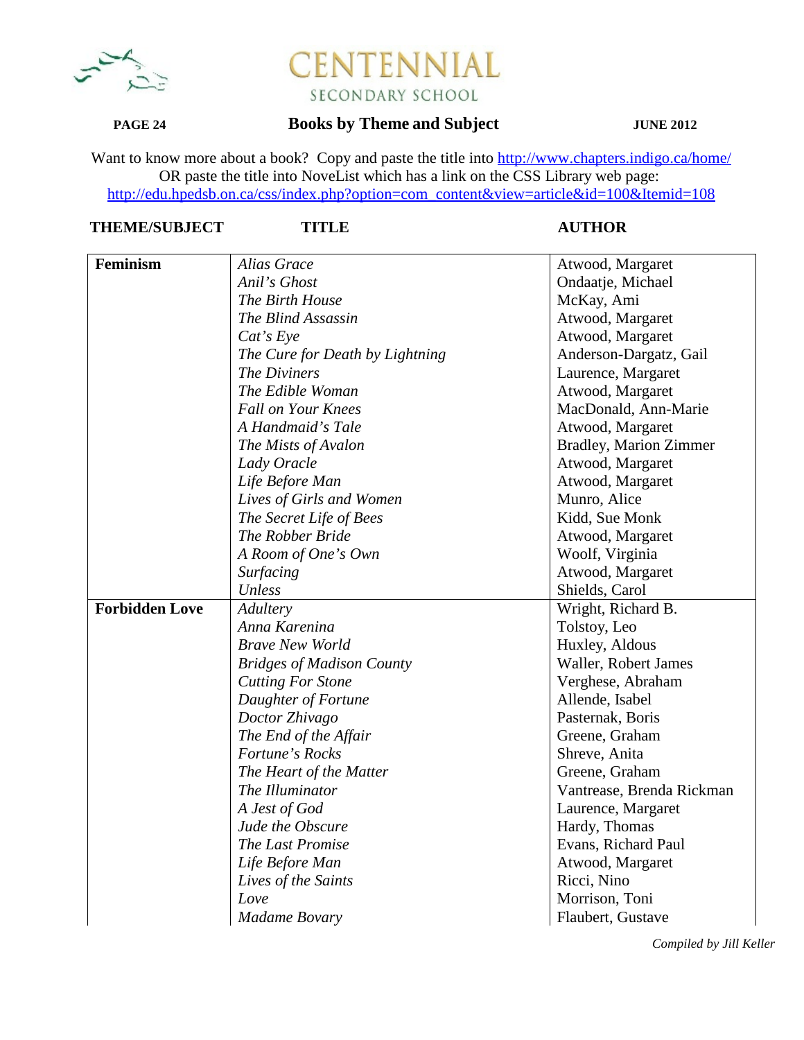CENTENNIAL
SECONDARY SCHOOL

**PAGE 24** **Books by Theme and Subject** **JUNE 2012**

Want to know more about a book? Copy and paste the title into http://www.chapters.indigo.ca/home/
OR paste the title into NoveList which has a link on the CSS Library web page:
http://edu.hpedsb.on.ca/css/index.php?option=com_content&view=article&id=100&Itemid=108

| THEME/SUBJECT | TITLE | AUTHOR |
|---|---|---|
| **Feminism** | *Alias Grace* | Atwood, Margaret |
| | *Anil's Ghost* | Ondaatje, Michael |
| | *The Birth House* | McKay, Ami |
| | *The Blind Assassin* | Atwood, Margaret |
| | *Cat's Eye* | Atwood, Margaret |
| | *The Cure for Death by Lightning* | Anderson-Dargatz, Gail |
| | *The Diviners* | Laurence, Margaret |
| | *The Edible Woman* | Atwood, Margaret |
| | *Fall on Your Knees* | MacDonald, Ann-Marie |
| | *A Handmaid's Tale* | Atwood, Margaret |
| | *The Mists of Avalon* | Bradley, Marion Zimmer |
| | *Lady Oracle* | Atwood, Margaret |
| | *Life Before Man* | Atwood, Margaret |
| | *Lives of Girls and Women* | Munro, Alice |
| | *The Secret Life of Bees* | Kidd, Sue Monk |
| | *The Robber Bride* | Atwood, Margaret |
| | *A Room of One's Own* | Woolf, Virginia |
| | *Surfacing* | Atwood, Margaret |
| | *Unless* | Shields, Carol |
| **Forbidden Love** | *Adultery* | Wright, Richard B. |
| | *Anna Karenina* | Tolstoy, Leo |
| | *Brave New World* | Huxley, Aldous |
| | *Bridges of Madison County* | Waller, Robert James |
| | *Cutting For Stone* | Verghese, Abraham |
| | *Daughter of Fortune* | Allende, Isabel |
| | *Doctor Zhivago* | Pasternak, Boris |
| | *The End of the Affair* | Greene, Graham |
| | *Fortune's Rocks* | Shreve, Anita |
| | *The Heart of the Matter* | Greene, Graham |
| | *The Illuminator* | Vantrease, Brenda Rickman |
| | *A Jest of God* | Laurence, Margaret |
| | *Jude the Obscure* | Hardy, Thomas |
| | *The Last Promise* | Evans, Richard Paul |
| | *Life Before Man* | Atwood, Margaret |
| | *Lives of the Saints* | Ricci, Nino |
| | *Love* | Morrison, Toni |
| | *Madame Bovary* | Flaubert, Gustave |

*Compiled by Jill Keller*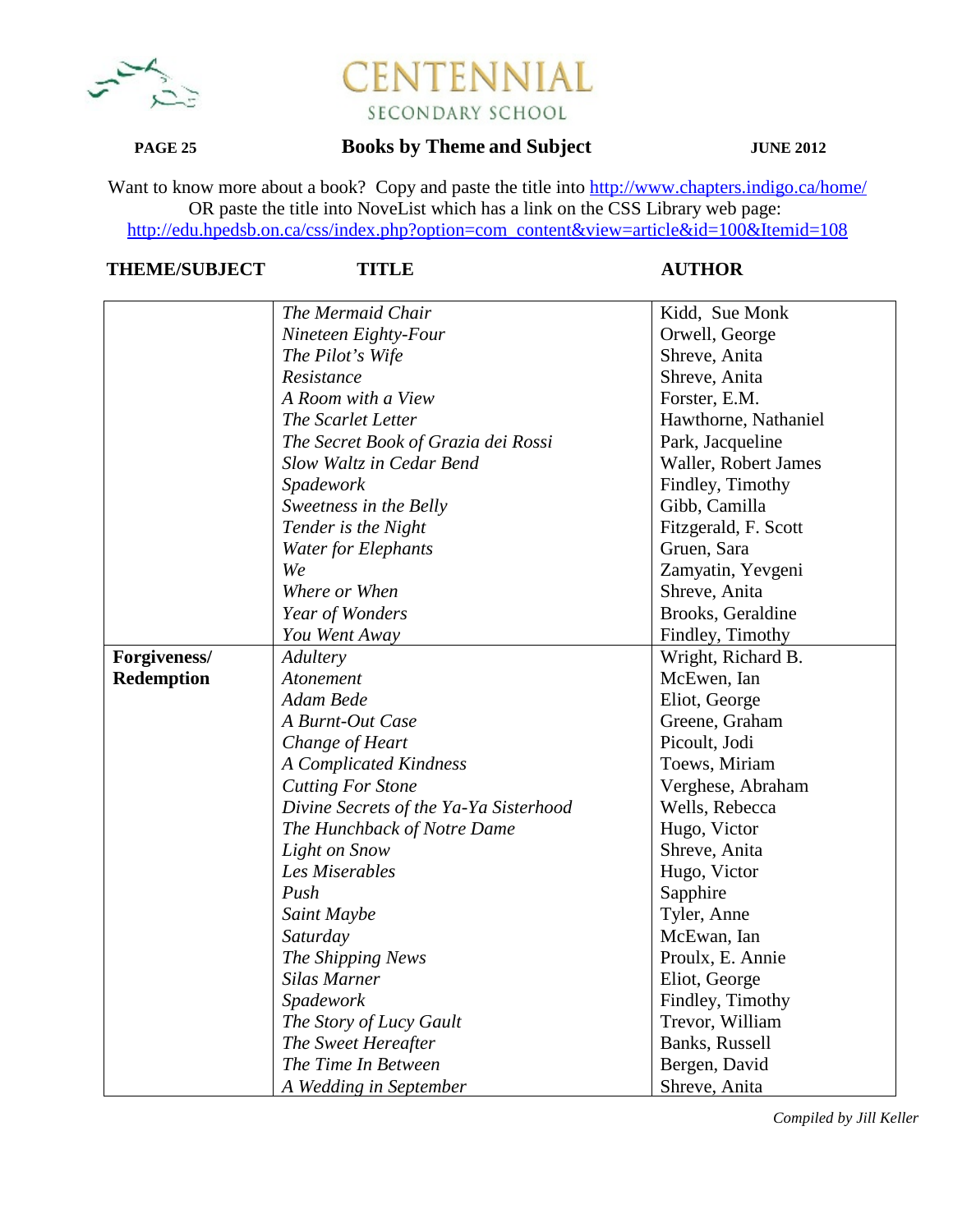# CENTENNIAL
SECONDARY SCHOOL

**PAGE 25** **Books by Theme and Subject** **JUNE 2012**

Want to know more about a book? Copy and paste the title into http://www.chapters.indigo.ca/home/
OR paste the title into NoveList which has a link on the CSS Library web page:
http://edu.hpedsb.on.ca/css/index.php?option=com_content&view=article&id=100&Itemid=108

| THEME/SUBJECT | TITLE | AUTHOR |
|---|---|---|
| | *The Mermaid Chair* | Kidd, Sue Monk |
| | *Nineteen Eighty-Four* | Orwell, George |
| | *The Pilot's Wife* | Shreve, Anita |
| | *Resistance* | Shreve, Anita |
| | *A Room with a View* | Forster, E.M. |
| | *The Scarlet Letter* | Hawthorne, Nathaniel |
| | *The Secret Book of Grazia dei Rossi* | Park, Jacqueline |
| | *Slow Waltz in Cedar Bend* | Waller, Robert James |
| | *Spadework* | Findley, Timothy |
| | *Sweetness in the Belly* | Gibb, Camilla |
| | *Tender is the Night* | Fitzgerald, F. Scott |
| | *Water for Elephants* | Gruen, Sara |
| | *We* | Zamyatin, Yevgeni |
| | *Where or When* | Shreve, Anita |
| | *Year of Wonders* | Brooks, Geraldine |
| | *You Went Away* | Findley, Timothy |
| **Forgiveness/ Redemption** | *Adultery* | Wright, Richard B. |
| | *Atonement* | McEwen, Ian |
| | *Adam Bede* | Eliot, George |
| | *A Burnt-Out Case* | Greene, Graham |
| | *Change of Heart* | Picoult, Jodi |
| | *A Complicated Kindness* | Toews, Miriam |
| | *Cutting For Stone* | Verghese, Abraham |
| | *Divine Secrets of the Ya-Ya Sisterhood* | Wells, Rebecca |
| | *The Hunchback of Notre Dame* | Hugo, Victor |
| | *Light on Snow* | Shreve, Anita |
| | *Les Miserables* | Hugo, Victor |
| | *Push* | Sapphire |
| | *Saint Maybe* | Tyler, Anne |
| | *Saturday* | McEwan, Ian |
| | *The Shipping News* | Proulx, E. Annie |
| | *Silas Marner* | Eliot, George |
| | *Spadework* | Findley, Timothy |
| | *The Story of Lucy Gault* | Trevor, William |
| | *The Sweet Hereafter* | Banks, Russell |
| | *The Time In Between* | Bergen, David |
| | *A Wedding in September* | Shreve, Anita |

*Compiled by Jill Keller*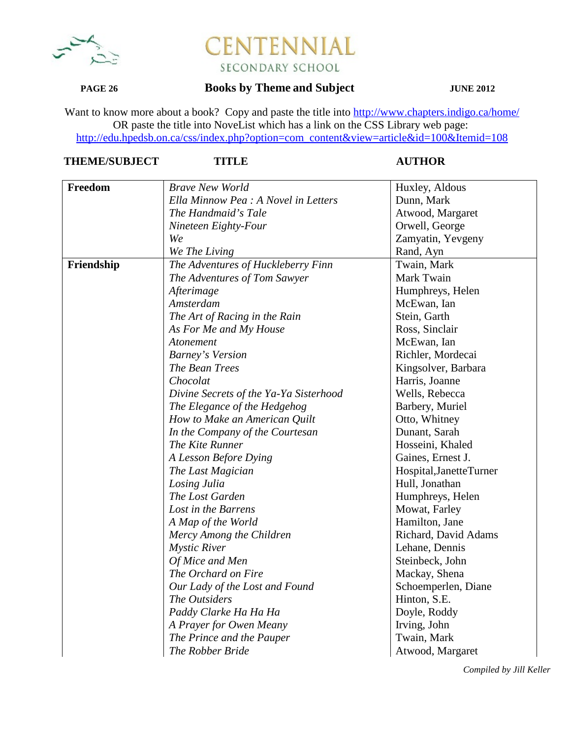# CENTENNIAL

SECONDARY SCHOOL

## Books by Theme and Subject

JUNE 2012

Want to know more about a book? Copy and paste the title into http://www.chapters.indigo.ca/home/
OR paste the title into NoveList which has a link on the CSS Library web page:
http://edu.hpedsb.on.ca/css/index.php?option=com_content&view=article&id=100&Itemid=108

| THEME/SUBJECT | TITLE | AUTHOR |
|---|---|---|
| **Freedom** | *Brave New World* | Huxley, Aldous |
| | *Ella Minnow Pea : A Novel in Letters* | Dunn, Mark |
| | *The Handmaid's Tale* | Atwood, Margaret |
| | *Nineteen Eighty-Four* | Orwell, George |
| | *We* | Zamyatin, Yevgeny |
| | *We The Living* | Rand, Ayn |
| **Friendship** | *The Adventures of Huckleberry Finn* | Twain, Mark |
| | *The Adventures of Tom Sawyer* | Mark Twain |
| | *Afterimage* | Humphreys, Helen |
| | *Amsterdam* | McEwan, Ian |
| | *The Art of Racing in the Rain* | Stein, Garth |
| | *As For Me and My House* | Ross, Sinclair |
| | *Atonement* | McEwan, Ian |
| | *Barney's Version* | Richler, Mordecai |
| | *The Bean Trees* | Kingsolver, Barbara |
| | *Chocolat* | Harris, Joanne |
| | *Divine Secrets of the Ya-Ya Sisterhood* | Wells, Rebecca |
| | *The Elegance of the Hedgehog* | Barbery, Muriel |
| | *How to Make an American Quilt* | Otto, Whitney |
| | *In the Company of the Courtesan* | Dunant, Sarah |
| | *The Kite Runner* | Hosseini, Khaled |
| | *A Lesson Before Dying* | Gaines, Ernest J. |
| | *The Last Magician* | Hospital,JanetteTurner |
| | *Losing Julia* | Hull, Jonathan |
| | *The Lost Garden* | Humphreys, Helen |
| | *Lost in the Barrens* | Mowat, Farley |
| | *A Map of the World* | Hamilton, Jane |
| | *Mercy Among the Children* | Richard, David Adams |
| | *Mystic River* | Lehane, Dennis |
| | *Of Mice and Men* | Steinbeck, John |
| | *The Orchard on Fire* | Mackay, Shena |
| | *Our Lady of the Lost and Found* | Schoemperlen, Diane |
| | *The Outsiders* | Hinton, S.E. |
| | *Paddy Clarke Ha Ha Ha* | Doyle, Roddy |
| | *A Prayer for Owen Meany* | Irving, John |
| | *The Prince and the Pauper* | Twain, Mark |
| | *The Robber Bride* | Atwood, Margaret |

*Compiled by Jill Keller*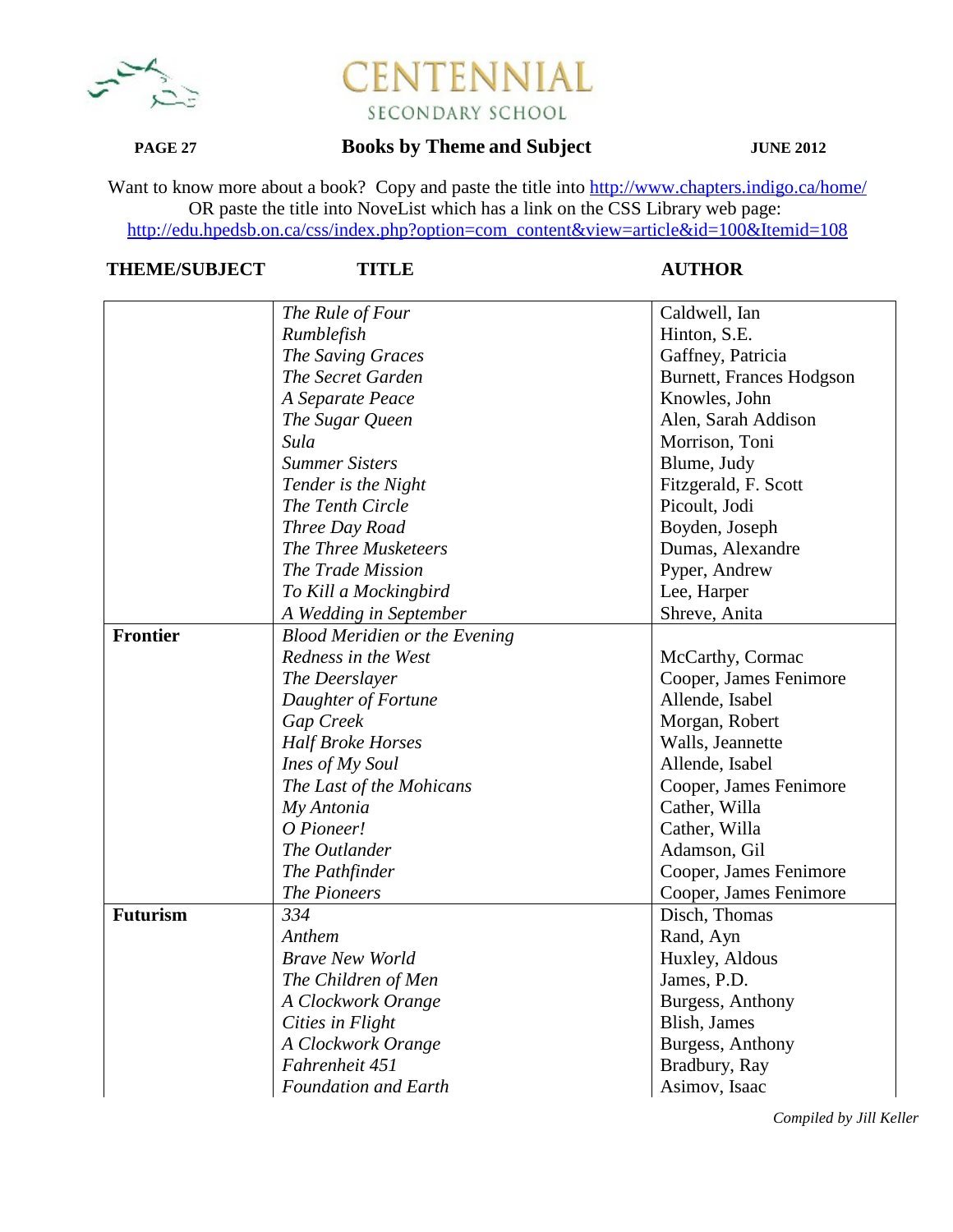# CENTENNIAL SECONDARY SCHOOL

**Books by Theme and Subject** — **JUNE 2012**

Want to know more about a book? Copy and paste the title into http://www.chapters.indigo.ca/home/
OR paste the title into NoveList which has a link on the CSS Library web page:
http://edu.hpedsb.on.ca/css/index.php?option=com_content&view=article&id=100&Itemid=108

| THEME/SUBJECT | TITLE | AUTHOR |
|---|---|---|
| | *The Rule of Four* | Caldwell, Ian |
| | *Rumblefish* | Hinton, S.E. |
| | *The Saving Graces* | Gaffney, Patricia |
| | *The Secret Garden* | Burnett, Frances Hodgson |
| | *A Separate Peace* | Knowles, John |
| | *The Sugar Queen* | Alen, Sarah Addison |
| | *Sula* | Morrison, Toni |
| | *Summer Sisters* | Blume, Judy |
| | *Tender is the Night* | Fitzgerald, F. Scott |
| | *The Tenth Circle* | Picoult, Jodi |
| | *Three Day Road* | Boyden, Joseph |
| | *The Three Musketeers* | Dumas, Alexandre |
| | *The Trade Mission* | Pyper, Andrew |
| | *To Kill a Mockingbird* | Lee, Harper |
| | *A Wedding in September* | Shreve, Anita |
| **Frontier** | *Blood Meridien or the Evening Redness in the West* | McCarthy, Cormac |
| | *The Deerslayer* | Cooper, James Fenimore |
| | *Daughter of Fortune* | Allende, Isabel |
| | *Gap Creek* | Morgan, Robert |
| | *Half Broke Horses* | Walls, Jeannette |
| | *Ines of My Soul* | Allende, Isabel |
| | *The Last of the Mohicans* | Cooper, James Fenimore |
| | *My Antonia* | Cather, Willa |
| | *O Pioneer!* | Cather, Willa |
| | *The Outlander* | Adamson, Gil |
| | *The Pathfinder* | Cooper, James Fenimore |
| | *The Pioneers* | Cooper, James Fenimore |
| **Futurism** | *334* | Disch, Thomas |
| | *Anthem* | Rand, Ayn |
| | *Brave New World* | Huxley, Aldous |
| | *The Children of Men* | James, P.D. |
| | *A Clockwork Orange* | Burgess, Anthony |
| | *Cities in Flight* | Blish, James |
| | *A Clockwork Orange* | Burgess, Anthony |
| | *Fahrenheit 451* | Bradbury, Ray |
| | *Foundation and Earth* | Asimov, Isaac |

*Compiled by Jill Keller*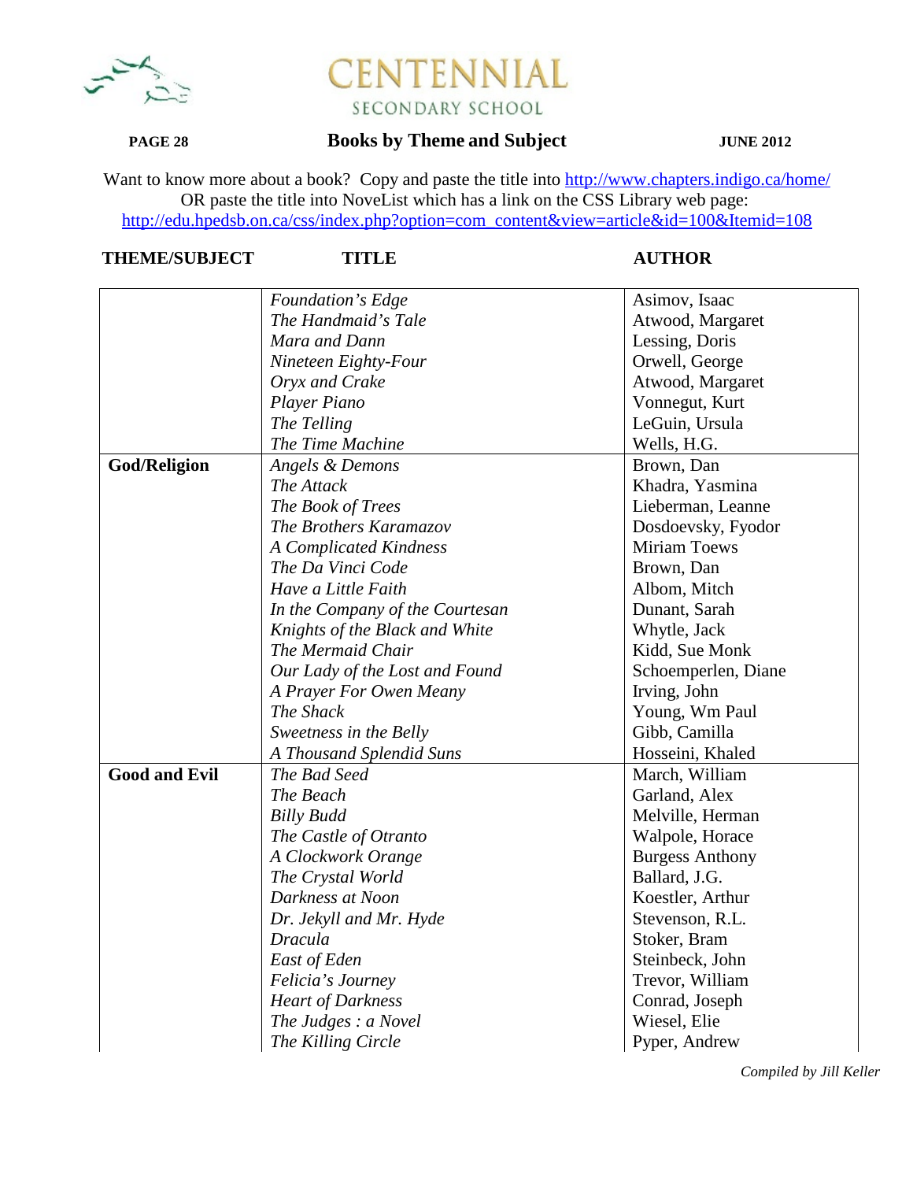# CENTENNIAL SECONDARY SCHOOL

**Books by Theme and Subject**

Want to know more about a book? Copy and paste the title into http://www.chapters.indigo.ca/home/
OR paste the title into NoveList which has a link on the CSS Library web page:
http://edu.hpedsb.on.ca/css/index.php?option=com_content&view=article&id=100&Itemid=108

| THEME/SUBJECT | TITLE | AUTHOR |
|---|---|---|
| | *Foundation's Edge* | Asimov, Isaac |
| | *The Handmaid's Tale* | Atwood, Margaret |
| | *Mara and Dann* | Lessing, Doris |
| | *Nineteen Eighty-Four* | Orwell, George |
| | *Oryx and Crake* | Atwood, Margaret |
| | *Player Piano* | Vonnegut, Kurt |
| | *The Telling* | LeGuin, Ursula |
| | *The Time Machine* | Wells, H.G. |
| **God/Religion** | *Angels & Demons* | Brown, Dan |
| | *The Attack* | Khadra, Yasmina |
| | *The Book of Trees* | Lieberman, Leanne |
| | *The Brothers Karamazov* | Dosdoevsky, Fyodor |
| | *A Complicated Kindness* | Miriam Toews |
| | *The Da Vinci Code* | Brown, Dan |
| | *Have a Little Faith* | Albom, Mitch |
| | *In the Company of the Courtesan* | Dunant, Sarah |
| | *Knights of the Black and White* | Whytle, Jack |
| | *The Mermaid Chair* | Kidd, Sue Monk |
| | *Our Lady of the Lost and Found* | Schoemperlen, Diane |
| | *A Prayer For Owen Meany* | Irving, John |
| | *The Shack* | Young, Wm Paul |
| | *Sweetness in the Belly* | Gibb, Camilla |
| | *A Thousand Splendid Suns* | Hosseini, Khaled |
| **Good and Evil** | *The Bad Seed* | March, William |
| | *The Beach* | Garland, Alex |
| | *Billy Budd* | Melville, Herman |
| | *The Castle of Otranto* | Walpole, Horace |
| | *A Clockwork Orange* | Burgess Anthony |
| | *The Crystal World* | Ballard, J.G. |
| | *Darkness at Noon* | Koestler, Arthur |
| | *Dr. Jekyll and Mr. Hyde* | Stevenson, R.L. |
| | *Dracula* | Stoker, Bram |
| | *East of Eden* | Steinbeck, John |
| | *Felicia's Journey* | Trevor, William |
| | *Heart of Darkness* | Conrad, Joseph |
| | *The Judges : a Novel* | Wiesel, Elie |
| | *The Killing Circle* | Pyper, Andrew |

*Compiled by Jill Keller*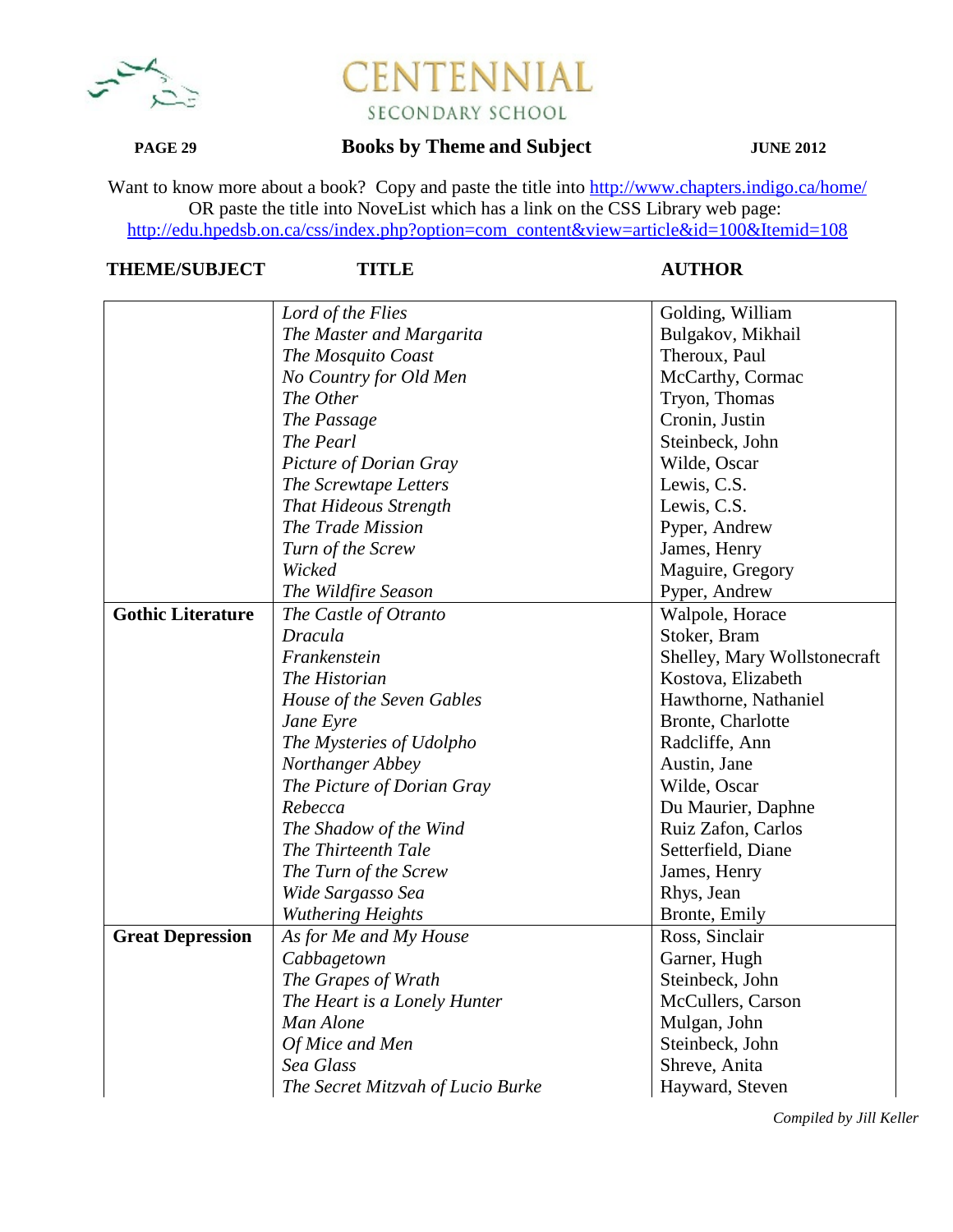**Books by Theme and Subject**

Want to know more about a book? Copy and paste the title into http://www.chapters.indigo.ca/home/
OR paste the title into NoveList which has a link on the CSS Library web page:
http://edu.hpedsb.on.ca/css/index.php?option=com_content&view=article&id=100&Itemid=108

| THEME/SUBJECT | TITLE | AUTHOR |
|---|---|---|
| | *Lord of the Flies* | Golding, William |
| | *The Master and Margarita* | Bulgakov, Mikhail |
| | *The Mosquito Coast* | Theroux, Paul |
| | *No Country for Old Men* | McCarthy, Cormac |
| | *The Other* | Tryon, Thomas |
| | *The Passage* | Cronin, Justin |
| | *The Pearl* | Steinbeck, John |
| | *Picture of Dorian Gray* | Wilde, Oscar |
| | *The Screwtape Letters* | Lewis, C.S. |
| | *That Hideous Strength* | Lewis, C.S. |
| | *The Trade Mission* | Pyper, Andrew |
| | *Turn of the Screw* | James, Henry |
| | *Wicked* | Maguire, Gregory |
| | *The Wildfire Season* | Pyper, Andrew |
| **Gothic Literature** | *The Castle of Otranto* | Walpole, Horace |
| | *Dracula* | Stoker, Bram |
| | *Frankenstein* | Shelley, Mary Wollstonecraft |
| | *The Historian* | Kostova, Elizabeth |
| | *House of the Seven Gables* | Hawthorne, Nathaniel |
| | *Jane Eyre* | Bronte, Charlotte |
| | *The Mysteries of Udolpho* | Radcliffe, Ann |
| | *Northanger Abbey* | Austin, Jane |
| | *The Picture of Dorian Gray* | Wilde, Oscar |
| | *Rebecca* | Du Maurier, Daphne |
| | *The Shadow of the Wind* | Ruiz Zafon, Carlos |
| | *The Thirteenth Tale* | Setterfield, Diane |
| | *The Turn of the Screw* | James, Henry |
| | *Wide Sargasso Sea* | Rhys, Jean |
| | *Wuthering Heights* | Bronte, Emily |
| **Great Depression** | *As for Me and My House* | Ross, Sinclair |
| | *Cabbagetown* | Garner, Hugh |
| | *The Grapes of Wrath* | Steinbeck, John |
| | *The Heart is a Lonely Hunter* | McCullers, Carson |
| | *Man Alone* | Mulgan, John |
| | *Of Mice and Men* | Steinbeck, John |
| | *Sea Glass* | Shreve, Anita |
| | *The Secret Mitzvah of Lucio Burke* | Hayward, Steven |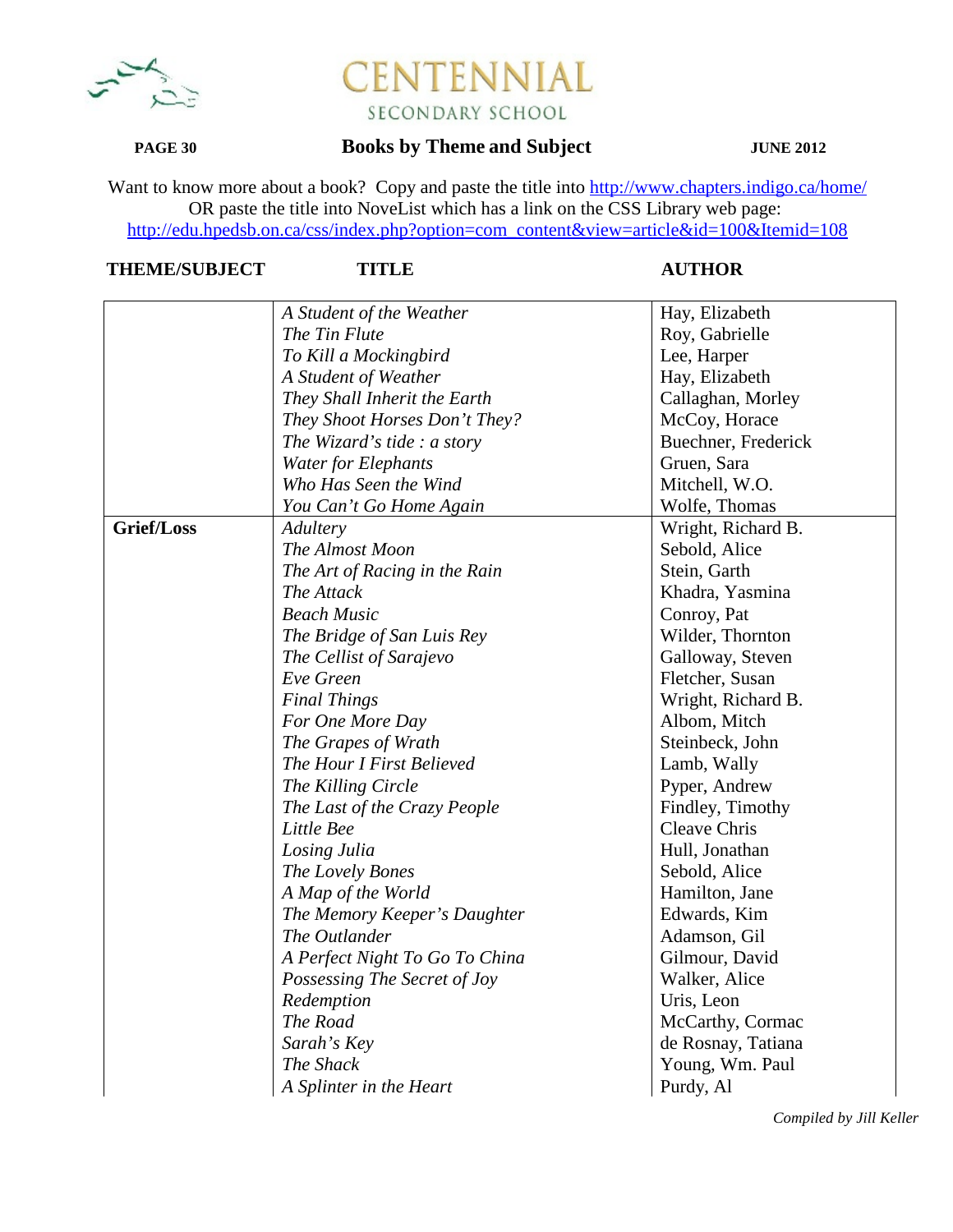# Books by Theme and Subject

Want to know more about a book? Copy and paste the title into http://www.chapters.indigo.ca/home/
OR paste the title into NoveList which has a link on the CSS Library web page:
http://edu.hpedsb.on.ca/css/index.php?option=com_content&view=article&id=100&Itemid=108

| THEME/SUBJECT | TITLE | AUTHOR |
|---|---|---|
| | *A Student of the Weather* | Hay, Elizabeth |
| | *The Tin Flute* | Roy, Gabrielle |
| | *To Kill a Mockingbird* | Lee, Harper |
| | *A Student of Weather* | Hay, Elizabeth |
| | *They Shall Inherit the Earth* | Callaghan, Morley |
| | *They Shoot Horses Don't They?* | McCoy, Horace |
| | *The Wizard's tide : a story* | Buechner, Frederick |
| | *Water for Elephants* | Gruen, Sara |
| | *Who Has Seen the Wind* | Mitchell, W.O. |
| | *You Can't Go Home Again* | Wolfe, Thomas |
| **Grief/Loss** | *Adultery* | Wright, Richard B. |
| | *The Almost Moon* | Sebold, Alice |
| | *The Art of Racing in the Rain* | Stein, Garth |
| | *The Attack* | Khadra, Yasmina |
| | *Beach Music* | Conroy, Pat |
| | *The Bridge of San Luis Rey* | Wilder, Thornton |
| | *The Cellist of Sarajevo* | Galloway, Steven |
| | *Eve Green* | Fletcher, Susan |
| | *Final Things* | Wright, Richard B. |
| | *For One More Day* | Albom, Mitch |
| | *The Grapes of Wrath* | Steinbeck, John |
| | *The Hour I First Believed* | Lamb, Wally |
| | *The Killing Circle* | Pyper, Andrew |
| | *The Last of the Crazy People* | Findley, Timothy |
| | *Little Bee* | Cleave Chris |
| | *Losing Julia* | Hull, Jonathan |
| | *The Lovely Bones* | Sebold, Alice |
| | *A Map of the World* | Hamilton, Jane |
| | *The Memory Keeper's Daughter* | Edwards, Kim |
| | *The Outlander* | Adamson, Gil |
| | *A Perfect Night To Go To China* | Gilmour, David |
| | *Possessing The Secret of Joy* | Walker, Alice |
| | *Redemption* | Uris, Leon |
| | *The Road* | McCarthy, Cormac |
| | *Sarah's Key* | de Rosnay, Tatiana |
| | *The Shack* | Young, Wm. Paul |
| | *A Splinter in the Heart* | Purdy, Al |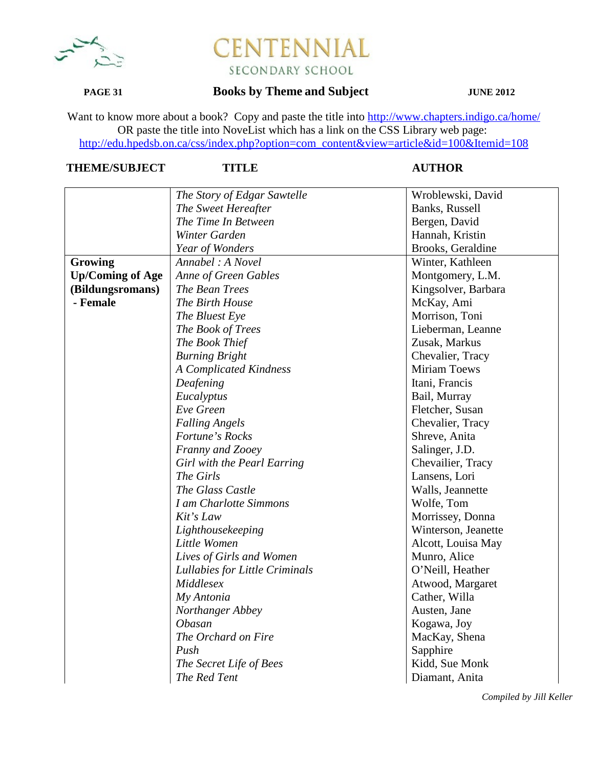# CENTENNIAL
SECONDARY SCHOOL

## Books by Theme and Subject

Want to know more about a book? Copy and paste the title into http://www.chapters.indigo.ca/home/
OR paste the title into NoveList which has a link on the CSS Library web page:
http://edu.hpedsb.on.ca/css/index.php?option=com_content&view=article&id=100&Itemid=108

| THEME/SUBJECT | TITLE | AUTHOR |
|---|---|---|
| | *The Story of Edgar Sawtelle* | Wroblewski, David |
| | *The Sweet Hereafter* | Banks, Russell |
| | *The Time In Between* | Bergen, David |
| | *Winter Garden* | Hannah, Kristin |
| | *Year of Wonders* | Brooks, Geraldine |
| **Growing Up/Coming of Age (Bildungsromans) - Female** | *Annabel : A Novel* | Winter, Kathleen |
| | *Anne of Green Gables* | Montgomery, L.M. |
| | *The Bean Trees* | Kingsolver, Barbara |
| | *The Birth House* | McKay, Ami |
| | *The Bluest Eye* | Morrison, Toni |
| | *The Book of Trees* | Lieberman, Leanne |
| | *The Book Thief* | Zusak, Markus |
| | *Burning Bright* | Chevalier, Tracy |
| | *A Complicated Kindness* | Miriam Toews |
| | *Deafening* | Itani, Francis |
| | *Eucalyptus* | Bail, Murray |
| | *Eve Green* | Fletcher, Susan |
| | *Falling Angels* | Chevalier, Tracy |
| | *Fortune's Rocks* | Shreve, Anita |
| | *Franny and Zooey* | Salinger, J.D. |
| | *Girl with the Pearl Earring* | Chevailier, Tracy |
| | *The Girls* | Lansens, Lori |
| | *The Glass Castle* | Walls, Jeannette |
| | *I am Charlotte Simmons* | Wolfe, Tom |
| | *Kit's Law* | Morrissey, Donna |
| | *Lighthousekeeping* | Winterson, Jeanette |
| | *Little Women* | Alcott, Louisa May |
| | *Lives of Girls and Women* | Munro, Alice |
| | *Lullabies for Little Criminals* | O'Neill, Heather |
| | *Middlesex* | Atwood, Margaret |
| | *My Antonia* | Cather, Willa |
| | *Northanger Abbey* | Austen, Jane |
| | *Obasan* | Kogawa, Joy |
| | *The Orchard on Fire* | MacKay, Shena |
| | *Push* | Sapphire |
| | *The Secret Life of Bees* | Kidd, Sue Monk |
| | *The Red Tent* | Diamant, Anita |

*Compiled by Jill Keller*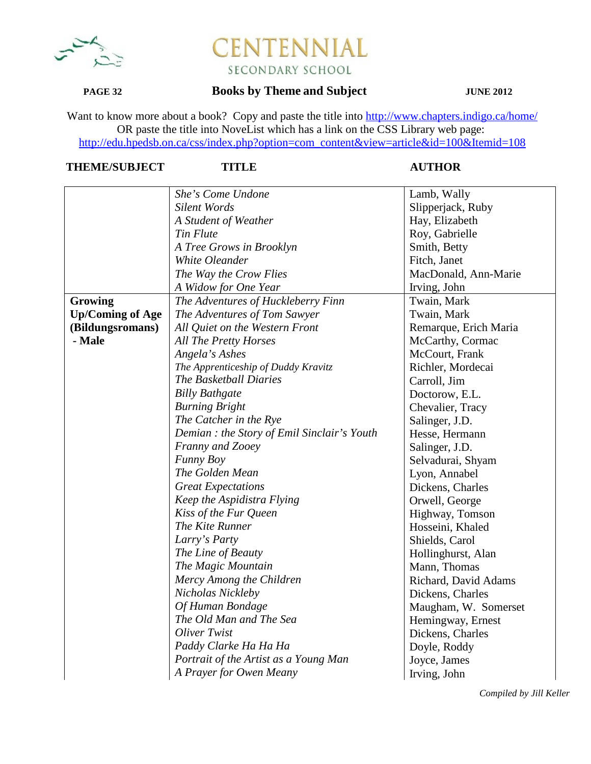**CENTENNIAL**
SECONDARY SCHOOL

**PAGE 32** **Books by Theme and Subject** **JUNE 2012**

Want to know more about a book? Copy and paste the title into http://www.chapters.indigo.ca/home/
OR paste the title into NoveList which has a link on the CSS Library web page:
http://edu.hpedsb.on.ca/css/index.php?option=com_content&view=article&id=100&Itemid=108

| THEME/SUBJECT | TITLE | AUTHOR |
|---|---|---|
| | *She's Come Undone* | Lamb, Wally |
| | *Silent Words* | Slipperjack, Ruby |
| | *A Student of Weather* | Hay, Elizabeth |
| | *Tin Flute* | Roy, Gabrielle |
| | *A Tree Grows in Brooklyn* | Smith, Betty |
| | *White Oleander* | Fitch, Janet |
| | *The Way the Crow Flies* | MacDonald, Ann-Marie |
| | *A Widow for One Year* | Irving, John |
| **Growing Up/Coming of Age (Bildungsromans) - Male** | *The Adventures of Huckleberry Finn* | Twain, Mark |
| | *The Adventures of Tom Sawyer* | Twain, Mark |
| | *All Quiet on the Western Front* | Remarque, Erich Maria |
| | *All The Pretty Horses* | McCarthy, Cormac |
| | *Angela's Ashes* | McCourt, Frank |
| | *The Apprenticeship of Duddy Kravitz* | Richler, Mordecai |
| | *The Basketball Diaries* | Carroll, Jim |
| | *Billy Bathgate* | Doctorow, E.L. |
| | *Burning Bright* | Chevalier, Tracy |
| | *The Catcher in the Rye* | Salinger, J.D. |
| | *Demian : the Story of Emil Sinclair's Youth* | Hesse, Hermann |
| | *Franny and Zooey* | Salinger, J.D. |
| | *Funny Boy* | Selvadurai, Shyam |
| | *The Golden Mean* | Lyon, Annabel |
| | *Great Expectations* | Dickens, Charles |
| | *Keep the Aspidistra Flying* | Orwell, George |
| | *Kiss of the Fur Queen* | Highway, Tomson |
| | *The Kite Runner* | Hosseini, Khaled |
| | *Larry's Party* | Shields, Carol |
| | *The Line of Beauty* | Hollinghurst, Alan |
| | *The Magic Mountain* | Mann, Thomas |
| | *Mercy Among the Children* | Richard, David Adams |
| | *Nicholas Nickleby* | Dickens, Charles |
| | *Of Human Bondage* | Maugham, W. Somerset |
| | *The Old Man and The Sea* | Hemingway, Ernest |
| | *Oliver Twist* | Dickens, Charles |
| | *Paddy Clarke Ha Ha Ha* | Doyle, Roddy |
| | *Portrait of the Artist as a Young Man* | Joyce, James |
| | *A Prayer for Owen Meany* | Irving, John |

*Compiled by Jill Keller*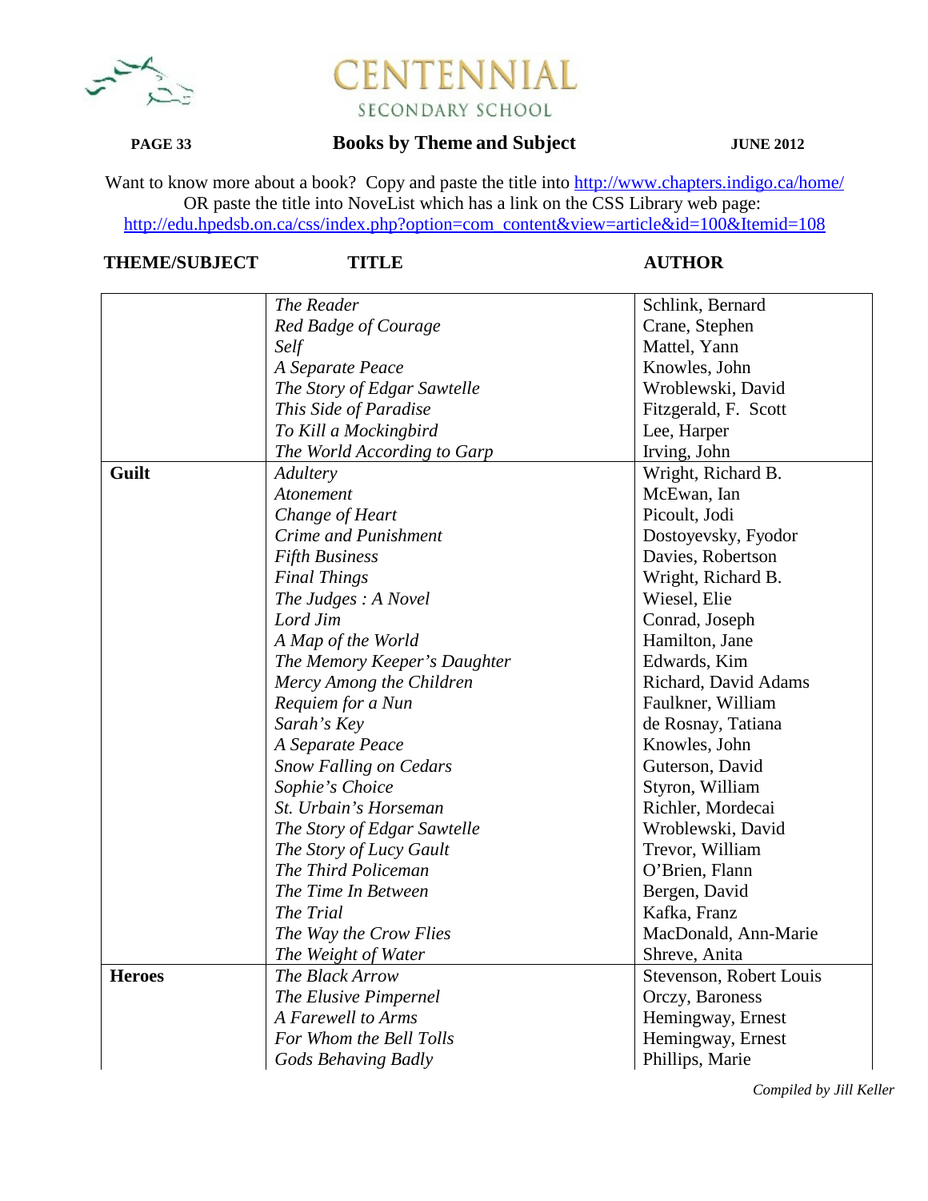# CENTENNIAL SECONDARY SCHOOL

## Books by Theme and Subject

Want to know more about a book? Copy and paste the title into http://www.chapters.indigo.ca/home/
OR paste the title into NoveList which has a link on the CSS Library web page:
http://edu.hpedsb.on.ca/css/index.php?option=com_content&view=article&id=100&Itemid=108

| THEME/SUBJECT | TITLE | AUTHOR |
|---|---|---|
| | *The Reader* | Schlink, Bernard |
| | *Red Badge of Courage* | Crane, Stephen |
| | *Self* | Mattel, Yann |
| | *A Separate Peace* | Knowles, John |
| | *The Story of Edgar Sawtelle* | Wroblewski, David |
| | *This Side of Paradise* | Fitzgerald, F. Scott |
| | *To Kill a Mockingbird* | Lee, Harper |
| | *The World According to Garp* | Irving, John |
| **Guilt** | *Adultery* | Wright, Richard B. |
| | *Atonement* | McEwan, Ian |
| | *Change of Heart* | Picoult, Jodi |
| | *Crime and Punishment* | Dostoyevsky, Fyodor |
| | *Fifth Business* | Davies, Robertson |
| | *Final Things* | Wright, Richard B. |
| | *The Judges : A Novel* | Wiesel, Elie |
| | *Lord Jim* | Conrad, Joseph |
| | *A Map of the World* | Hamilton, Jane |
| | *The Memory Keeper's Daughter* | Edwards, Kim |
| | *Mercy Among the Children* | Richard, David Adams |
| | *Requiem for a Nun* | Faulkner, William |
| | *Sarah's Key* | de Rosnay, Tatiana |
| | *A Separate Peace* | Knowles, John |
| | *Snow Falling on Cedars* | Guterson, David |
| | *Sophie's Choice* | Styron, William |
| | *St. Urbain's Horseman* | Richler, Mordecai |
| | *The Story of Edgar Sawtelle* | Wroblewski, David |
| | *The Story of Lucy Gault* | Trevor, William |
| | *The Third Policeman* | O'Brien, Flann |
| | *The Time In Between* | Bergen, David |
| | *The Trial* | Kafka, Franz |
| | *The Way the Crow Flies* | MacDonald, Ann-Marie |
| | *The Weight of Water* | Shreve, Anita |
| **Heroes** | *The Black Arrow* | Stevenson, Robert Louis |
| | *The Elusive Pimpernel* | Orczy, Baroness |
| | *A Farewell to Arms* | Hemingway, Ernest |
| | *For Whom the Bell Tolls* | Hemingway, Ernest |
| | *Gods Behaving Badly* | Phillips, Marie |

*Compiled by Jill Keller*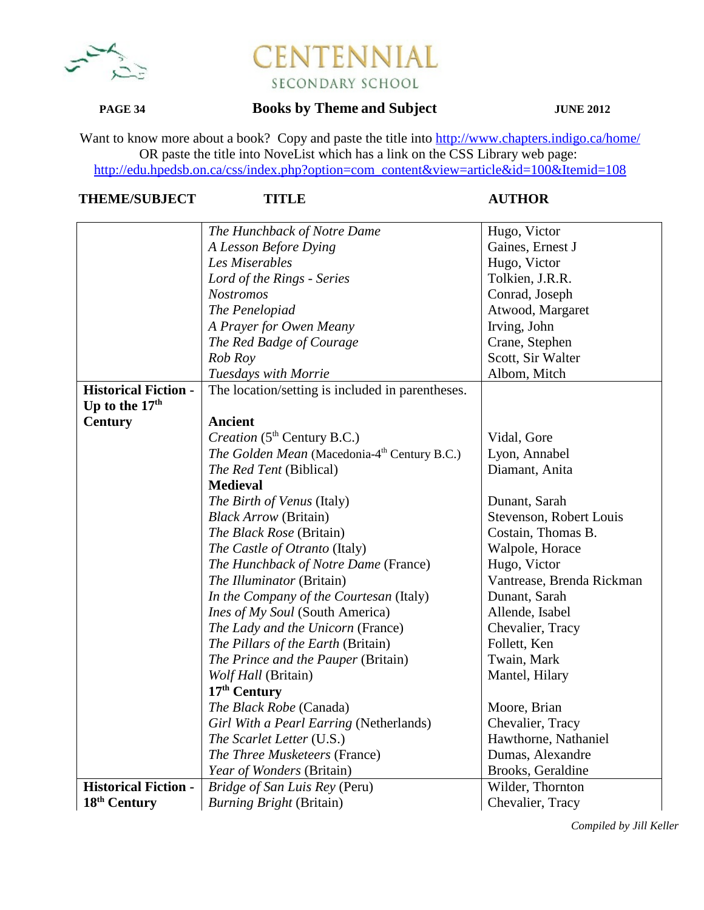# CENTENNIAL SECONDARY SCHOOL

**Books by Theme and Subject** — **JUNE 2012**

Want to know more about a book? Copy and paste the title into http://www.chapters.indigo.ca/home/
OR paste the title into NoveList which has a link on the CSS Library web page:
http://edu.hpedsb.on.ca/css/index.php?option=com_content&view=article&id=100&Itemid=108

| THEME/SUBJECT | TITLE | AUTHOR |
|---|---|---|
| | *The Hunchback of Notre Dame* | Hugo, Victor |
| | *A Lesson Before Dying* | Gaines, Ernest J |
| | *Les Miserables* | Hugo, Victor |
| | *Lord of the Rings - Series* | Tolkien, J.R.R. |
| | *Nostromos* | Conrad, Joseph |
| | *The Penelopiad* | Atwood, Margaret |
| | *A Prayer for Owen Meany* | Irving, John |
| | *The Red Badge of Courage* | Crane, Stephen |
| | *Rob Roy* | Scott, Sir Walter |
| | *Tuesdays with Morrie* | Albom, Mitch |
| **Historical Fiction - Up to the 17th Century** | The location/setting is included in parentheses. | |
| | **Ancient** | |
| | *Creation* (5th Century B.C.) | Vidal, Gore |
| | *The Golden Mean* (Macedonia-4th Century B.C.) | Lyon, Annabel |
| | *The Red Tent* (Biblical) | Diamant, Anita |
| | **Medieval** | |
| | *The Birth of Venus* (Italy) | Dunant, Sarah |
| | *Black Arrow* (Britain) | Stevenson, Robert Louis |
| | *The Black Rose* (Britain) | Costain, Thomas B. |
| | *The Castle of Otranto* (Italy) | Walpole, Horace |
| | *The Hunchback of Notre Dame* (France) | Hugo, Victor |
| | *The Illuminator* (Britain) | Vantrease, Brenda Rickman |
| | *In the Company of the Courtesan* (Italy) | Dunant, Sarah |
| | *Ines of My Soul* (South America) | Allende, Isabel |
| | *The Lady and the Unicorn* (France) | Chevalier, Tracy |
| | *The Pillars of the Earth* (Britain) | Follett, Ken |
| | *The Prince and the Pauper* (Britain) | Twain, Mark |
| | *Wolf Hall* (Britain) | Mantel, Hilary |
| | **17th Century** | |
| | *The Black Robe* (Canada) | Moore, Brian |
| | *Girl With a Pearl Earring* (Netherlands) | Chevalier, Tracy |
| | *The Scarlet Letter* (U.S.) | Hawthorne, Nathaniel |
| | *The Three Musketeers* (France) | Dumas, Alexandre |
| | *Year of Wonders* (Britain) | Brooks, Geraldine |
| **Historical Fiction - 18th Century** | *Bridge of San Luis Rey* (Peru) | Wilder, Thornton |
| | *Burning Bright* (Britain) | Chevalier, Tracy |

*Compiled by Jill Keller*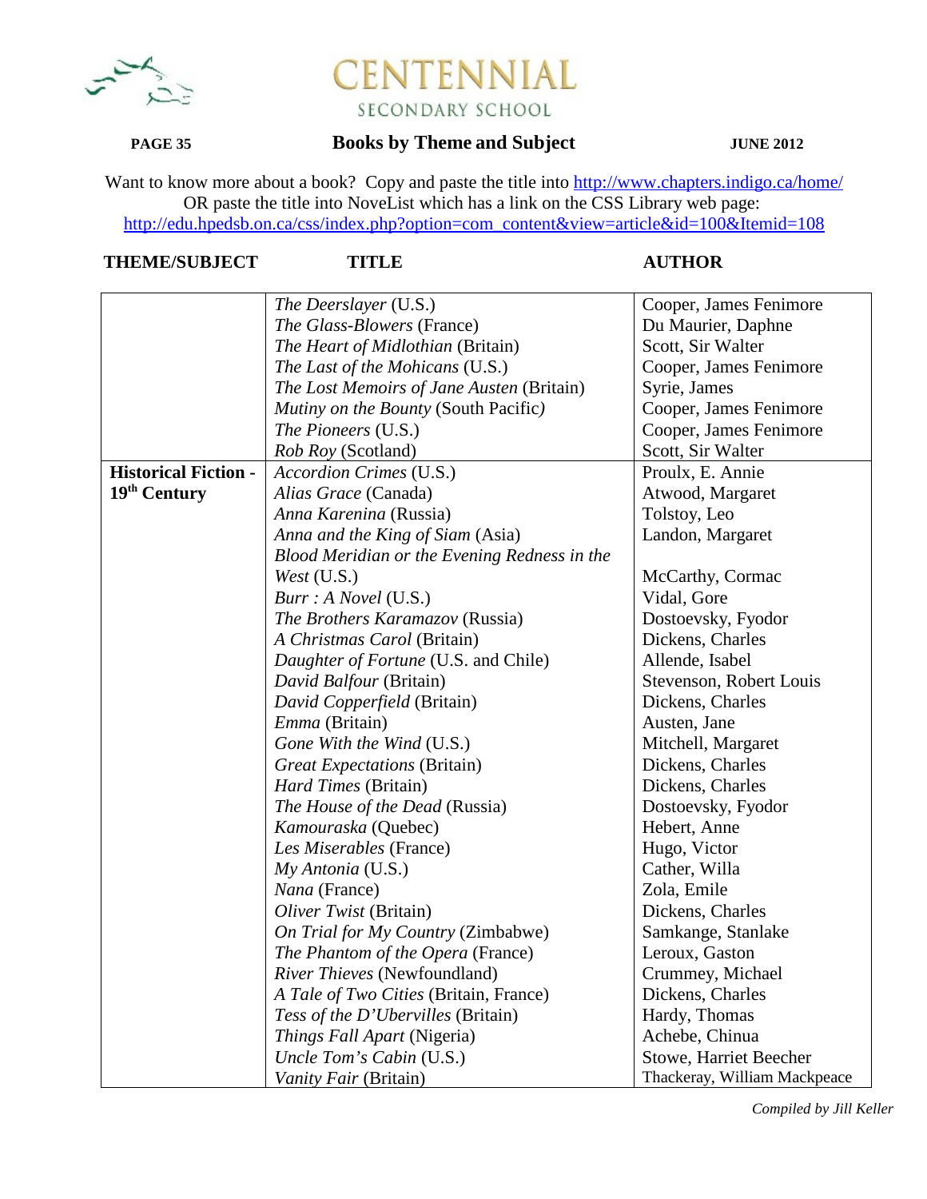# CENTENNIAL

SECONDARY SCHOOL

**Books by Theme and Subject**

**JUNE 2012**

Want to know more about a book? Copy and paste the title into http://www.chapters.indigo.ca/home/
OR paste the title into NoveList which has a link on the CSS Library web page:
http://edu.hpedsb.on.ca/css/index.php?option=com_content&view=article&id=100&Itemid=108

| THEME/SUBJECT | TITLE | AUTHOR |
|---|---|---|
| | *The Deerslayer* (U.S.) | Cooper, James Fenimore |
| | *The Glass-Blowers* (France) | Du Maurier, Daphne |
| | *The Heart of Midlothian* (Britain) | Scott, Sir Walter |
| | *The Last of the Mohicans* (U.S.) | Cooper, James Fenimore |
| | *The Lost Memoirs of Jane Austen* (Britain) | Syrie, James |
| | *Mutiny on the Bounty* (South Pacific) | Cooper, James Fenimore |
| | *The Pioneers* (U.S.) | Cooper, James Fenimore |
| | *Rob Roy* (Scotland) | Scott, Sir Walter |
| **Historical Fiction - 19th Century** | *Accordion Crimes* (U.S.) | Proulx, E. Annie |
| | *Alias Grace* (Canada) | Atwood, Margaret |
| | *Anna Karenina* (Russia) | Tolstoy, Leo |
| | *Anna and the King of Siam* (Asia) | Landon, Margaret |
| | *Blood Meridian or the Evening Redness in the West* (U.S.) | McCarthy, Cormac |
| | *Burr : A Novel* (U.S.) | Vidal, Gore |
| | *The Brothers Karamazov* (Russia) | Dostoevsky, Fyodor |
| | *A Christmas Carol* (Britain) | Dickens, Charles |
| | *Daughter of Fortune* (U.S. and Chile) | Allende, Isabel |
| | *David Balfour* (Britain) | Stevenson, Robert Louis |
| | *David Copperfield* (Britain) | Dickens, Charles |
| | *Emma* (Britain) | Austen, Jane |
| | *Gone With the Wind* (U.S.) | Mitchell, Margaret |
| | *Great Expectations* (Britain) | Dickens, Charles |
| | *Hard Times* (Britain) | Dickens, Charles |
| | *The House of the Dead* (Russia) | Dostoevsky, Fyodor |
| | *Kamouraska* (Quebec) | Hebert, Anne |
| | *Les Miserables* (France) | Hugo, Victor |
| | *My Antonia* (U.S.) | Cather, Willa |
| | *Nana* (France) | Zola, Emile |
| | *Oliver Twist* (Britain) | Dickens, Charles |
| | *On Trial for My Country* (Zimbabwe) | Samkange, Stanlake |
| | *The Phantom of the Opera* (France) | Leroux, Gaston |
| | *River Thieves* (Newfoundland) | Crummey, Michael |
| | *A Tale of Two Cities* (Britain, France) | Dickens, Charles |
| | *Tess of the D'Ubervilles* (Britain) | Hardy, Thomas |
| | *Things Fall Apart* (Nigeria) | Achebe, Chinua |
| | *Uncle Tom's Cabin* (U.S.) | Stowe, Harriet Beecher |
| | *Vanity Fair* (Britain) | Thackeray, William Mackpeace |

*Compiled by Jill Keller*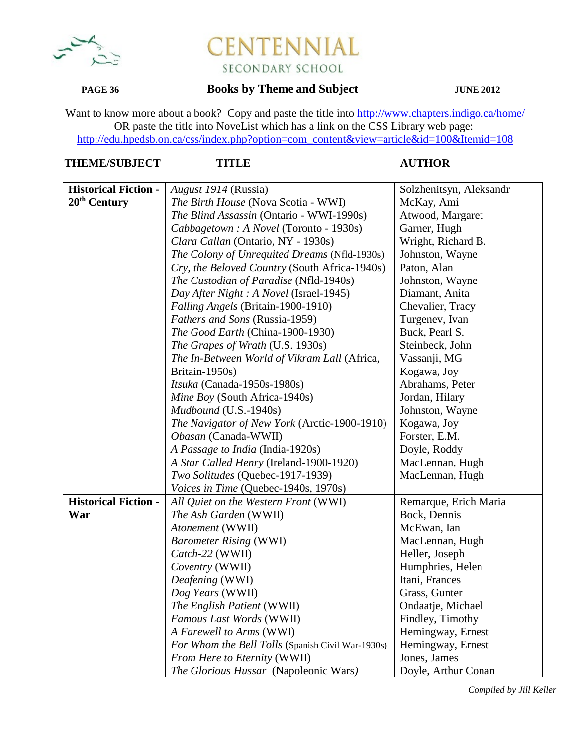# CENTENNIAL
SECONDARY SCHOOL

**PAGE 36** | **Books by Theme and Subject** | **JUNE 2012**

Want to know more about a book? Copy and paste the title into http://www.chapters.indigo.ca/home/
OR paste the title into NoveList which has a link on the CSS Library web page:
http://edu.hpedsb.on.ca/css/index.php?option=com_content&view=article&id=100&Itemid=108

| THEME/SUBJECT | TITLE | AUTHOR |
|---|---|---|
| **Historical Fiction - 20th Century** | *August 1914* (Russia) | Solzhenitsyn, Aleksandr |
| | *The Birth House* (Nova Scotia - WWI) | McKay, Ami |
| | *The Blind Assassin* (Ontario - WWI-1990s) | Atwood, Margaret |
| | *Cabbagetown : A Novel* (Toronto - 1930s) | Garner, Hugh |
| | *Clara Callan* (Ontario, NY - 1930s) | Wright, Richard B. |
| | *The Colony of Unrequited Dreams* (Nfld-1930s) | Johnston, Wayne |
| | *Cry, the Beloved Country* (South Africa-1940s) | Paton, Alan |
| | *The Custodian of Paradise* (Nfld-1940s) | Johnston, Wayne |
| | *Day After Night : A Novel* (Israel-1945) | Diamant, Anita |
| | *Falling Angels* (Britain-1900-1910) | Chevalier, Tracy |
| | *Fathers and Sons* (Russia-1959) | Turgenev, Ivan |
| | *The Good Earth* (China-1900-1930) | Buck, Pearl S. |
| | *The Grapes of Wrath* (U.S. 1930s) | Steinbeck, John |
| | *The In-Between World of Vikram Lall* (Africa, Britain-1950s) | Vassanji, MG |
| | *Itsuka* (Canada-1950s-1980s) | Kogawa, Joy |
| | *Mine Boy* (South Africa-1940s) | Abrahams, Peter |
| | *Mudbound* (U.S.-1940s) | Jordan, Hilary |
| | *The Navigator of New York* (Arctic-1900-1910) | Johnston, Wayne |
| | *Obasan* (Canada-WWII) | Kogawa, Joy |
| | *A Passage to India* (India-1920s) | Forster, E.M. |
| | *A Star Called Henry* (Ireland-1900-1920) | Doyle, Roddy |
| | *Two Solitudes* (Quebec-1917-1939) | MacLennan, Hugh |
| | *Voices in Time* (Quebec-1940s, 1970s) | MacLennan, Hugh |
| **Historical Fiction - War** | *All Quiet on the Western Front* (WWI) | Remarque, Erich Maria |
| | *The Ash Garden* (WWII) | Bock, Dennis |
| | *Atonement* (WWII) | McEwan, Ian |
| | *Barometer Rising* (WWI) | MacLennan, Hugh |
| | *Catch-22* (WWII) | Heller, Joseph |
| | *Coventry* (WWII) | Humphries, Helen |
| | *Deafening* (WWI) | Itani, Frances |
| | *Dog Years* (WWII) | Grass, Gunter |
| | *The English Patient* (WWII) | Ondaatje, Michael |
| | *Famous Last Words* (WWII) | Findley, Timothy |
| | *A Farewell to Arms* (WWI) | Hemingway, Ernest |
| | *For Whom the Bell Tolls* (Spanish Civil War-1930s) | Hemingway, Ernest |
| | *From Here to Eternity* (WWII) | Jones, James |
| | *The Glorious Hussar* (Napoleonic Wars) | Doyle, Arthur Conan |

*Compiled by Jill Keller*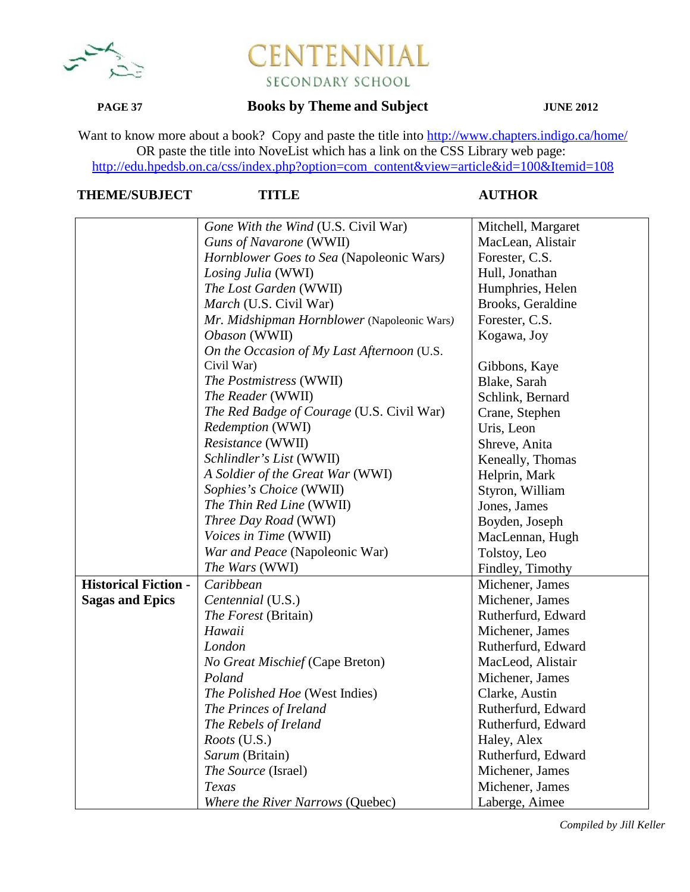# CENTENNIAL SECONDARY SCHOOL

## Books by Theme and Subject

Want to know more about a book? Copy and paste the title into http://www.chapters.indigo.ca/home/
OR paste the title into NoveList which has a link on the CSS Library web page:
http://edu.hpedsb.on.ca/css/index.php?option=com_content&view=article&id=100&Itemid=108

| THEME/SUBJECT | TITLE | AUTHOR |
|---|---|---|
| | *Gone With the Wind* (U.S. Civil War) | Mitchell, Margaret |
| | *Guns of Navarone* (WWII) | MacLean, Alistair |
| | *Hornblower Goes to Sea* (Napoleonic Wars) | Forester, C.S. |
| | *Losing Julia* (WWI) | Hull, Jonathan |
| | *The Lost Garden* (WWII) | Humphries, Helen |
| | *March* (U.S. Civil War) | Brooks, Geraldine |
| | *Mr. Midshipman Hornblower* (Napoleonic Wars) | Forester, C.S. |
| | *Obason* (WWII) | Kogawa, Joy |
| | *On the Occasion of My Last Afternoon* (U.S. Civil War) | Gibbons, Kaye |
| | *The Postmistress* (WWII) | Blake, Sarah |
| | *The Reader* (WWII) | Schlink, Bernard |
| | *The Red Badge of Courage* (U.S. Civil War) | Crane, Stephen |
| | *Redemption* (WWI) | Uris, Leon |
| | *Resistance* (WWII) | Shreve, Anita |
| | *Schlindler's List* (WWII) | Keneally, Thomas |
| | *A Soldier of the Great War* (WWI) | Helprin, Mark |
| | *Sophies's Choice* (WWII) | Styron, William |
| | *The Thin Red Line* (WWII) | Jones, James |
| | *Three Day Road* (WWI) | Boyden, Joseph |
| | *Voices in Time* (WWII) | MacLennan, Hugh |
| | *War and Peace* (Napoleonic War) | Tolstoy, Leo |
| | *The Wars* (WWI) | Findley, Timothy |
| **Historical Fiction - Sagas and Epics** | *Caribbean* | Michener, James |
| | *Centennial* (U.S.) | Michener, James |
| | *The Forest* (Britain) | Rutherfurd, Edward |
| | *Hawaii* | Michener, James |
| | *London* | Rutherfurd, Edward |
| | *No Great Mischief* (Cape Breton) | MacLeod, Alistair |
| | *Poland* | Michener, James |
| | *The Polished Hoe* (West Indies) | Clarke, Austin |
| | *The Princes of Ireland* | Rutherfurd, Edward |
| | *The Rebels of Ireland* | Rutherfurd, Edward |
| | *Roots* (U.S.) | Haley, Alex |
| | *Sarum* (Britain) | Rutherfurd, Edward |
| | *The Source* (Israel) | Michener, James |
| | *Texas* | Michener, James |
| | *Where the River Narrows* (Quebec) | Laberge, Aimee |

*Compiled by Jill Keller*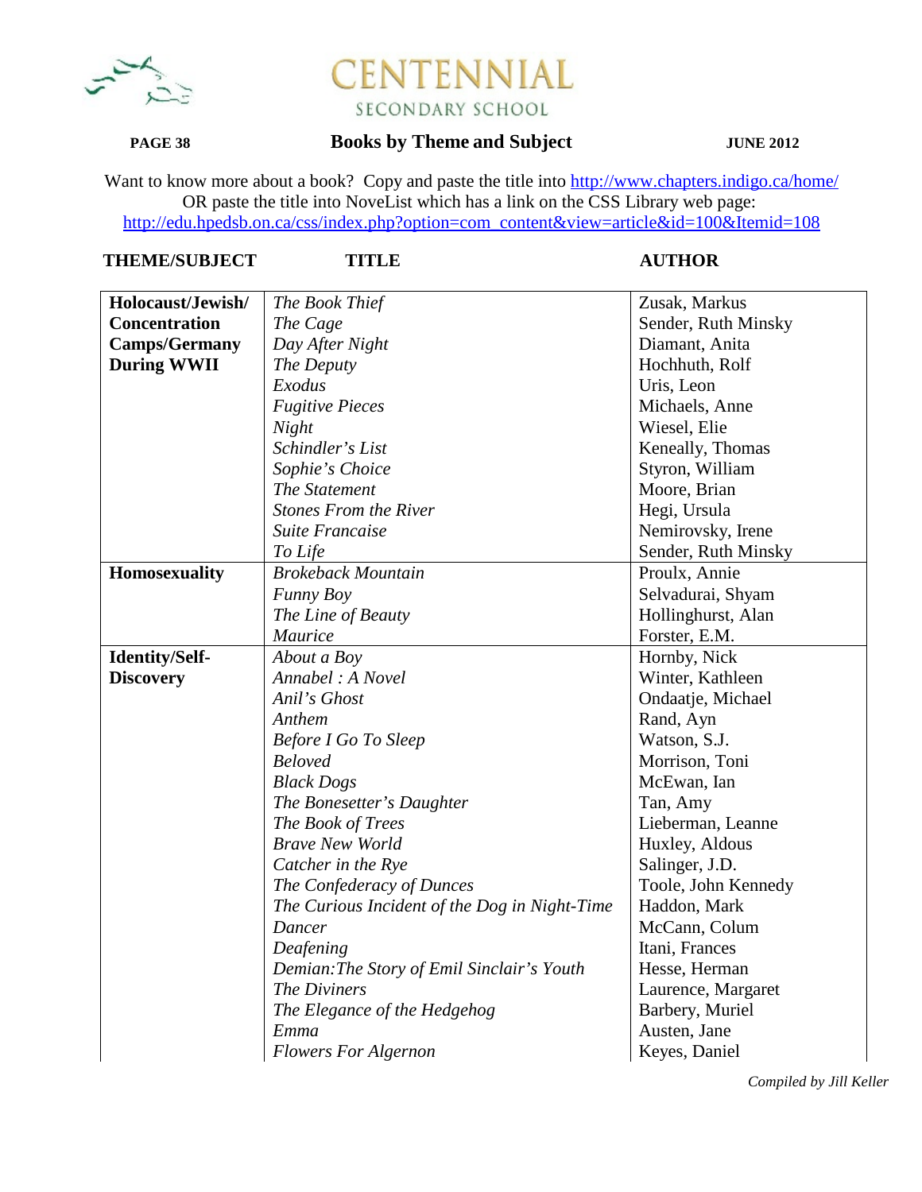# CENTENNIAL SECONDARY SCHOOL

## Books by Theme and Subject

Want to know more about a book? Copy and paste the title into http://www.chapters.indigo.ca/home/
OR paste the title into NoveList which has a link on the CSS Library web page:
http://edu.hpedsb.on.ca/css/index.php?option=com_content&view=article&id=100&Itemid=108

| THEME/SUBJECT | TITLE | AUTHOR |
|---|---|---|
| **Holocaust/Jewish/ Concentration Camps/Germany During WWII** | *The Book Thief* | Zusak, Markus |
| | *The Cage* | Sender, Ruth Minsky |
| | *Day After Night* | Diamant, Anita |
| | *The Deputy* | Hochhuth, Rolf |
| | *Exodus* | Uris, Leon |
| | *Fugitive Pieces* | Michaels, Anne |
| | *Night* | Wiesel, Elie |
| | *Schindler's List* | Keneally, Thomas |
| | *Sophie's Choice* | Styron, William |
| | *The Statement* | Moore, Brian |
| | *Stones From the River* | Hegi, Ursula |
| | *Suite Francaise* | Nemirovsky, Irene |
| | *To Life* | Sender, Ruth Minsky |
| **Homosexuality** | *Brokeback Mountain* | Proulx, Annie |
| | *Funny Boy* | Selvadurai, Shyam |
| | *The Line of Beauty* | Hollinghurst, Alan |
| | *Maurice* | Forster, E.M. |
| **Identity/Self-Discovery** | *About a Boy* | Hornby, Nick |
| | *Annabel : A Novel* | Winter, Kathleen |
| | *Anil's Ghost* | Ondaatje, Michael |
| | *Anthem* | Rand, Ayn |
| | *Before I Go To Sleep* | Watson, S.J. |
| | *Beloved* | Morrison, Toni |
| | *Black Dogs* | McEwan, Ian |
| | *The Bonesetter's Daughter* | Tan, Amy |
| | *The Book of Trees* | Lieberman, Leanne |
| | *Brave New World* | Huxley, Aldous |
| | *Catcher in the Rye* | Salinger, J.D. |
| | *The Confederacy of Dunces* | Toole, John Kennedy |
| | *The Curious Incident of the Dog in Night-Time* | Haddon, Mark |
| | *Dancer* | McCann, Colum |
| | *Deafening* | Itani, Frances |
| | *Demian:The Story of Emil Sinclair's Youth* | Hesse, Herman |
| | *The Diviners* | Laurence, Margaret |
| | *The Elegance of the Hedgehog* | Barbery, Muriel |
| | *Emma* | Austen, Jane |
| | *Flowers For Algernon* | Keyes, Daniel |

*Compiled by Jill Keller*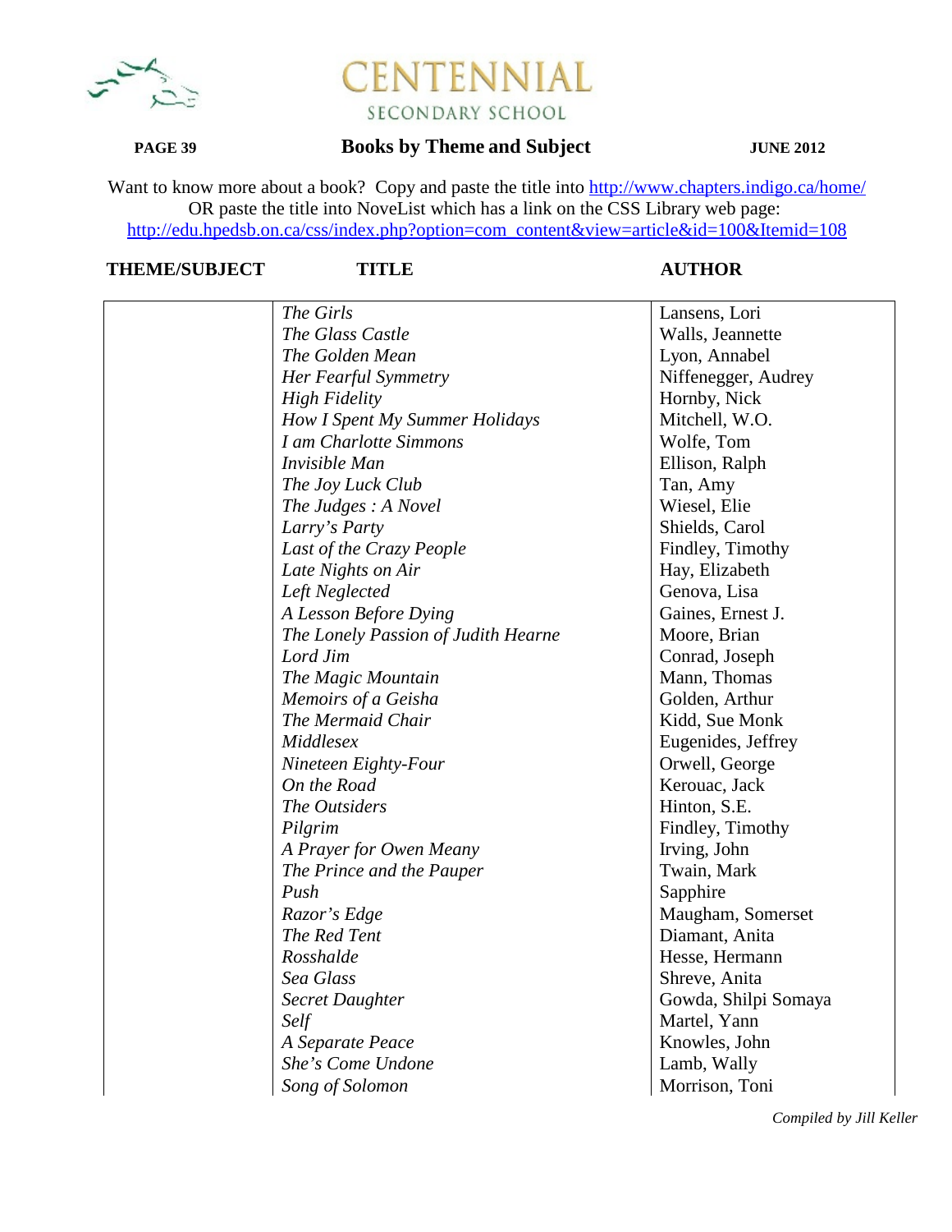**Books by Theme and Subject**

**JUNE 2012**

Want to know more about a book? Copy and paste the title into http://www.chapters.indigo.ca/home/
OR paste the title into NoveList which has a link on the CSS Library web page:
http://edu.hpedsb.on.ca/css/index.php?option=com_content&view=article&id=100&Itemid=108

| THEME/SUBJECT | TITLE | AUTHOR |
|---|---|---|
| | *The Girls* | Lansens, Lori |
| | *The Glass Castle* | Walls, Jeannette |
| | *The Golden Mean* | Lyon, Annabel |
| | *Her Fearful Symmetry* | Niffenegger, Audrey |
| | *High Fidelity* | Hornby, Nick |
| | *How I Spent My Summer Holidays* | Mitchell, W.O. |
| | *I am Charlotte Simmons* | Wolfe, Tom |
| | *Invisible Man* | Ellison, Ralph |
| | *The Joy Luck Club* | Tan, Amy |
| | *The Judges : A Novel* | Wiesel, Elie |
| | *Larry's Party* | Shields, Carol |
| | *Last of the Crazy People* | Findley, Timothy |
| | *Late Nights on Air* | Hay, Elizabeth |
| | *Left Neglected* | Genova, Lisa |
| | *A Lesson Before Dying* | Gaines, Ernest J. |
| | *The Lonely Passion of Judith Hearne* | Moore, Brian |
| | *Lord Jim* | Conrad, Joseph |
| | *The Magic Mountain* | Mann, Thomas |
| | *Memoirs of a Geisha* | Golden, Arthur |
| | *The Mermaid Chair* | Kidd, Sue Monk |
| | *Middlesex* | Eugenides, Jeffrey |
| | *Nineteen Eighty-Four* | Orwell, George |
| | *On the Road* | Kerouac, Jack |
| | *The Outsiders* | Hinton, S.E. |
| | *Pilgrim* | Findley, Timothy |
| | *A Prayer for Owen Meany* | Irving, John |
| | *The Prince and the Pauper* | Twain, Mark |
| | *Push* | Sapphire |
| | *Razor's Edge* | Maugham, Somerset |
| | *The Red Tent* | Diamant, Anita |
| | *Rosshalde* | Hesse, Hermann |
| | *Sea Glass* | Shreve, Anita |
| | *Secret Daughter* | Gowda, Shilpi Somaya |
| | *Self* | Martel, Yann |
| | *A Separate Peace* | Knowles, John |
| | *She's Come Undone* | Lamb, Wally |
| | *Song of Solomon* | Morrison, Toni |

*Compiled by Jill Keller*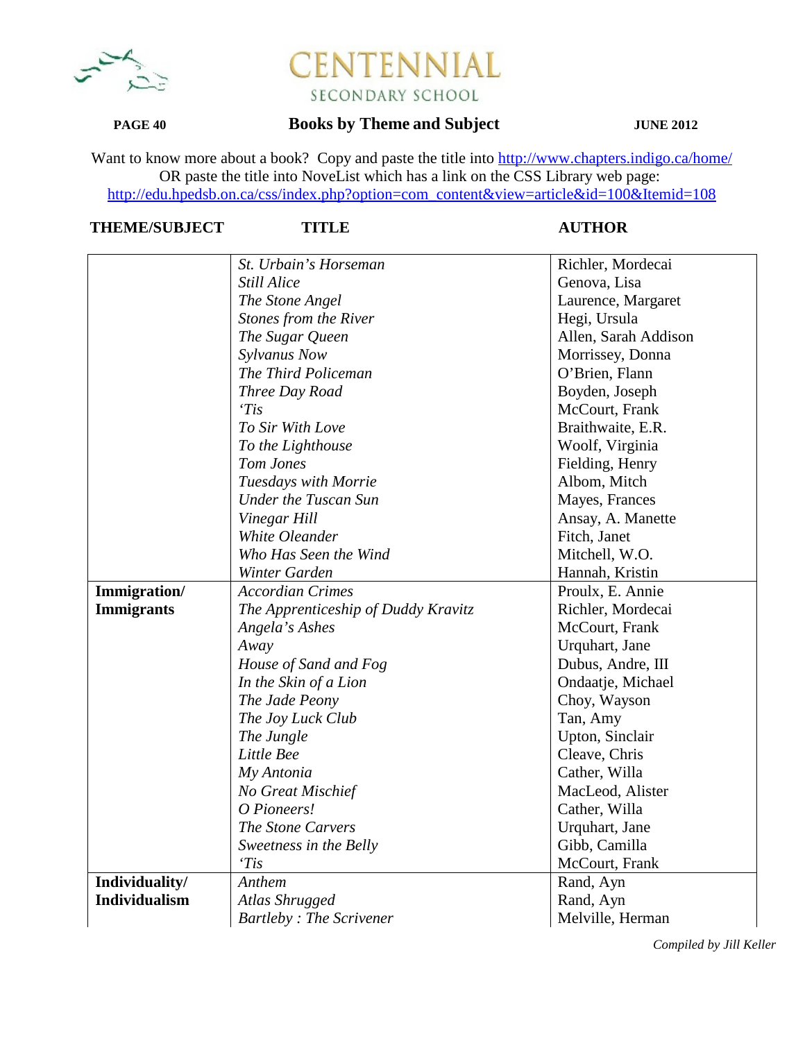# CENTENNIAL
## SECONDARY SCHOOL

**PAGE 40** **Books by Theme and Subject** **JUNE 2012**

Want to know more about a book? Copy and paste the title into http://www.chapters.indigo.ca/home/
OR paste the title into NoveList which has a link on the CSS Library web page:
http://edu.hpedsb.on.ca/css/index.php?option=com_content&view=article&id=100&Itemid=108

| THEME/SUBJECT | TITLE | AUTHOR |
|---|---|---|
| | *St. Urbain's Horseman* | Richler, Mordecai |
| | *Still Alice* | Genova, Lisa |
| | *The Stone Angel* | Laurence, Margaret |
| | *Stones from the River* | Hegi, Ursula |
| | *The Sugar Queen* | Allen, Sarah Addison |
| | *Sylvanus Now* | Morrissey, Donna |
| | *The Third Policeman* | O'Brien, Flann |
| | *Three Day Road* | Boyden, Joseph |
| | *'Tis* | McCourt, Frank |
| | *To Sir With Love* | Braithwaite, E.R. |
| | *To the Lighthouse* | Woolf, Virginia |
| | *Tom Jones* | Fielding, Henry |
| | *Tuesdays with Morrie* | Albom, Mitch |
| | *Under the Tuscan Sun* | Mayes, Frances |
| | *Vinegar Hill* | Ansay, A. Manette |
| | *White Oleander* | Fitch, Janet |
| | *Who Has Seen the Wind* | Mitchell, W.O. |
| | *Winter Garden* | Hannah, Kristin |
| **Immigration/ Immigrants** | *Accordian Crimes* | Proulx, E. Annie |
| | *The Apprenticeship of Duddy Kravitz* | Richler, Mordecai |
| | *Angela's Ashes* | McCourt, Frank |
| | *Away* | Urquhart, Jane |
| | *House of Sand and Fog* | Dubus, Andre, III |
| | *In the Skin of a Lion* | Ondaatje, Michael |
| | *The Jade Peony* | Choy, Wayson |
| | *The Joy Luck Club* | Tan, Amy |
| | *The Jungle* | Upton, Sinclair |
| | *Little Bee* | Cleave, Chris |
| | *My Antonia* | Cather, Willa |
| | *No Great Mischief* | MacLeod, Alister |
| | *O Pioneers!* | Cather, Willa |
| | *The Stone Carvers* | Urquhart, Jane |
| | *Sweetness in the Belly* | Gibb, Camilla |
| | *'Tis* | McCourt, Frank |
| **Individuality/ Individualism** | *Anthem* | Rand, Ayn |
| | *Atlas Shrugged* | Rand, Ayn |
| | *Bartleby : The Scrivener* | Melville, Herman |

*Compiled by Jill Keller*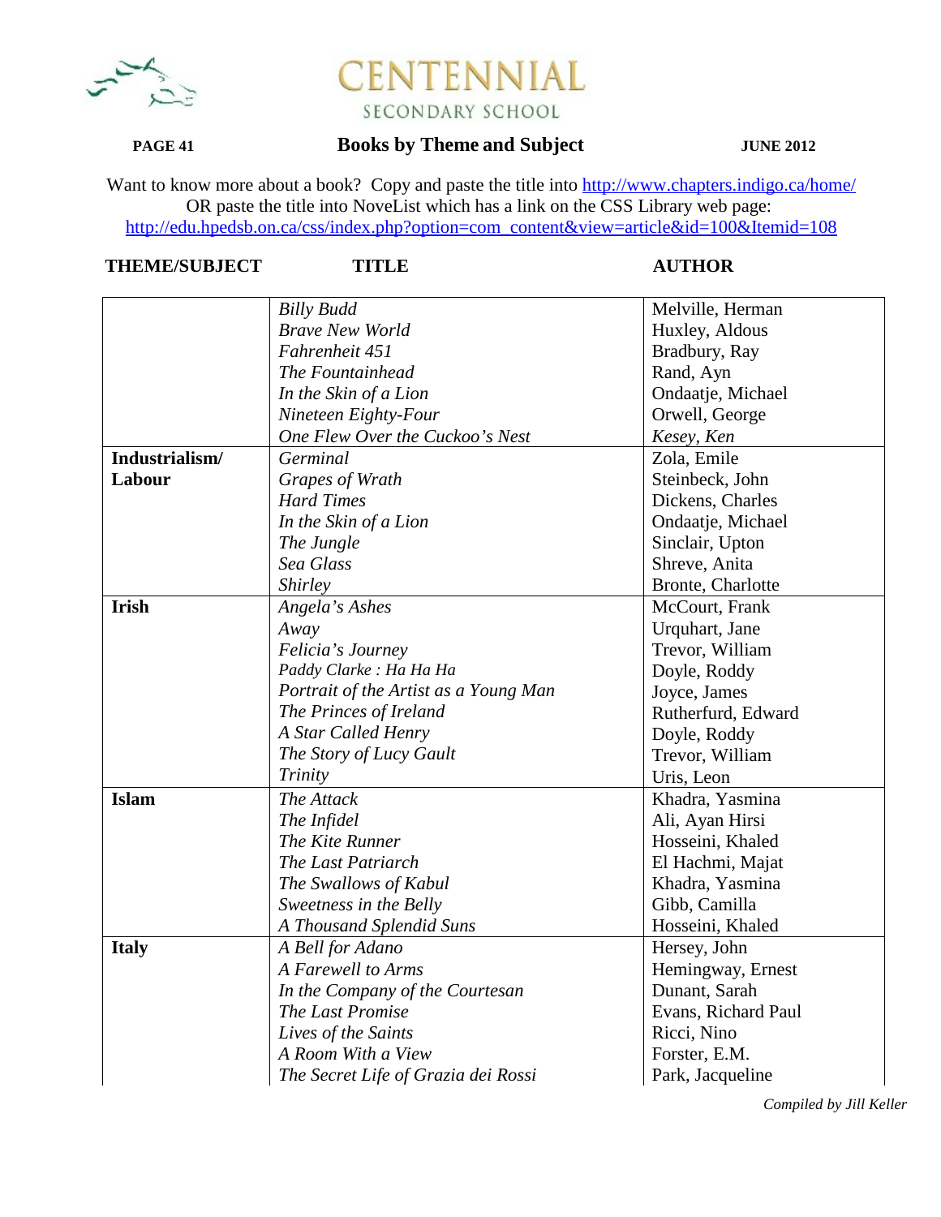# CENTENNIAL
SECONDARY SCHOOL

**PAGE 41** **Books by Theme and Subject** **JUNE 2012**

Want to know more about a book? Copy and paste the title into http://www.chapters.indigo.ca/home/
OR paste the title into NoveList which has a link on the CSS Library web page:
http://edu.hpedsb.on.ca/css/index.php?option=com_content&view=article&id=100&Itemid=108

| THEME/SUBJECT | TITLE | AUTHOR |
|---|---|---|
| | *Billy Budd* | Melville, Herman |
| | *Brave New World* | Huxley, Aldous |
| | *Fahrenheit 451* | Bradbury, Ray |
| | *The Fountainhead* | Rand, Ayn |
| | *In the Skin of a Lion* | Ondaatje, Michael |
| | *Nineteen Eighty-Four* | Orwell, George |
| | *One Flew Over the Cuckoo's Nest* | *Kesey, Ken* |
| **Industrialism/ Labour** | *Germinal* | Zola, Emile |
| | *Grapes of Wrath* | Steinbeck, John |
| | *Hard Times* | Dickens, Charles |
| | *In the Skin of a Lion* | Ondaatje, Michael |
| | *The Jungle* | Sinclair, Upton |
| | *Sea Glass* | Shreve, Anita |
| | *Shirley* | Bronte, Charlotte |
| **Irish** | *Angela's Ashes* | McCourt, Frank |
| | *Away* | Urquhart, Jane |
| | *Felicia's Journey* | Trevor, William |
| | *Paddy Clarke : Ha Ha Ha* | Doyle, Roddy |
| | *Portrait of the Artist as a Young Man* | Joyce, James |
| | *The Princes of Ireland* | Rutherfurd, Edward |
| | *A Star Called Henry* | Doyle, Roddy |
| | *The Story of Lucy Gault* | Trevor, William |
| | *Trinity* | Uris, Leon |
| **Islam** | *The Attack* | Khadra, Yasmina |
| | *The Infidel* | Ali, Ayan Hirsi |
| | *The Kite Runner* | Hosseini, Khaled |
| | *The Last Patriarch* | El Hachmi, Majat |
| | *The Swallows of Kabul* | Khadra, Yasmina |
| | *Sweetness in the Belly* | Gibb, Camilla |
| | *A Thousand Splendid Suns* | Hosseini, Khaled |
| **Italy** | *A Bell for Adano* | Hersey, John |
| | *A Farewell to Arms* | Hemingway, Ernest |
| | *In the Company of the Courtesan* | Dunant, Sarah |
| | *The Last Promise* | Evans, Richard Paul |
| | *Lives of the Saints* | Ricci, Nino |
| | *A Room With a View* | Forster, E.M. |
| | *The Secret Life of Grazia dei Rossi* | Park, Jacqueline |

*Compiled by Jill Keller*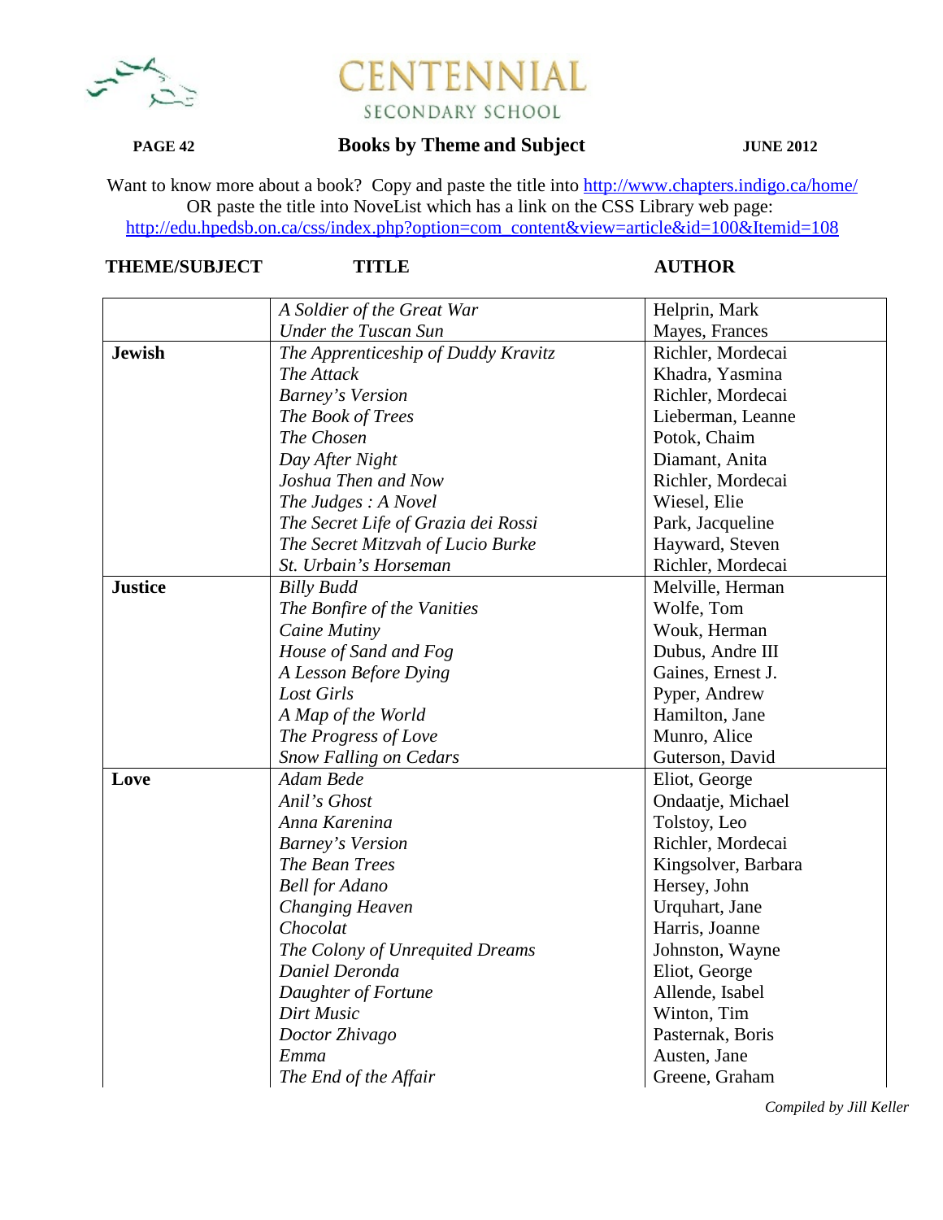# CENTENNIAL
SECONDARY SCHOOL

## Books by Theme and Subject

JUNE 2012

Want to know more about a book? Copy and paste the title into http://www.chapters.indigo.ca/home/
OR paste the title into NoveList which has a link on the CSS Library web page:
http://edu.hpedsb.on.ca/css/index.php?option=com_content&view=article&id=100&Itemid=108

| THEME/SUBJECT | TITLE | AUTHOR |
|---|---|---|
| | *A Soldier of the Great War* | Helprin, Mark |
| | *Under the Tuscan Sun* | Mayes, Frances |
| **Jewish** | *The Apprenticeship of Duddy Kravitz* | Richler, Mordecai |
| | *The Attack* | Khadra, Yasmina |
| | *Barney's Version* | Richler, Mordecai |
| | *The Book of Trees* | Lieberman, Leanne |
| | *The Chosen* | Potok, Chaim |
| | *Day After Night* | Diamant, Anita |
| | *Joshua Then and Now* | Richler, Mordecai |
| | *The Judges : A Novel* | Wiesel, Elie |
| | *The Secret Life of Grazia dei Rossi* | Park, Jacqueline |
| | *The Secret Mitzvah of Lucio Burke* | Hayward, Steven |
| | *St. Urbain's Horseman* | Richler, Mordecai |
| **Justice** | *Billy Budd* | Melville, Herman |
| | *The Bonfire of the Vanities* | Wolfe, Tom |
| | *Caine Mutiny* | Wouk, Herman |
| | *House of Sand and Fog* | Dubus, Andre III |
| | *A Lesson Before Dying* | Gaines, Ernest J. |
| | *Lost Girls* | Pyper, Andrew |
| | *A Map of the World* | Hamilton, Jane |
| | *The Progress of Love* | Munro, Alice |
| | *Snow Falling on Cedars* | Guterson, David |
| **Love** | *Adam Bede* | Eliot, George |
| | *Anil's Ghost* | Ondaatje, Michael |
| | *Anna Karenina* | Tolstoy, Leo |
| | *Barney's Version* | Richler, Mordecai |
| | *The Bean Trees* | Kingsolver, Barbara |
| | *Bell for Adano* | Hersey, John |
| | *Changing Heaven* | Urquhart, Jane |
| | *Chocolat* | Harris, Joanne |
| | *The Colony of Unrequited Dreams* | Johnston, Wayne |
| | *Daniel Deronda* | Eliot, Georgе |
| | *Daughter of Fortune* | Allende, Isabel |
| | *Dirt Music* | Winton, Tim |
| | *Doctor Zhivago* | Pasternak, Boris |
| | *Emma* | Austen, Jane |
| | *The End of the Affair* | Greene, Graham |

*Compiled by Jill Keller*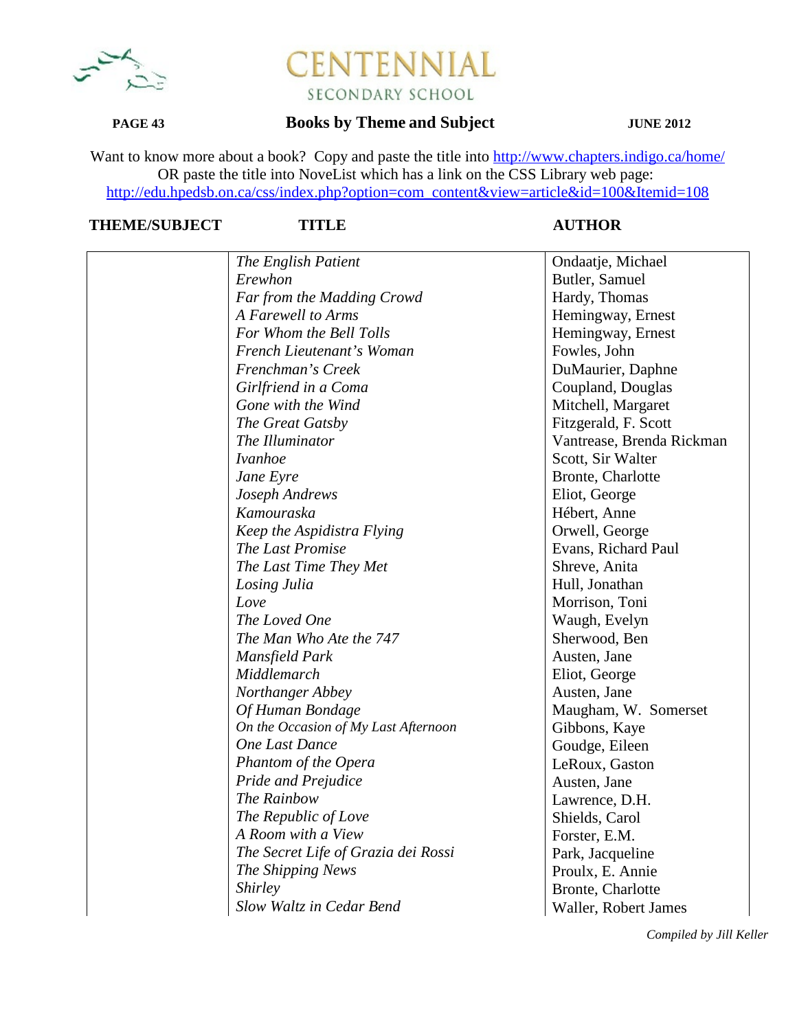# CENTENNIAL

SECONDARY SCHOOL

**PAGE 43** **Books by Theme and Subject** **JUNE 2012**

Want to know more about a book? Copy and paste the title into http://www.chapters.indigo.ca/home/
OR paste the title into NoveList which has a link on the CSS Library web page:
http://edu.hpedsb.on.ca/css/index.php?option=com_content&view=article&id=100&Itemid=108

| THEME/SUBJECT | TITLE | AUTHOR |
|---|---|---|
| | *The English Patient* | Ondaatje, Michael |
| | *Erewhon* | Butler, Samuel |
| | *Far from the Madding Crowd* | Hardy, Thomas |
| | *A Farewell to Arms* | Hemingway, Ernest |
| | *For Whom the Bell Tolls* | Hemingway, Ernest |
| | *French Lieutenant's Woman* | Fowles, John |
| | *Frenchman's Creek* | DuMaurier, Daphne |
| | *Girlfriend in a Coma* | Coupland, Douglas |
| | *Gone with the Wind* | Mitchell, Margaret |
| | *The Great Gatsby* | Fitzgerald, F. Scott |
| | *The Illuminator* | Vantrease, Brenda Rickman |
| | *Ivanhoe* | Scott, Sir Walter |
| | *Jane Eyre* | Bronte, Charlotte |
| | *Joseph Andrews* | Eliot, George |
| | *Kamouraska* | Hébert, Anne |
| | *Keep the Aspidistra Flying* | Orwell, George |
| | *The Last Promise* | Evans, Richard Paul |
| | *The Last Time They Met* | Shreve, Anita |
| | *Losing Julia* | Hull, Jonathan |
| | *Love* | Morrison, Toni |
| | *The Loved One* | Waugh, Evelyn |
| | *The Man Who Ate the 747* | Sherwood, Ben |
| | *Mansfield Park* | Austen, Jane |
| | *Middlemarch* | Eliot, George |
| | *Northanger Abbey* | Austen, Jane |
| | *Of Human Bondage* | Maugham, W. Somerset |
| | *On the Occasion of My Last Afternoon* | Gibbons, Kaye |
| | *One Last Dance* | Goudge, Eileen |
| | *Phantom of the Opera* | LeRoux, Gaston |
| | *Pride and Prejudice* | Austen, Jane |
| | *The Rainbow* | Lawrence, D.H. |
| | *The Republic of Love* | Shields, Carol |
| | *A Room with a View* | Forster, E.M. |
| | *The Secret Life of Grazia dei Rossi* | Park, Jacqueline |
| | *The Shipping News* | Proulx, E. Annie |
| | *Shirley* | Bronte, Charlotte |
| | *Slow Waltz in Cedar Bend* | Waller, Robert James |

*Compiled by Jill Keller*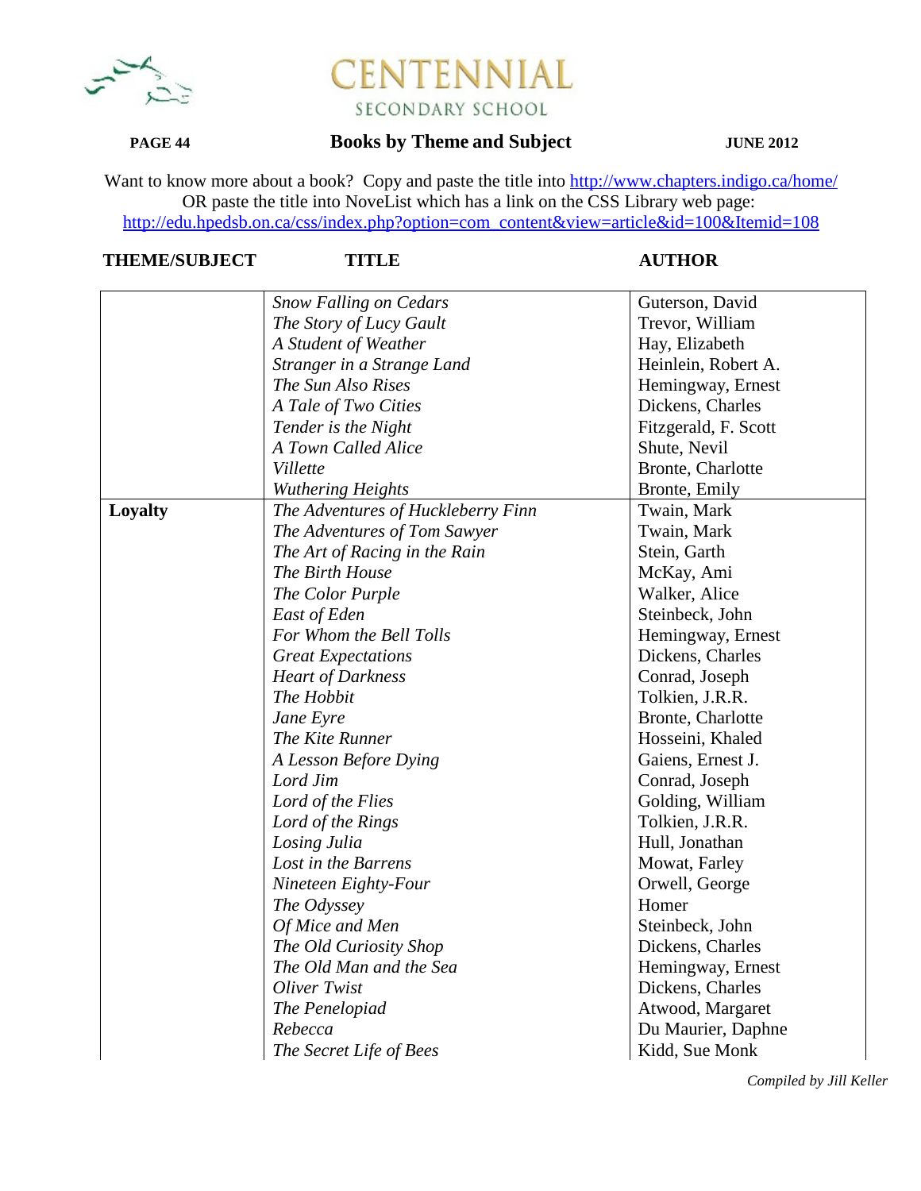Want to know more about a book? Copy and paste the title into http://www.chapters.indigo.ca/home/
OR paste the title into NoveList which has a link on the CSS Library web page:
http://edu.hpedsb.on.ca/css/index.php?option=com_content&view=article&id=100&Itemid=108

| THEME/SUBJECT | TITLE | AUTHOR |
|---|---|---|
| | *Snow Falling on Cedars* | Guterson, David |
| | *The Story of Lucy Gault* | Trevor, William |
| | *A Student of Weather* | Hay, Elizabeth |
| | *Stranger in a Strange Land* | Heinlein, Robert A. |
| | *The Sun Also Rises* | Hemingway, Ernest |
| | *A Tale of Two Cities* | Dickens, Charles |
| | *Tender is the Night* | Fitzgerald, F. Scott |
| | *A Town Called Alice* | Shute, Nevil |
| | *Villette* | Bronte, Charlotte |
| | *Wuthering Heights* | Bronte, Emily |
| **Loyalty** | *The Adventures of Huckleberry Finn* | Twain, Mark |
| | *The Adventures of Tom Sawyer* | Twain, Mark |
| | *The Art of Racing in the Rain* | Stein, Garth |
| | *The Birth House* | McKay, Ami |
| | *The Color Purple* | Walker, Alice |
| | *East of Eden* | Steinbeck, John |
| | *For Whom the Bell Tolls* | Hemingway, Ernest |
| | *Great Expectations* | Dickens, Charles |
| | *Heart of Darkness* | Conrad, Joseph |
| | *The Hobbit* | Tolkien, J.R.R. |
| | *Jane Eyre* | Bronte, Charlotte |
| | *The Kite Runner* | Hosseini, Khaled |
| | *A Lesson Before Dying* | Gaiens, Ernest J. |
| | *Lord Jim* | Conrad, Joseph |
| | *Lord of the Flies* | Golding, William |
| | *Lord of the Rings* | Tolkien, J.R.R. |
| | *Losing Julia* | Hull, Jonathan |
| | *Lost in the Barrens* | Mowat, Farley |
| | *Nineteen Eighty-Four* | Orwell, George |
| | *The Odyssey* | Homer |
| | *Of Mice and Men* | Steinbeck, John |
| | *The Old Curiosity Shop* | Dickens, Charles |
| | *The Old Man and the Sea* | Hemingway, Ernest |
| | *Oliver Twist* | Dickens, Charles |
| | *The Penelopiad* | Atwood, Margaret |
| | *Rebecca* | Du Maurier, Daphne |
| | *The Secret Life of Bees* | Kidd, Sue Monk |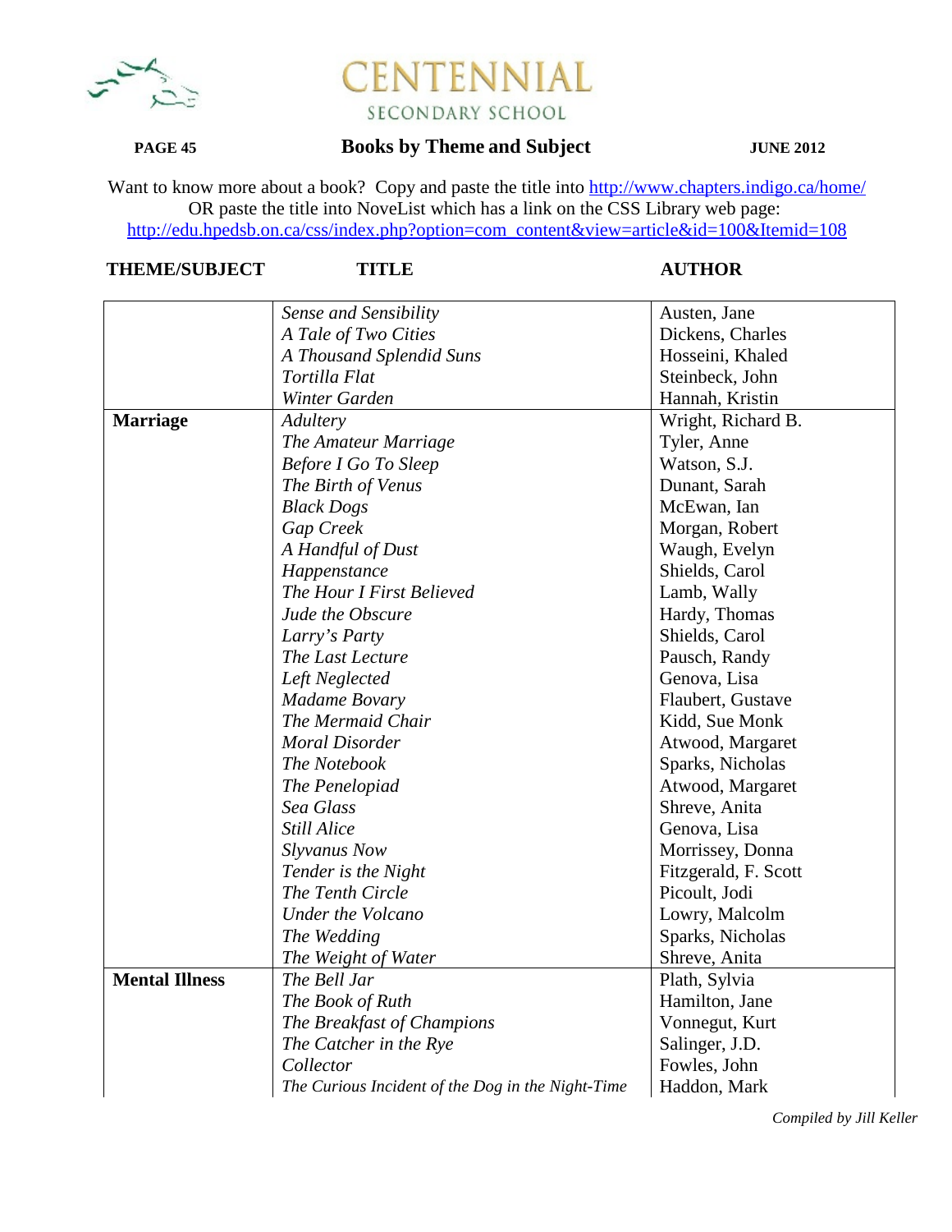# CENTENNIAL
SECONDARY SCHOOL

**PAGE 45** **Books by Theme and Subject** **JUNE 2012**

Want to know more about a book? Copy and paste the title into http://www.chapters.indigo.ca/home/
OR paste the title into NoveList which has a link on the CSS Library web page:
http://edu.hpedsb.on.ca/css/index.php?option=com_content&view=article&id=100&Itemid=108

| THEME/SUBJECT | TITLE | AUTHOR |
|---|---|---|
| | *Sense and Sensibility* | Austen, Jane |
| | *A Tale of Two Cities* | Dickens, Charles |
| | *A Thousand Splendid Suns* | Hosseini, Khaled |
| | *Tortilla Flat* | Steinbeck, John |
| | *Winter Garden* | Hannah, Kristin |
| **Marriage** | *Adultery* | Wright, Richard B. |
| | *The Amateur Marriage* | Tyler, Anne |
| | *Before I Go To Sleep* | Watson, S.J. |
| | *The Birth of Venus* | Dunant, Sarah |
| | *Black Dogs* | McEwan, Ian |
| | *Gap Creek* | Morgan, Robert |
| | *A Handful of Dust* | Waugh, Evelyn |
| | *Happenstance* | Shields, Carol |
| | *The Hour I First Believed* | Lamb, Wally |
| | *Jude the Obscure* | Hardy, Thomas |
| | *Larry's Party* | Shields, Carol |
| | *The Last Lecture* | Pausch, Randy |
| | *Left Neglected* | Genova, Lisa |
| | *Madame Bovary* | Flaubert, Gustave |
| | *The Mermaid Chair* | Kidd, Sue Monk |
| | *Moral Disorder* | Atwood, Margaret |
| | *The Notebook* | Sparks, Nicholas |
| | *The Penelopiad* | Atwood, Margaret |
| | *Sea Glass* | Shreve, Anita |
| | *Still Alice* | Genova, Lisa |
| | *Slyvanus Now* | Morrissey, Donna |
| | *Tender is the Night* | Fitzgerald, F. Scott |
| | *The Tenth Circle* | Picoult, Jodi |
| | *Under the Volcano* | Lowry, Malcolm |
| | *The Wedding* | Sparks, Nicholas |
| | *The Weight of Water* | Shreve, Anita |
| **Mental Illness** | *The Bell Jar* | Plath, Sylvia |
| | *The Book of Ruth* | Hamilton, Jane |
| | *The Breakfast of Champions* | Vonnegut, Kurt |
| | *The Catcher in the Rye* | Salinger, J.D. |
| | *Collector* | Fowles, John |
| | *The Curious Incident of the Dog in the Night-Time* | Haddon, Mark |

*Compiled by Jill Keller*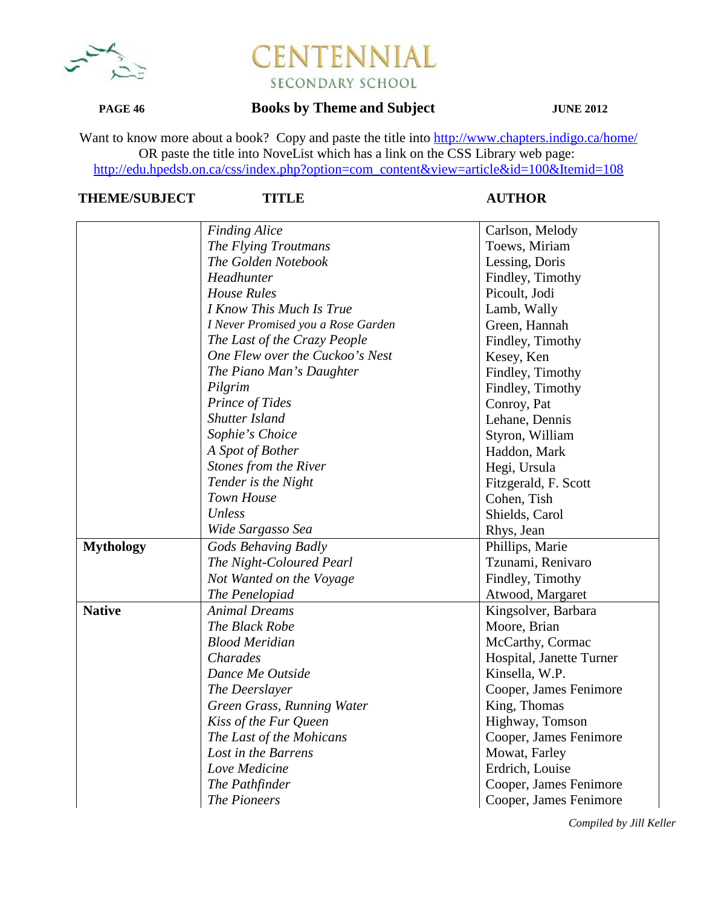# CENTENNIAL
SECONDARY SCHOOL

## Books by Theme and Subject

Want to know more about a book? Copy and paste the title into http://www.chapters.indigo.ca/home/
OR paste the title into NoveList which has a link on the CSS Library web page:
http://edu.hpedsb.on.ca/css/index.php?option=com_content&view=article&id=100&Itemid=108

| THEME/SUBJECT | TITLE | AUTHOR |
|---|---|---|
| | *Finding Alice* | Carlson, Melody |
| | *The Flying Troutmans* | Toews, Miriam |
| | *The Golden Notebook* | Lessing, Doris |
| | *Headhunter* | Findley, Timothy |
| | *House Rules* | Picoult, Jodi |
| | *I Know This Much Is True* | Lamb, Wally |
| | *I Never Promised you a Rose Garden* | Green, Hannah |
| | *The Last of the Crazy People* | Findley, Timothy |
| | *One Flew over the Cuckoo's Nest* | Kesey, Ken |
| | *The Piano Man's Daughter* | Findley, Timothy |
| | *Pilgrim* | Findley, Timothy |
| | *Prince of Tides* | Conroy, Pat |
| | *Shutter Island* | Lehane, Dennis |
| | *Sophie's Choice* | Styron, William |
| | *A Spot of Bother* | Haddon, Mark |
| | *Stones from the River* | Hegi, Ursula |
| | *Tender is the Night* | Fitzgerald, F. Scott |
| | *Town House* | Cohen, Tish |
| | *Unless* | Shields, Carol |
| | *Wide Sargasso Sea* | Rhys, Jean |
| **Mythology** | *Gods Behaving Badly* | Phillips, Marie |
| | *The Night-Coloured Pearl* | Tzunami, Renivaro |
| | *Not Wanted on the Voyage* | Findley, Timothy |
| | *The Penelopiad* | Atwood, Margaret |
| **Native** | *Animal Dreams* | Kingsolver, Barbara |
| | *The Black Robe* | Moore, Brian |
| | *Blood Meridian* | McCarthy, Cormac |
| | *Charades* | Hospital, Janette Turner |
| | *Dance Me Outside* | Kinsella, W.P. |
| | *The Deerslayer* | Cooper, James Fenimore |
| | *Green Grass, Running Water* | King, Thomas |
| | *Kiss of the Fur Queen* | Highway, Tomson |
| | *The Last of the Mohicans* | Cooper, James Fenimore |
| | *Lost in the Barrens* | Mowat, Farley |
| | *Love Medicine* | Erdrich, Louise |
| | *The Pathfinder* | Cooper, James Fenimore |
| | *The Pioneers* | Cooper, James Fenimore |

*Compiled by Jill Keller*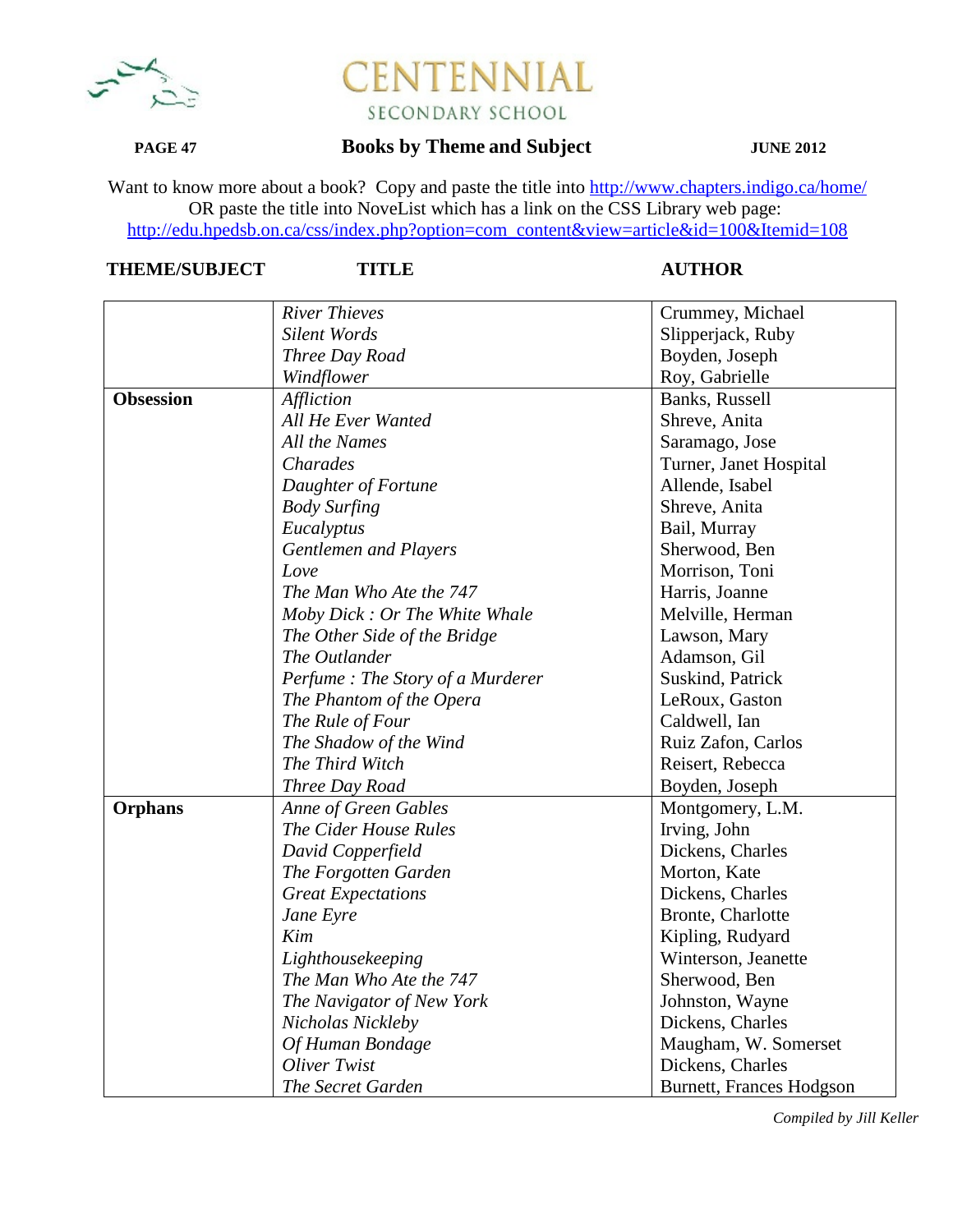# CENTENNIAL SECONDARY SCHOOL

## Books by Theme and Subject

JUNE 2012

Want to know more about a book? Copy and paste the title into http://www.chapters.indigo.ca/home/
OR paste the title into NoveList which has a link on the CSS Library web page:
http://edu.hpedsb.on.ca/css/index.php?option=com_content&view=article&id=100&Itemid=108

| THEME/SUBJECT | TITLE | AUTHOR |
|---|---|---|
| | *River Thieves* | Crummey, Michael |
| | *Silent Words* | Slipperjack, Ruby |
| | *Three Day Road* | Boyden, Joseph |
| | *Windflower* | Roy, Gabrielle |
| **Obsession** | *Affliction* | Banks, Russell |
| | *All He Ever Wanted* | Shreve, Anita |
| | *All the Names* | Saramago, Jose |
| | *Charades* | Turner, Janet Hospital |
| | *Daughter of Fortune* | Allende, Isabel |
| | *Body Surfing* | Shreve, Anita |
| | *Eucalyptus* | Bail, Murray |
| | *Gentlemen and Players* | Sherwood, Ben |
| | *Love* | Morrison, Toni |
| | *The Man Who Ate the 747* | Harris, Joanne |
| | *Moby Dick : Or The White Whale* | Melville, Herman |
| | *The Other Side of the Bridge* | Lawson, Mary |
| | *The Outlander* | Adamson, Gil |
| | *Perfume : The Story of a Murderer* | Suskind, Patrick |
| | *The Phantom of the Opera* | LeRoux, Gaston |
| | *The Rule of Four* | Caldwell, Ian |
| | *The Shadow of the Wind* | Ruiz Zafon, Carlos |
| | *The Third Witch* | Reisert, Rebecca |
| | *Three Day Road* | Boyden, Joseph |
| **Orphans** | *Anne of Green Gables* | Montgomery, L.M. |
| | *The Cider House Rules* | Irving, John |
| | *David Copperfield* | Dickens, Charles |
| | *The Forgotten Garden* | Morton, Kate |
| | *Great Expectations* | Dickens, Charles |
| | *Jane Eyre* | Bronte, Charlotte |
| | *Kim* | Kipling, Rudyard |
| | *Lighthousekeeping* | Winterson, Jeanette |
| | *The Man Who Ate the 747* | Sherwood, Ben |
| | *The Navigator of New York* | Johnston, Wayne |
| | *Nicholas Nickleby* | Dickens, Charles |
| | *Of Human Bondage* | Maugham, W. Somerset |
| | *Oliver Twist* | Dickens, Charles |
| | *The Secret Garden* | Burnett, Frances Hodgson |

*Compiled by Jill Keller*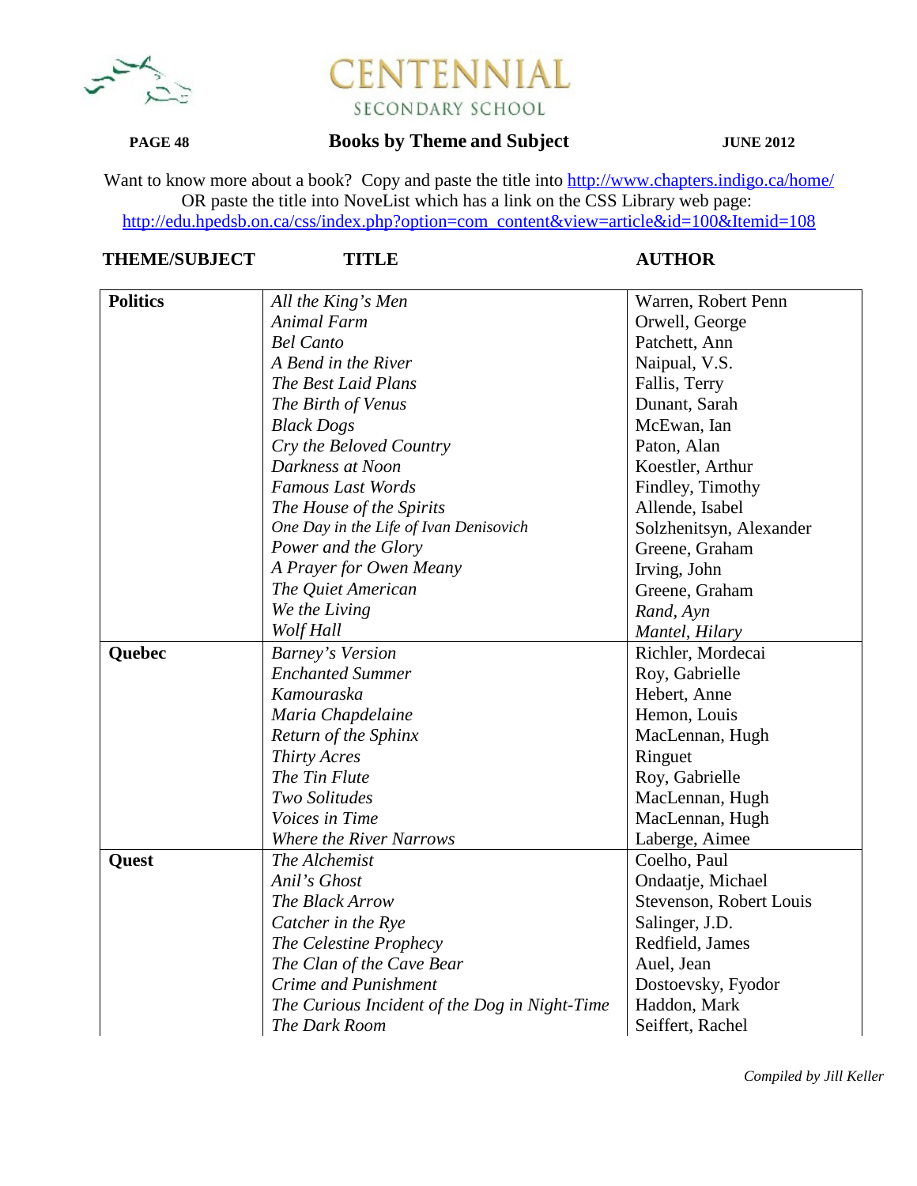CENTENNIAL
SECONDARY SCHOOL

## Books by Theme and Subject

Want to know more about a book? Copy and paste the title into http://www.chapters.indigo.ca/home/
OR paste the title into NoveList which has a link on the CSS Library web page:
http://edu.hpedsb.on.ca/css/index.php?option=com_content&view=article&id=100&Itemid=108

| THEME/SUBJECT | TITLE | AUTHOR |
|---|---|---|
| **Politics** | *All the King's Men* | Warren, Robert Penn |
| | *Animal Farm* | Orwell, George |
| | *Bel Canto* | Patchett, Ann |
| | *A Bend in the River* | Naipual, V.S. |
| | *The Best Laid Plans* | Fallis, Terry |
| | *The Birth of Venus* | Dunant, Sarah |
| | *Black Dogs* | McEwan, Ian |
| | *Cry the Beloved Country* | Paton, Alan |
| | *Darkness at Noon* | Koestler, Arthur |
| | *Famous Last Words* | Findley, Timothy |
| | *The House of the Spirits* | Allende, Isabel |
| | *One Day in the Life of Ivan Denisovich* | Solzhenitsyn, Alexander |
| | *Power and the Glory* | Greene, Graham |
| | *A Prayer for Owen Meany* | Irving, John |
| | *The Quiet American* | Greene, Graham |
| | *We the Living* | *Rand, Ayn* |
| | *Wolf Hall* | *Mantel, Hilary* |
| **Quebec** | *Barney's Version* | Richler, Mordecai |
| | *Enchanted Summer* | Roy, Gabrielle |
| | *Kamouraska* | Hebert, Anne |
| | *Maria Chapdelaine* | Hemon, Louis |
| | *Return of the Sphinx* | MacLennan, Hugh |
| | *Thirty Acres* | Ringuet |
| | *The Tin Flute* | Roy, Gabrielle |
| | *Two Solitudes* | MacLennan, Hugh |
| | *Voices in Time* | MacLennan, Hugh |
| | *Where the River Narrows* | Laberge, Aimee |
| **Quest** | *The Alchemist* | Coelho, Paul |
| | *Anil's Ghost* | Ondaatje, Michael |
| | *The Black Arrow* | Stevenson, Robert Louis |
| | *Catcher in the Rye* | Salinger, J.D. |
| | *The Celestine Prophecy* | Redfield, James |
| | *The Clan of the Cave Bear* | Auel, Jean |
| | *Crime and Punishment* | Dostoevsky, Fyodor |
| | *The Curious Incident of the Dog in Night-Time* | Haddon, Mark |
| | *The Dark Room* | Seiffert, Rachel |

*Compiled by Jill Keller*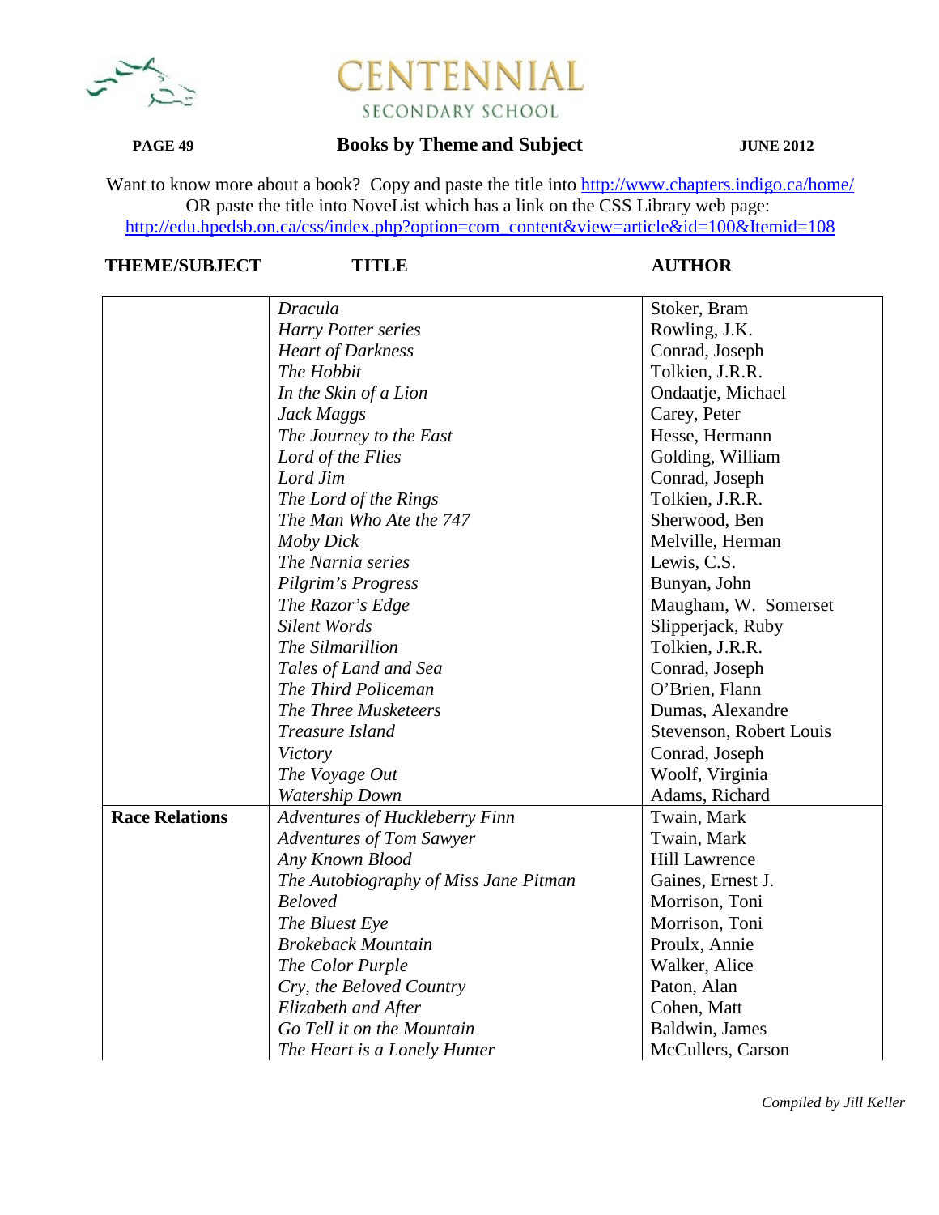# CENTENNIAL SECONDARY SCHOOL

**PAGE 49** | **Books by Theme and Subject** | **JUNE 2012**

Want to know more about a book? Copy and paste the title into http://www.chapters.indigo.ca/home/
OR paste the title into NoveList which has a link on the CSS Library web page:
http://edu.hpedsb.on.ca/css/index.php?option=com_content&view=article&id=100&Itemid=108

| THEME/SUBJECT | TITLE | AUTHOR |
|---|---|---|
| | *Dracula* | Stoker, Bram |
| | *Harry Potter series* | Rowling, J.K. |
| | *Heart of Darkness* | Conrad, Joseph |
| | *The Hobbit* | Tolkien, J.R.R. |
| | *In the Skin of a Lion* | Ondaatje, Michael |
| | *Jack Maggs* | Carey, Peter |
| | *The Journey to the East* | Hesse, Hermann |
| | *Lord of the Flies* | Golding, William |
| | *Lord Jim* | Conrad, Joseph |
| | *The Lord of the Rings* | Tolkien, J.R.R. |
| | *The Man Who Ate the 747* | Sherwood, Ben |
| | *Moby Dick* | Melville, Herman |
| | *The Narnia series* | Lewis, C.S. |
| | *Pilgrim's Progress* | Bunyan, John |
| | *The Razor's Edge* | Maugham, W. Somerset |
| | *Silent Words* | Slipperjack, Ruby |
| | *The Silmarillion* | Tolkien, J.R.R. |
| | *Tales of Land and Sea* | Conrad, Joseph |
| | *The Third Policeman* | O'Brien, Flann |
| | *The Three Musketeers* | Dumas, Alexandre |
| | *Treasure Island* | Stevenson, Robert Louis |
| | *Victory* | Conrad, Joseph |
| | *The Voyage Out* | Woolf, Virginia |
| | *Watership Down* | Adams, Richard |
| **Race Relations** | *Adventures of Huckleberry Finn* | Twain, Mark |
| | *Adventures of Tom Sawyer* | Twain, Mark |
| | *Any Known Blood* | Hill Lawrence |
| | *The Autobiography of Miss Jane Pitman* | Gaines, Ernest J. |
| | *Beloved* | Morrison, Toni |
| | *The Bluest Eye* | Morrison, Toni |
| | *Brokeback Mountain* | Proulx, Annie |
| | *The Color Purple* | Walker, Alice |
| | *Cry, the Beloved Country* | Paton, Alan |
| | *Elizabeth and After* | Cohen, Matt |
| | *Go Tell it on the Mountain* | Baldwin, James |
| | *The Heart is a Lonely Hunter* | McCullers, Carson |

*Compiled by Jill Keller*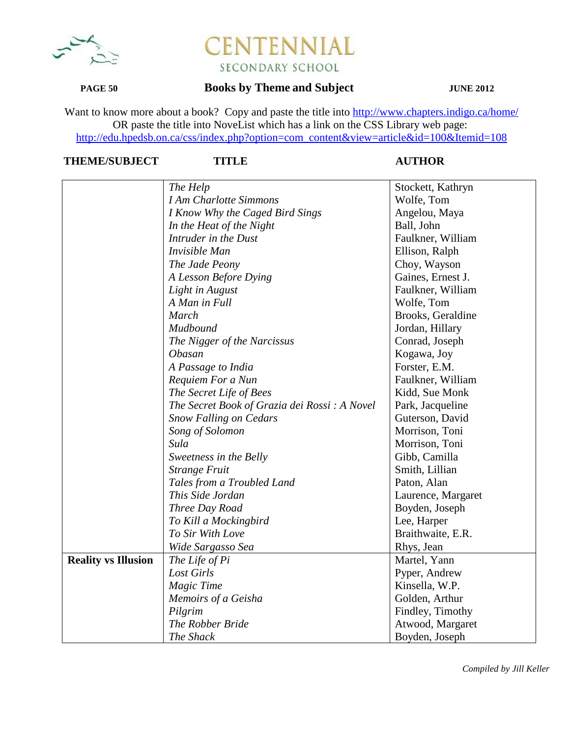CENTENNIAL
SECONDARY SCHOOL

**Books by Theme and Subject**

**JUNE 2012**

Want to know more about a book? Copy and paste the title into http://www.chapters.indigo.ca/home/
OR paste the title into NoveList which has a link on the CSS Library web page:
http://edu.hpedsb.on.ca/css/index.php?option=com_content&view=article&id=100&Itemid=108

| THEME/SUBJECT | TITLE | AUTHOR |
|---|---|---|
| | *The Help* | Stockett, Kathryn |
| | *I Am Charlotte Simmons* | Wolfe, Tom |
| | *I Know Why the Caged Bird Sings* | Angelou, Maya |
| | *In the Heat of the Night* | Ball, John |
| | *Intruder in the Dust* | Faulkner, William |
| | *Invisible Man* | Ellison, Ralph |
| | *The Jade Peony* | Choy, Wayson |
| | *A Lesson Before Dying* | Gaines, Ernest J. |
| | *Light in August* | Faulkner, William |
| | *A Man in Full* | Wolfe, Tom |
| | *March* | Brooks, Geraldine |
| | *Mudbound* | Jordan, Hillary |
| | *The Nigger of the Narcissus* | Conrad, Joseph |
| | *Obasan* | Kogawa, Joy |
| | *A Passage to India* | Forster, E.M. |
| | *Requiem For a Nun* | Faulkner, William |
| | *The Secret Life of Bees* | Kidd, Sue Monk |
| | *The Secret Book of Grazia dei Rossi : A Novel* | Park, Jacqueline |
| | *Snow Falling on Cedars* | Guterson, David |
| | *Song of Solomon* | Morrison, Toni |
| | *Sula* | Morrison, Toni |
| | *Sweetness in the Belly* | Gibb, Camilla |
| | *Strange Fruit* | Smith, Lillian |
| | *Tales from a Troubled Land* | Paton, Alan |
| | *This Side Jordan* | Laurence, Margaret |
| | *Three Day Road* | Boyden, Joseph |
| | *To Kill a Mockingbird* | Lee, Harper |
| | *To Sir With Love* | Braithwaite, E.R. |
| | *Wide Sargasso Sea* | Rhys, Jean |
| **Reality vs Illusion** | *The Life of Pi* | Martel, Yann |
| | *Lost Girls* | Pyper, Andrew |
| | *Magic Time* | Kinsella, W.P. |
| | *Memoirs of a Geisha* | Golden, Arthur |
| | *Pilgrim* | Findley, Timothy |
| | *The Robber Bride* | Atwood, Margaret |
| | *The Shack* | Boyden, Joseph |

*Compiled by Jill Keller*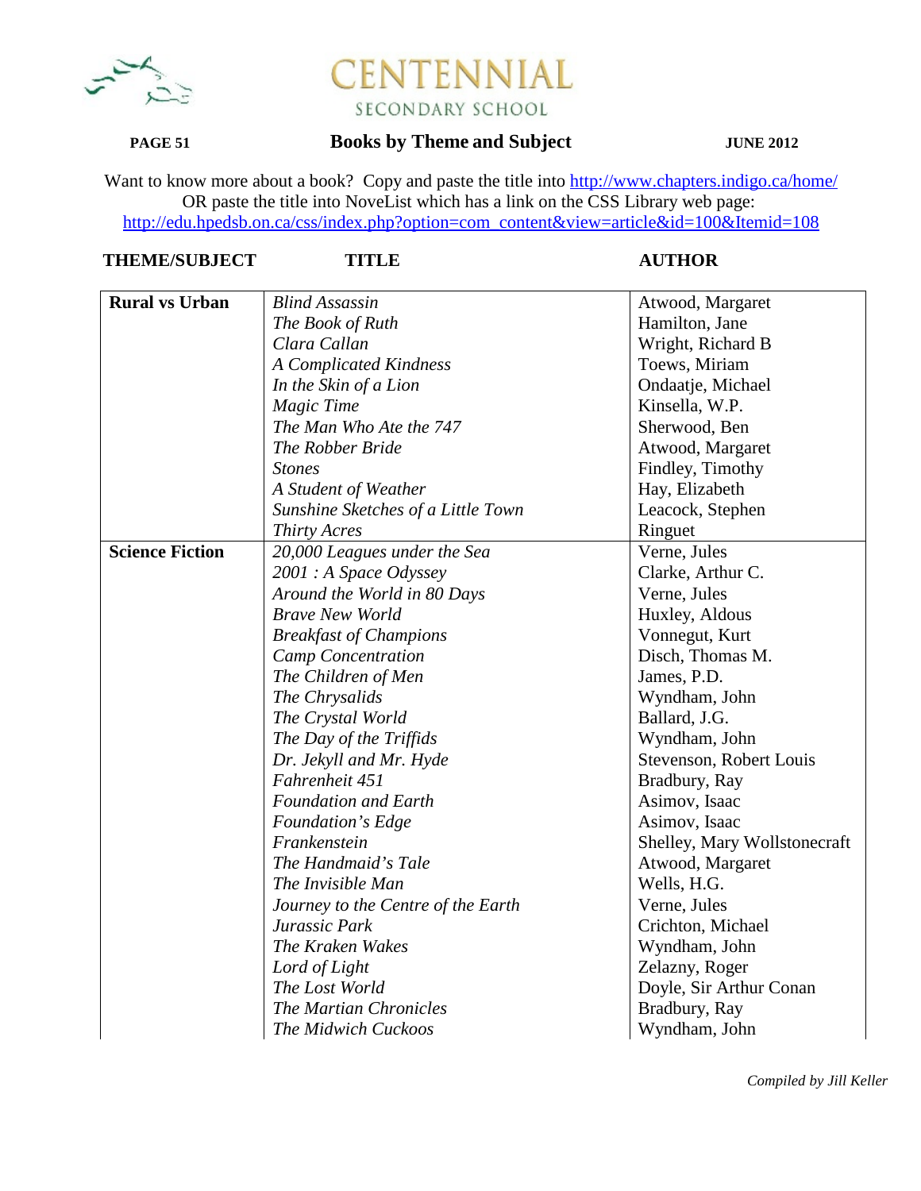# CENTENNIAL

SECONDARY SCHOOL

**PAGE 51** | **Books by Theme and Subject** | **JUNE 2012**

Want to know more about a book? Copy and paste the title into http://www.chapters.indigo.ca/home/
OR paste the title into NoveList which has a link on the CSS Library web page:
http://edu.hpedsb.on.ca/css/index.php?option=com_content&view=article&id=100&Itemid=108

| THEME/SUBJECT | TITLE | AUTHOR |
|---|---|---|
| **Rural vs Urban** | *Blind Assassin* | Atwood, Margaret |
| | *The Book of Ruth* | Hamilton, Jane |
| | *Clara Callan* | Wright, Richard B |
| | *A Complicated Kindness* | Toews, Miriam |
| | *In the Skin of a Lion* | Ondaatje, Michael |
| | *Magic Time* | Kinsella, W.P. |
| | *The Man Who Ate the 747* | Sherwood, Ben |
| | *The Robber Bride* | Atwood, Margaret |
| | *Stones* | Findley, Timothy |
| | *A Student of Weather* | Hay, Elizabeth |
| | *Sunshine Sketches of a Little Town* | Leacock, Stephen |
| | *Thirty Acres* | Ringuet |
| **Science Fiction** | *20,000 Leagues under the Sea* | Verne, Jules |
| | *2001 : A Space Odyssey* | Clarke, Arthur C. |
| | *Around the World in 80 Days* | Verne, Jules |
| | *Brave New World* | Huxley, Aldous |
| | *Breakfast of Champions* | Vonnegut, Kurt |
| | *Camp Concentration* | Disch, Thomas M. |
| | *The Children of Men* | James, P.D. |
| | *The Chrysalids* | Wyndham, John |
| | *The Crystal World* | Ballard, J.G. |
| | *The Day of the Triffids* | Wyndham, John |
| | *Dr. Jekyll and Mr. Hyde* | Stevenson, Robert Louis |
| | *Fahrenheit 451* | Bradbury, Ray |
| | *Foundation and Earth* | Asimov, Isaac |
| | *Foundation's Edge* | Asimov, Isaac |
| | *Frankenstein* | Shelley, Mary Wollstonecraft |
| | *The Handmaid's Tale* | Atwood, Margaret |
| | *The Invisible Man* | Wells, H.G. |
| | *Journey to the Centre of the Earth* | Verne, Jules |
| | *Jurassic Park* | Crichton, Michael |
| | *The Kraken Wakes* | Wyndham, John |
| | *Lord of Light* | Zelazny, Roger |
| | *The Lost World* | Doyle, Sir Arthur Conan |
| | *The Martian Chronicles* | Bradbury, Ray |
| | *The Midwich Cuckoos* | Wyndham, John |

*Compiled by Jill Keller*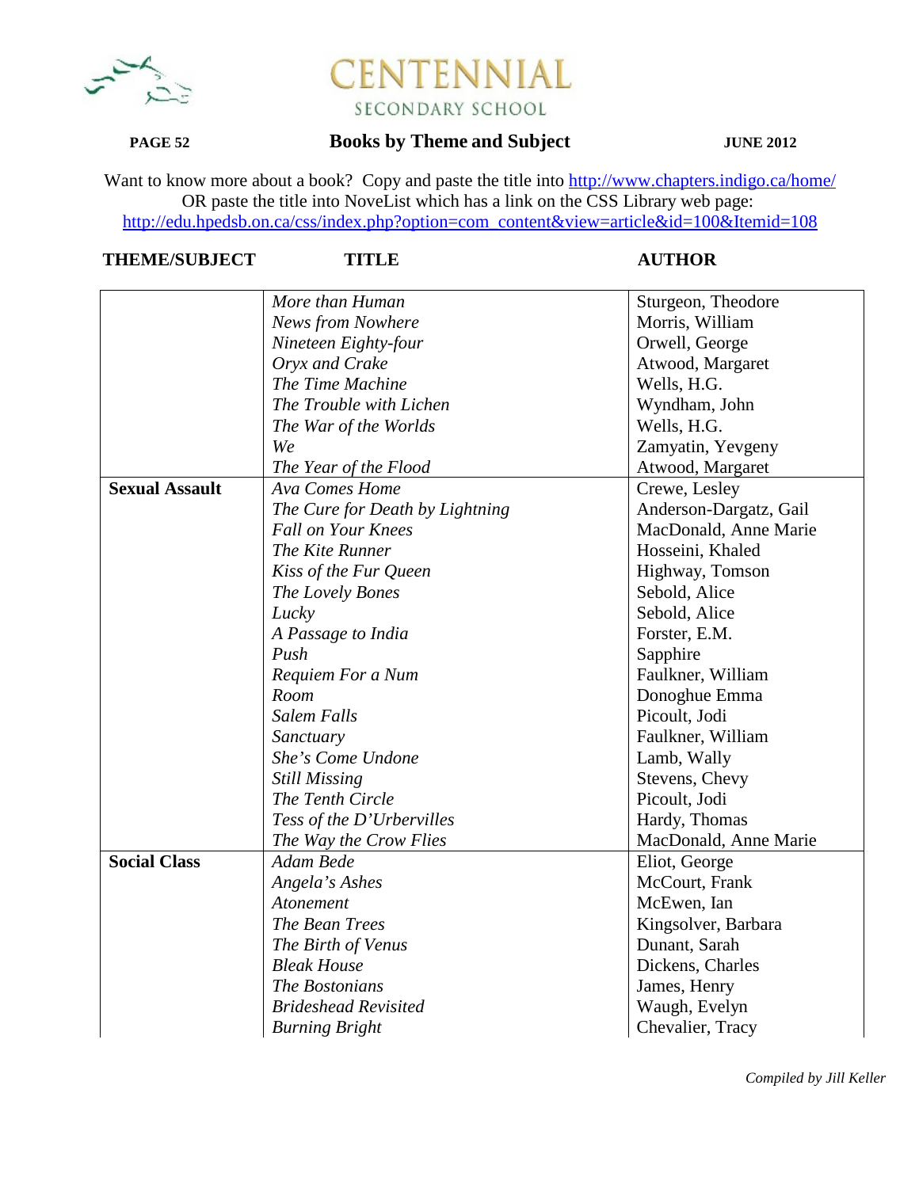# CENTENNIAL SECONDARY SCHOOL

## Books by Theme and Subject

JUNE 2012

Want to know more about a book? Copy and paste the title into http://www.chapters.indigo.ca/home/
OR paste the title into NoveList which has a link on the CSS Library web page:
http://edu.hpedsb.on.ca/css/index.php?option=com_content&view=article&id=100&Itemid=108

| THEME/SUBJECT | TITLE | AUTHOR |
|---|---|---|
| | *More than Human* | Sturgeon, Theodore |
| | *News from Nowhere* | Morris, William |
| | *Nineteen Eighty-four* | Orwell, George |
| | *Oryx and Crake* | Atwood, Margaret |
| | *The Time Machine* | Wells, H.G. |
| | *The Trouble with Lichen* | Wyndham, John |
| | *The War of the Worlds* | Wells, H.G. |
| | *We* | Zamyatin, Yevgeny |
| | *The Year of the Flood* | Atwood, Margaret |
| **Sexual Assault** | *Ava Comes Home* | Crewe, Lesley |
| | *The Cure for Death by Lightning* | Anderson-Dargatz, Gail |
| | *Fall on Your Knees* | MacDonald, Anne Marie |
| | *The Kite Runner* | Hosseini, Khaled |
| | *Kiss of the Fur Queen* | Highway, Tomson |
| | *The Lovely Bones* | Sebold, Alice |
| | *Lucky* | Sebold, Alice |
| | *A Passage to India* | Forster, E.M. |
| | *Push* | Sapphire |
| | *Requiem For a Num* | Faulkner, William |
| | *Room* | Donoghue Emma |
| | *Salem Falls* | Picoult, Jodi |
| | *Sanctuary* | Faulkner, William |
| | *She's Come Undone* | Lamb, Wally |
| | *Still Missing* | Stevens, Chevy |
| | *The Tenth Circle* | Picoult, Jodi |
| | *Tess of the D'Urbervilles* | Hardy, Thomas |
| | *The Way the Crow Flies* | MacDonald, Anne Marie |
| **Social Class** | *Adam Bede* | Eliot, George |
| | *Angela's Ashes* | McCourt, Frank |
| | *Atonement* | McEwen, Ian |
| | *The Bean Trees* | Kingsolver, Barbara |
| | *The Birth of Venus* | Dunant, Sarah |
| | *Bleak House* | Dickens, Charles |
| | *The Bostonians* | James, Henry |
| | *Brideshead Revisited* | Waugh, Evelyn |
| | *Burning Bright* | Chevalier, Tracy |

*Compiled by Jill Keller*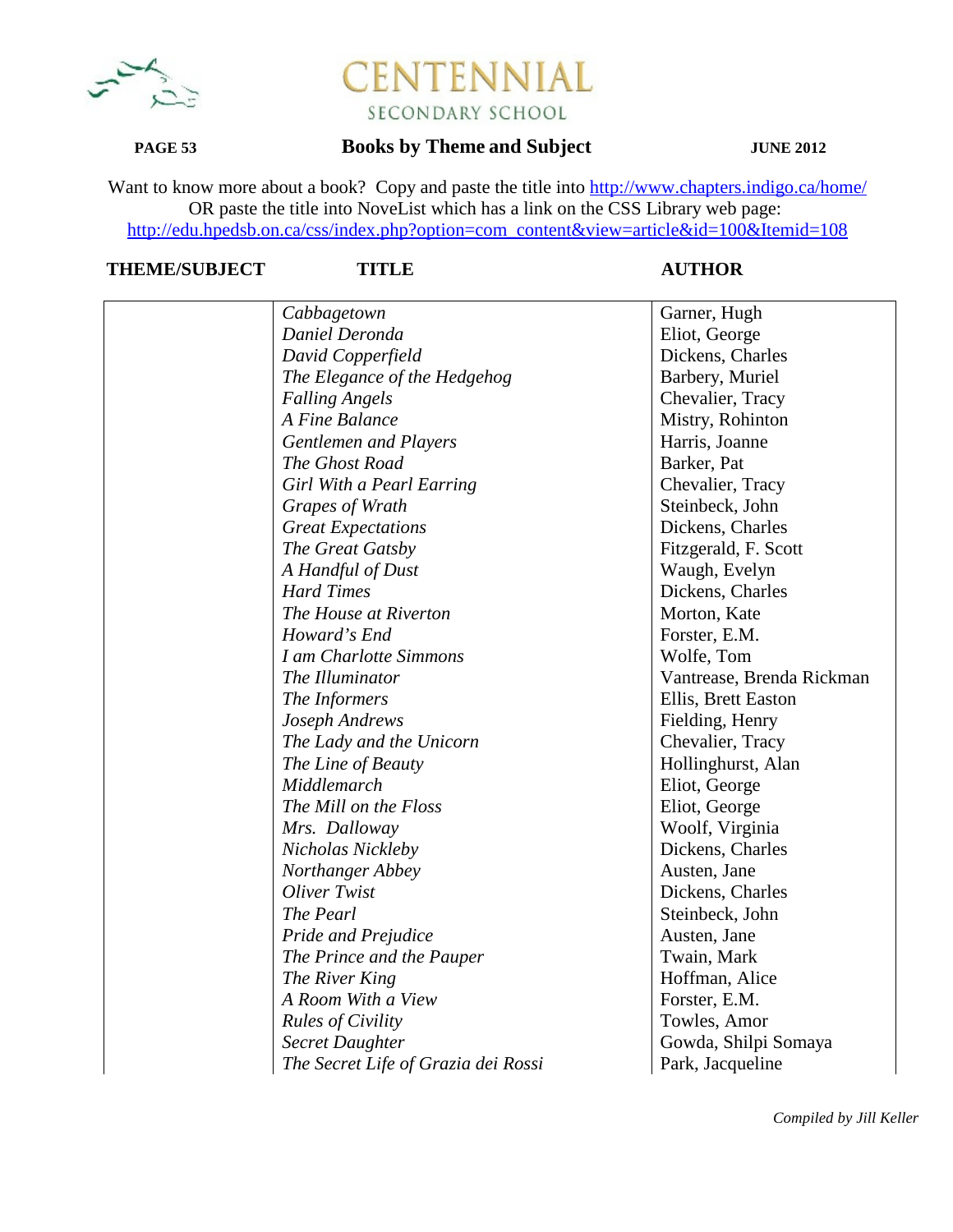# CENTENNIAL

SECONDARY SCHOOL

## Books by Theme and Subject

JUNE 2012

Want to know more about a book? Copy and paste the title into http://www.chapters.indigo.ca/home/
OR paste the title into NoveList which has a link on the CSS Library web page:
http://edu.hpedsb.on.ca/css/index.php?option=com_content&view=article&id=100&Itemid=108

| THEME/SUBJECT | TITLE | AUTHOR |
|---|---|---|
| | *Cabbagetown* | Garner, Hugh |
| | *Daniel Deronda* | Eliot, George |
| | *David Copperfield* | Dickens, Charles |
| | *The Elegance of the Hedgehog* | Barbery, Muriel |
| | *Falling Angels* | Chevalier, Tracy |
| | *A Fine Balance* | Mistry, Rohinton |
| | *Gentlemen and Players* | Harris, Joanne |
| | *The Ghost Road* | Barker, Pat |
| | *Girl With a Pearl Earring* | Chevalier, Tracy |
| | *Grapes of Wrath* | Steinbeck, John |
| | *Great Expectations* | Dickens, Charles |
| | *The Great Gatsby* | Fitzgerald, F. Scott |
| | *A Handful of Dust* | Waugh, Evelyn |
| | *Hard Times* | Dickens, Charles |
| | *The House at Riverton* | Morton, Kate |
| | *Howard's End* | Forster, E.M. |
| | *I am Charlotte Simmons* | Wolfe, Tom |
| | *The Illuminator* | Vantrease, Brenda Rickman |
| | *The Informers* | Ellis, Brett Easton |
| | *Joseph Andrews* | Fielding, Henry |
| | *The Lady and the Unicorn* | Chevalier, Tracy |
| | *The Line of Beauty* | Hollinghurst, Alan |
| | *Middlemarch* | Eliot, George |
| | *The Mill on the Floss* | Eliot, George |
| | *Mrs. Dalloway* | Woolf, Virginia |
| | *Nicholas Nickleby* | Dickens, Charles |
| | *Northanger Abbey* | Austen, Jane |
| | *Oliver Twist* | Dickens, Charles |
| | *The Pearl* | Steinbeck, John |
| | *Pride and Prejudice* | Austen, Jane |
| | *The Prince and the Pauper* | Twain, Mark |
| | *The River King* | Hoffman, Alice |
| | *A Room With a View* | Forster, E.M. |
| | *Rules of Civility* | Towles, Amor |
| | *Secret Daughter* | Gowda, Shilpi Somaya |
| | *The Secret Life of Grazia dei Rossi* | Park, Jacqueline |

*Compiled by Jill Keller*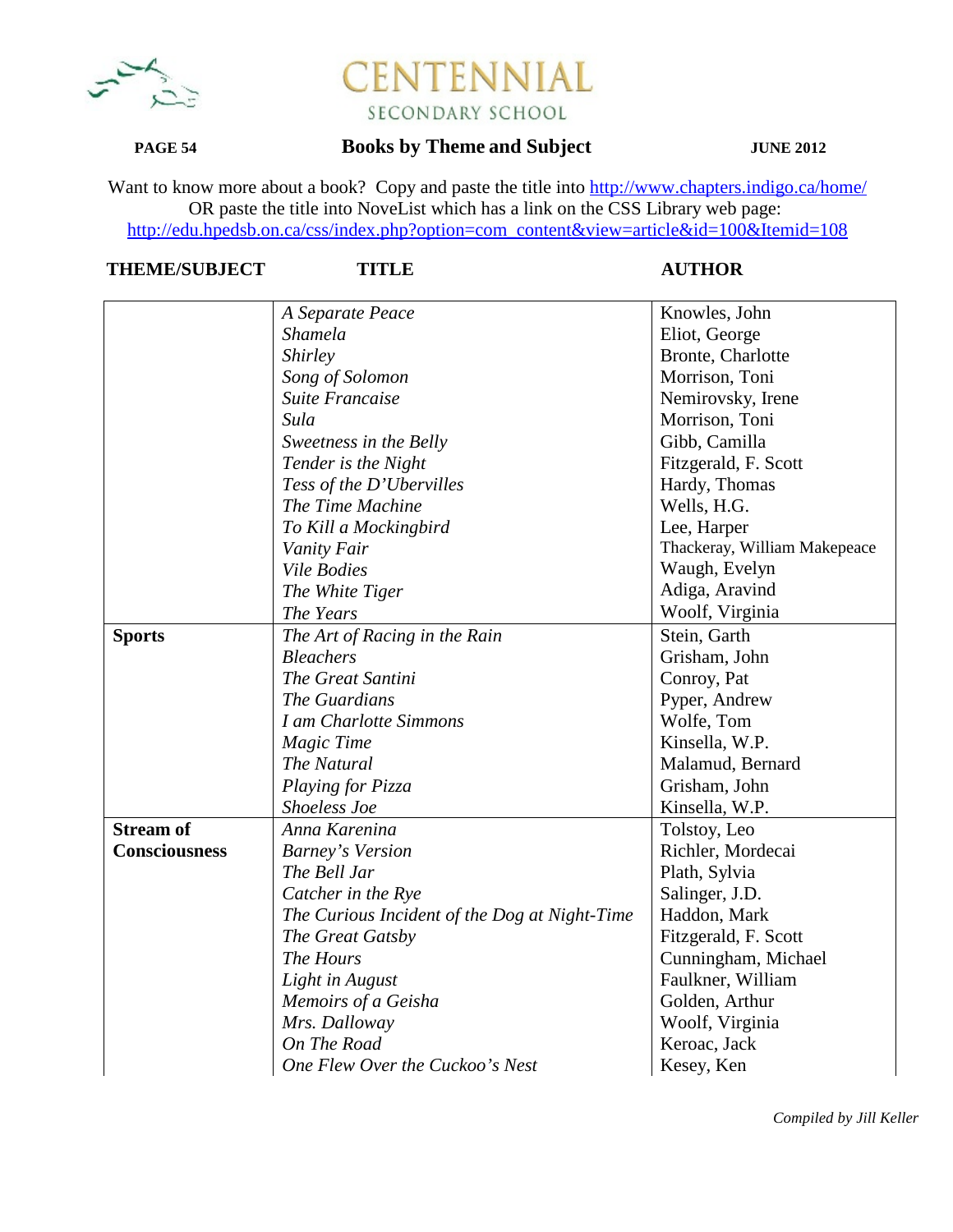**CENTENNIAL**
SECONDARY SCHOOL

## Books by Theme and Subject

Want to know more about a book? Copy and paste the title into http://www.chapters.indigo.ca/home/
OR paste the title into NoveList which has a link on the CSS Library web page:
http://edu.hpedsb.on.ca/css/index.php?option=com_content&view=article&id=100&Itemid=108

| THEME/SUBJECT | TITLE | AUTHOR |
|---|---|---|
| | *A Separate Peace* | Knowles, John |
| | *Shamela* | Eliot, George |
| | *Shirley* | Bronte, Charlotte |
| | *Song of Solomon* | Morrison, Toni |
| | *Suite Francaise* | Nemirovsky, Irene |
| | *Sula* | Morrison, Toni |
| | *Sweetness in the Belly* | Gibb, Camilla |
| | *Tender is the Night* | Fitzgerald, F. Scott |
| | *Tess of the D'Ubervilles* | Hardy, Thomas |
| | *The Time Machine* | Wells, H.G. |
| | *To Kill a Mockingbird* | Lee, Harper |
| | *Vanity Fair* | Thackeray, William Makepeace |
| | *Vile Bodies* | Waugh, Evelyn |
| | *The White Tiger* | Adiga, Aravind |
| | *The Years* | Woolf, Virginia |
| **Sports** | *The Art of Racing in the Rain* | Stein, Garth |
| | *Bleachers* | Grisham, John |
| | *The Great Santini* | Conroy, Pat |
| | *The Guardians* | Pyper, Andrew |
| | *I am Charlotte Simmons* | Wolfe, Tom |
| | *Magic Time* | Kinsella, W.P. |
| | *The Natural* | Malamud, Bernard |
| | *Playing for Pizza* | Grisham, John |
| | *Shoeless Joe* | Kinsella, W.P. |
| **Stream of Consciousness** | *Anna Karenina* | Tolstoy, Leo |
| | *Barney's Version* | Richler, Mordecai |
| | *The Bell Jar* | Plath, Sylvia |
| | *Catcher in the Rye* | Salinger, J.D. |
| | *The Curious Incident of the Dog at Night-Time* | Haddon, Mark |
| | *The Great Gatsby* | Fitzgerald, F. Scott |
| | *The Hours* | Cunningham, Michael |
| | *Light in August* | Faulkner, William |
| | *Memoirs of a Geisha* | Golden, Arthur |
| | *Mrs. Dalloway* | Woolf, Virginia |
| | *On The Road* | Keroac, Jack |
| | *One Flew Over the Cuckoo's Nest* | Kesey, Ken |

*Compiled by Jill Keller*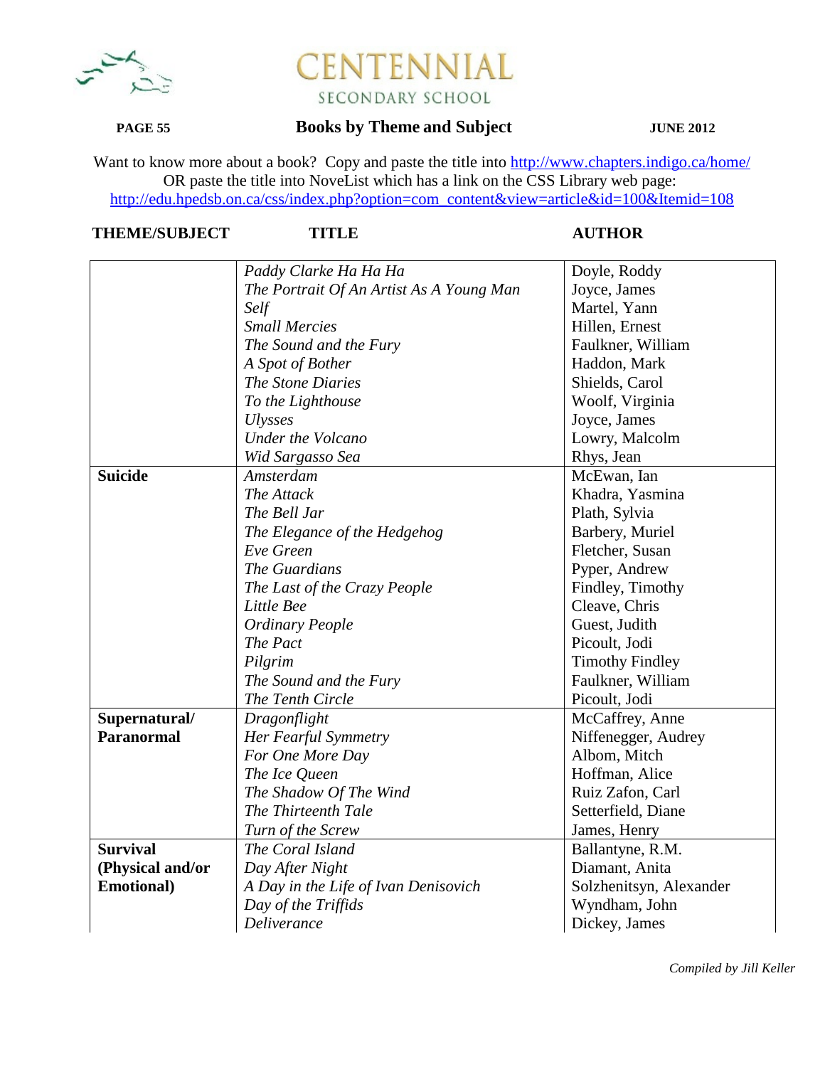# CENTENNIAL
SECONDARY SCHOOL

**Books by Theme and Subject** **JUNE 2012**

Want to know more about a book? Copy and paste the title into http://www.chapters.indigo.ca/home/
OR paste the title into NoveList which has a link on the CSS Library web page:
http://edu.hpedsb.on.ca/css/index.php?option=com_content&view=article&id=100&Itemid=108

| THEME/SUBJECT | TITLE | AUTHOR |
|---|---|---|
| | *Paddy Clarke Ha Ha Ha* | Doyle, Roddy |
| | *The Portrait Of An Artist As A Young Man* | Joyce, James |
| | *Self* | Martel, Yann |
| | *Small Mercies* | Hillen, Ernest |
| | *The Sound and the Fury* | Faulkner, William |
| | *A Spot of Bother* | Haddon, Mark |
| | *The Stone Diaries* | Shields, Carol |
| | *To the Lighthouse* | Woolf, Virginia |
| | *Ulysses* | Joyce, James |
| | *Under the Volcano* | Lowry, Malcolm |
| | *Wid Sargasso Sea* | Rhys, Jean |
| **Suicide** | *Amsterdam* | McEwan, Ian |
| | *The Attack* | Khadra, Yasmina |
| | *The Bell Jar* | Plath, Sylvia |
| | *The Elegance of the Hedgehog* | Barbery, Muriel |
| | *Eve Green* | Fletcher, Susan |
| | *The Guardians* | Pyper, Andrew |
| | *The Last of the Crazy People* | Findley, Timothy |
| | *Little Bee* | Cleave, Chris |
| | *Ordinary People* | Guest, Judith |
| | *The Pact* | Picoult, Jodi |
| | *Pilgrim* | Timothy Findley |
| | *The Sound and the Fury* | Faulkner, William |
| | *The Tenth Circle* | Picoult, Jodi |
| **Supernatural/ Paranormal** | *Dragonflight* | McCaffrey, Anne |
| | *Her Fearful Symmetry* | Niffenegger, Audrey |
| | *For One More Day* | Albom, Mitch |
| | *The Ice Queen* | Hoffman, Alice |
| | *The Shadow Of The Wind* | Ruiz Zafon, Carl |
| | *The Thirteenth Tale* | Setterfield, Diane |
| | *Turn of the Screw* | James, Henry |
| **Survival (Physical and/or Emotional)** | *The Coral Island* | Ballantyne, R.M. |
| | *Day After Night* | Diamant, Anita |
| | *A Day in the Life of Ivan Denisovich* | Solzhenitsyn, Alexander |
| | *Day of the Triffids* | Wyndham, John |
| | *Deliverance* | Dickey, James |

*Compiled by Jill Keller*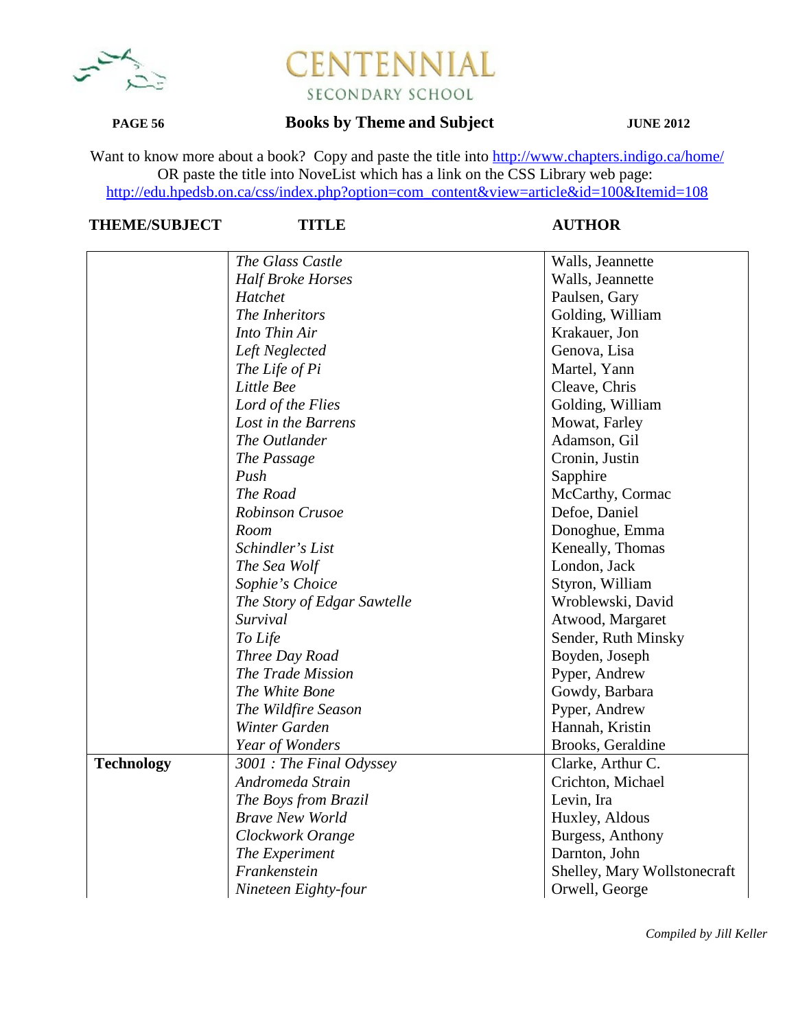# CENTENNIAL
SECONDARY SCHOOL

## Books by Theme and Subject

Want to know more about a book? Copy and paste the title into http://www.chapters.indigo.ca/home/
OR paste the title into NoveList which has a link on the CSS Library web page:
http://edu.hpedsb.on.ca/css/index.php?option=com_content&view=article&id=100&Itemid=108

| THEME/SUBJECT | TITLE | AUTHOR |
|---|---|---|
| | *The Glass Castle* | Walls, Jeannette |
| | *Half Broke Horses* | Walls, Jeannette |
| | *Hatchet* | Paulsen, Gary |
| | *The Inheritors* | Golding, William |
| | *Into Thin Air* | Krakauer, Jon |
| | *Left Neglected* | Genova, Lisa |
| | *The Life of Pi* | Martel, Yann |
| | *Little Bee* | Cleave, Chris |
| | *Lord of the Flies* | Golding, William |
| | *Lost in the Barrens* | Mowat, Farley |
| | *The Outlander* | Adamson, Gil |
| | *The Passage* | Cronin, Justin |
| | *Push* | Sapphire |
| | *The Road* | McCarthy, Cormac |
| | *Robinson Crusoe* | Defoe, Daniel |
| | *Room* | Donoghue, Emma |
| | *Schindler's List* | Keneally, Thomas |
| | *The Sea Wolf* | London, Jack |
| | *Sophie's Choice* | Styron, William |
| | *The Story of Edgar Sawtelle* | Wroblewski, David |
| | *Survival* | Atwood, Margaret |
| | *To Life* | Sender, Ruth Minsky |
| | *Three Day Road* | Boyden, Joseph |
| | *The Trade Mission* | Pyper, Andrew |
| | *The White Bone* | Gowdy, Barbara |
| | *The Wildfire Season* | Pyper, Andrew |
| | *Winter Garden* | Hannah, Kristin |
| | *Year of Wonders* | Brooks, Geraldine |
| **Technology** | *3001 : The Final Odyssey* | Clarke, Arthur C. |
| | *Andromeda Strain* | Crichton, Michael |
| | *The Boys from Brazil* | Levin, Ira |
| | *Brave New World* | Huxley, Aldous |
| | *Clockwork Orange* | Burgess, Anthony |
| | *The Experiment* | Darnton, John |
| | *Frankenstein* | Shelley, Mary Wollstonecraft |
| | *Nineteen Eighty-four* | Orwell, George |

*Compiled by Jill Keller*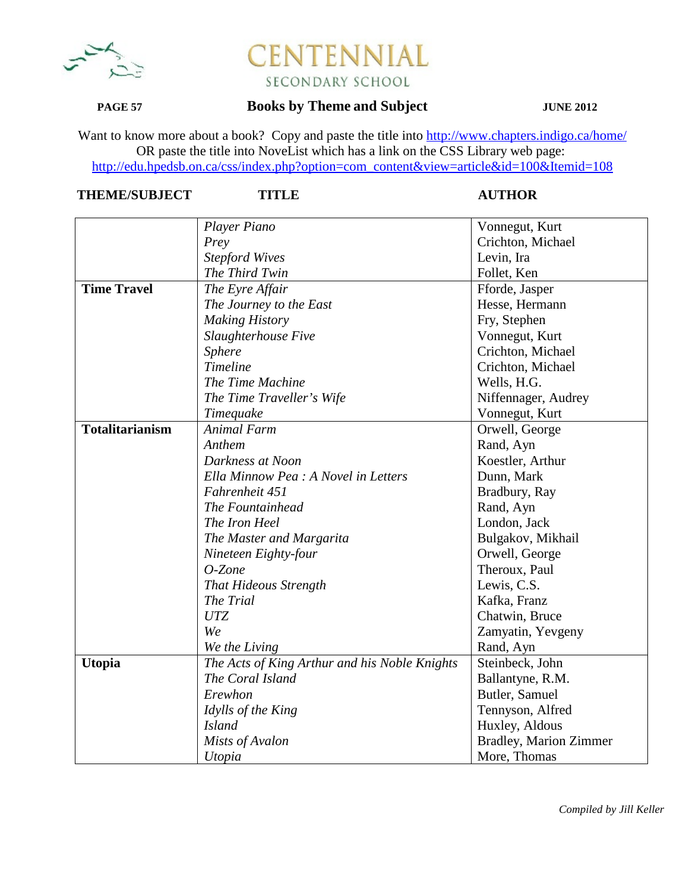# CENTENNIAL

SECONDARY SCHOOL

**PAGE 57** **Books by Theme and Subject** **JUNE 2012**

Want to know more about a book? Copy and paste the title into http://www.chapters.indigo.ca/home/
OR paste the title into NoveList which has a link on the CSS Library web page:
http://edu.hpedsb.on.ca/css/index.php?option=com_content&view=article&id=100&Itemid=108

| THEME/SUBJECT | TITLE | AUTHOR |
|---|---|---|
| | *Player Piano* | Vonnegut, Kurt |
| | *Prey* | Crichton, Michael |
| | *Stepford Wives* | Levin, Ira |
| | *The Third Twin* | Follet, Ken |
| **Time Travel** | *The Eyre Affair* | Fforde, Jasper |
| | *The Journey to the East* | Hesse, Hermann |
| | *Making History* | Fry, Stephen |
| | *Slaughterhouse Five* | Vonnegut, Kurt |
| | *Sphere* | Crichton, Michael |
| | *Timeline* | Crichton, Michael |
| | *The Time Machine* | Wells, H.G. |
| | *The Time Traveller's Wife* | Niffennager, Audrey |
| | *Timequake* | Vonnegut, Kurt |
| **Totalitarianism** | *Animal Farm* | Orwell, George |
| | *Anthem* | Rand, Ayn |
| | *Darkness at Noon* | Koestler, Arthur |
| | *Ella Minnow Pea : A Novel in Letters* | Dunn, Mark |
| | *Fahrenheit 451* | Bradbury, Ray |
| | *The Fountainhead* | Rand, Ayn |
| | *The Iron Heel* | London, Jack |
| | *The Master and Margarita* | Bulgakov, Mikhail |
| | *Nineteen Eighty-four* | Orwell, George |
| | *O-Zone* | Theroux, Paul |
| | *That Hideous Strength* | Lewis, C.S. |
| | *The Trial* | Kafka, Franz |
| | *UTZ* | Chatwin, Bruce |
| | *We* | Zamyatin, Yevgeny |
| | *We the Living* | Rand, Ayn |
| **Utopia** | *The Acts of King Arthur and his Noble Knights* | Steinbeck, John |
| | *The Coral Island* | Ballantyne, R.M. |
| | *Erewhon* | Butler, Samuel |
| | *Idylls of the King* | Tennyson, Alfred |
| | *Island* | Huxley, Aldous |
| | *Mists of Avalon* | Bradley, Marion Zimmer |
| | *Utopia* | More, Thomas |

*Compiled by Jill Keller*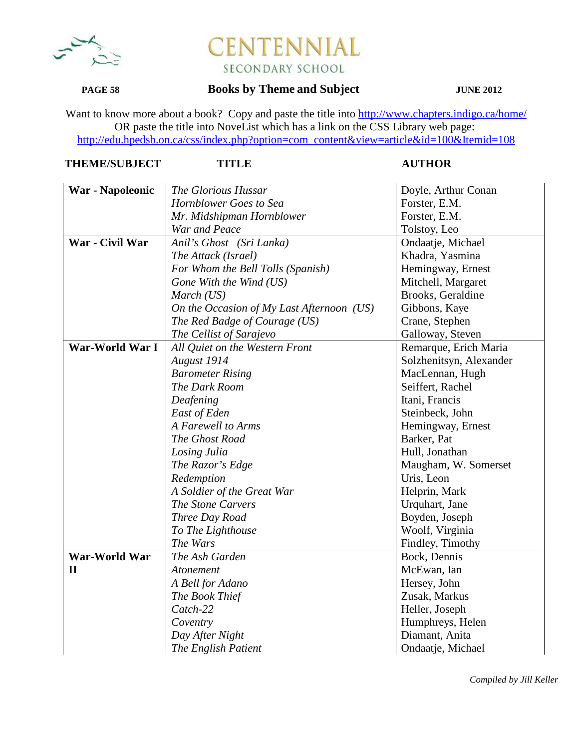# CENTENNIAL
SECONDARY SCHOOL

## Books by Theme and Subject

JUNE 2012

Want to know more about a book? Copy and paste the title into http://www.chapters.indigo.ca/home/
OR paste the title into NoveList which has a link on the CSS Library web page:
http://edu.hpedsb.on.ca/css/index.php?option=com_content&view=article&id=100&Itemid=108

| THEME/SUBJECT | TITLE | AUTHOR |
|---|---|---|
| **War - Napoleonic** | *The Glorious Hussar* | Doyle, Arthur Conan |
| | *Hornblower Goes to Sea* | Forster, E.M. |
| | *Mr. Midshipman Hornblower* | Forster, E.M. |
| | *War and Peace* | Tolstoy, Leo |
| **War - Civil War** | *Anil's Ghost (Sri Lanka)* | Ondaatje, Michael |
| | *The Attack (Israel)* | Khadra, Yasmina |
| | *For Whom the Bell Tolls (Spanish)* | Hemingway, Ernest |
| | *Gone With the Wind (US)* | Mitchell, Margaret |
| | *March (US)* | Brooks, Geraldine |
| | *On the Occasion of My Last Afternoon (US)* | Gibbons, Kaye |
| | *The Red Badge of Courage (US)* | Crane, Stephen |
| | *The Cellist of Sarajevo* | Galloway, Steven |
| **War-World War I** | *All Quiet on the Western Front* | Remarque, Erich Maria |
| | *August 1914* | Solzhenitsyn, Alexander |
| | *Barometer Rising* | MacLennan, Hugh |
| | *The Dark Room* | Seiffert, Rachel |
| | *Deafening* | Itani, Francis |
| | *East of Eden* | Steinbeck, John |
| | *A Farewell to Arms* | Hemingway, Ernest |
| | *The Ghost Road* | Barker, Pat |
| | *Losing Julia* | Hull, Jonathan |
| | *The Razor's Edge* | Maugham, W. Somerset |
| | *Redemption* | Uris, Leon |
| | *A Soldier of the Great War* | Helprin, Mark |
| | *The Stone Carvers* | Urquhart, Jane |
| | *Three Day Road* | Boyden, Joseph |
| | *To The Lighthouse* | Woolf, Virginia |
| | *The Wars* | Findley, Timothy |
| **War-World War II** | *The Ash Garden* | Bock, Dennis |
| | *Atonement* | McEwan, Ian |
| | *A Bell for Adano* | Hersey, John |
| | *The Book Thief* | Zusak, Markus |
| | *Catch-22* | Heller, Joseph |
| | *Coventry* | Humphreys, Helen |
| | *Day After Night* | Diamant, Anita |
| | *The English Patient* | Ondaatje, Michael |

*Compiled by Jill Keller*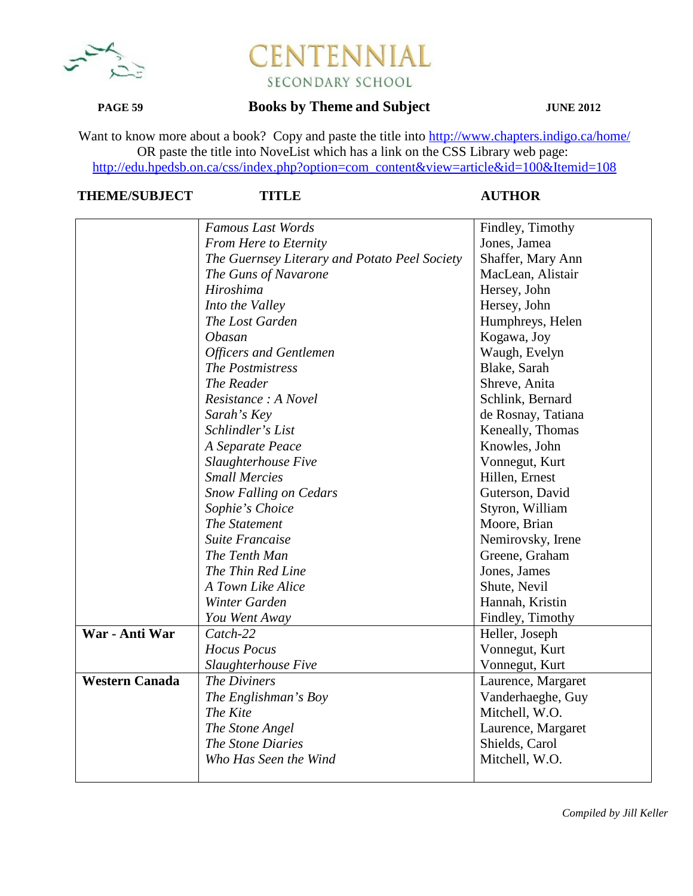# CENTENNIAL SECONDARY SCHOOL

## Books by Theme and Subject

JUNE 2012

Want to know more about a book? Copy and paste the title into http://www.chapters.indigo.ca/home/
OR paste the title into NoveList which has a link on the CSS Library web page:
http://edu.hpedsb.on.ca/css/index.php?option=com_content&view=article&id=100&Itemid=108

| THEME/SUBJECT | TITLE | AUTHOR |
|---|---|---|
| | *Famous Last Words* | Findley, Timothy |
| | *From Here to Eternity* | Jones, Jamea |
| | *The Guernsey Literary and Potato Peel Society* | Shaffer, Mary Ann |
| | *The Guns of Navarone* | MacLean, Alistair |
| | *Hiroshima* | Hersey, John |
| | *Into the Valley* | Hersey, John |
| | *The Lost Garden* | Humphreys, Helen |
| | *Obasan* | Kogawa, Joy |
| | *Officers and Gentlemen* | Waugh, Evelyn |
| | *The Postmistress* | Blake, Sarah |
| | *The Reader* | Shreve, Anita |
| | *Resistance : A Novel* | Schlink, Bernard |
| | *Sarah's Key* | de Rosnay, Tatiana |
| | *Schlindler's List* | Keneally, Thomas |
| | *A Separate Peace* | Knowles, John |
| | *Slaughterhouse Five* | Vonnegut, Kurt |
| | *Small Mercies* | Hillen, Ernest |
| | *Snow Falling on Cedars* | Guterson, David |
| | *Sophie's Choice* | Styron, William |
| | *The Statement* | Moore, Brian |
| | *Suite Francaise* | Nemirovsky, Irene |
| | *The Tenth Man* | Greene, Graham |
| | *The Thin Red Line* | Jones, James |
| | *A Town Like Alice* | Shute, Nevil |
| | *Winter Garden* | Hannah, Kristin |
| | *You Went Away* | Findley, Timothy |
| **War - Anti War** | *Catch-22* | Heller, Joseph |
| | *Hocus Pocus* | Vonnegut, Kurt |
| | *Slaughterhouse Five* | Vonnegut, Kurt |
| **Western Canada** | *The Diviners* | Laurence, Margaret |
| | *The Englishman's Boy* | Vanderhaeghe, Guy |
| | *The Kite* | Mitchell, W.O. |
| | *The Stone Angel* | Laurence, Margaret |
| | *The Stone Diaries* | Shields, Carol |
| | *Who Has Seen the Wind* | Mitchell, W.O. |

*Compiled by Jill Keller*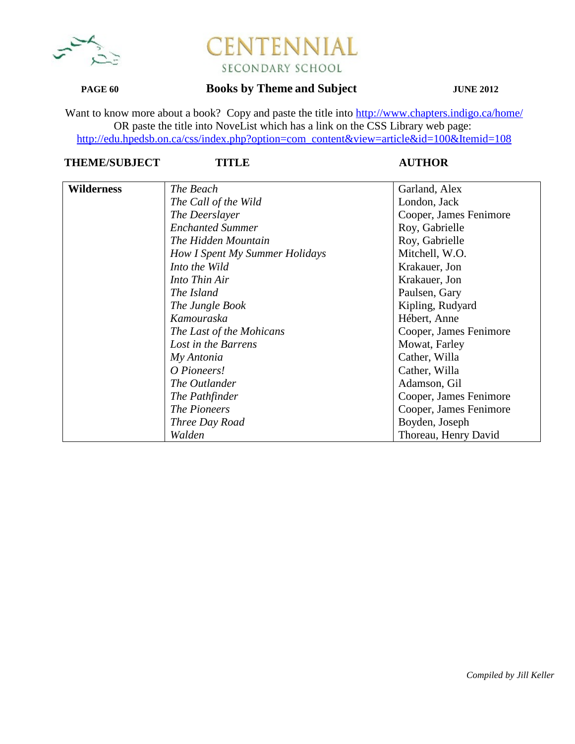# CENTENNIAL

SECONDARY SCHOOL

## Books by Theme and Subject

JUNE 2012

Want to know more about a book? Copy and paste the title into http://www.chapters.indigo.ca/home/
OR paste the title into NoveList which has a link on the CSS Library web page:
http://edu.hpedsb.on.ca/css/index.php?option=com_content&view=article&id=100&Itemid=108

| THEME/SUBJECT | TITLE | AUTHOR |
|---|---|---|
| **Wilderness** | *The Beach* | Garland, Alex |
| | *The Call of the Wild* | London, Jack |
| | *The Deerslayer* | Cooper, James Fenimore |
| | *Enchanted Summer* | Roy, Gabrielle |
| | *The Hidden Mountain* | Roy, Gabrielle |
| | *How I Spent My Summer Holidays* | Mitchell, W.O. |
| | *Into the Wild* | Krakauer, Jon |
| | *Into Thin Air* | Krakauer, Jon |
| | *The Island* | Paulsen, Gary |
| | *The Jungle Book* | Kipling, Rudyard |
| | *Kamouraska* | Hébert, Anne |
| | *The Last of the Mohicans* | Cooper, James Fenimore |
| | *Lost in the Barrens* | Mowat, Farley |
| | *My Antonia* | Cather, Willa |
| | *O Pioneers!* | Cather, Willa |
| | *The Outlander* | Adamson, Gil |
| | *The Pathfinder* | Cooper, James Fenimore |
| | *The Pioneers* | Cooper, James Fenimore |
| | *Three Day Road* | Boyden, Joseph |
| | *Walden* | Thoreau, Henry David |

*Compiled by Jill Keller*